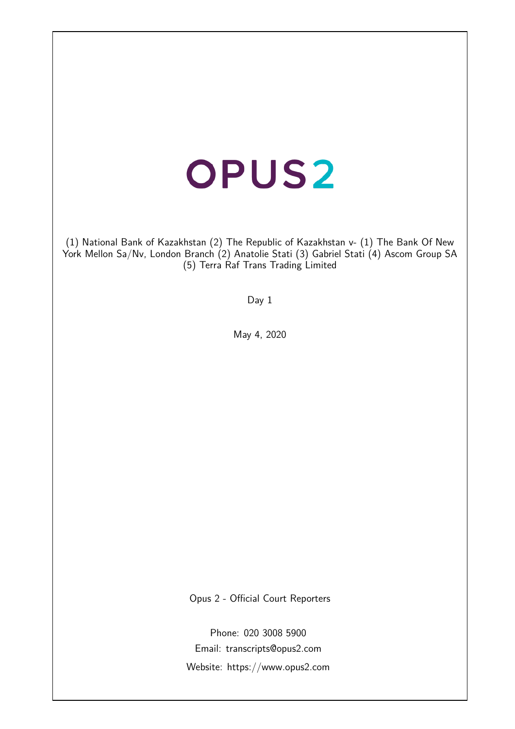# OPUS2

(1) National Bank of Kazakhstan (2) The Republic of Kazakhstan v- (1) The Bank Of New York Mellon Sa/Nv, London Branch (2) Anatolie Stati (3) Gabriel Stati (4) Ascom Group SA (5) Terra Raf Trans Trading Limited

Day 1

May 4, 2020

Opus 2 - Official Court Reporters

Phone: 020 3008 5900

Email: transcripts@opus2.com

Website: https://www.opus2.com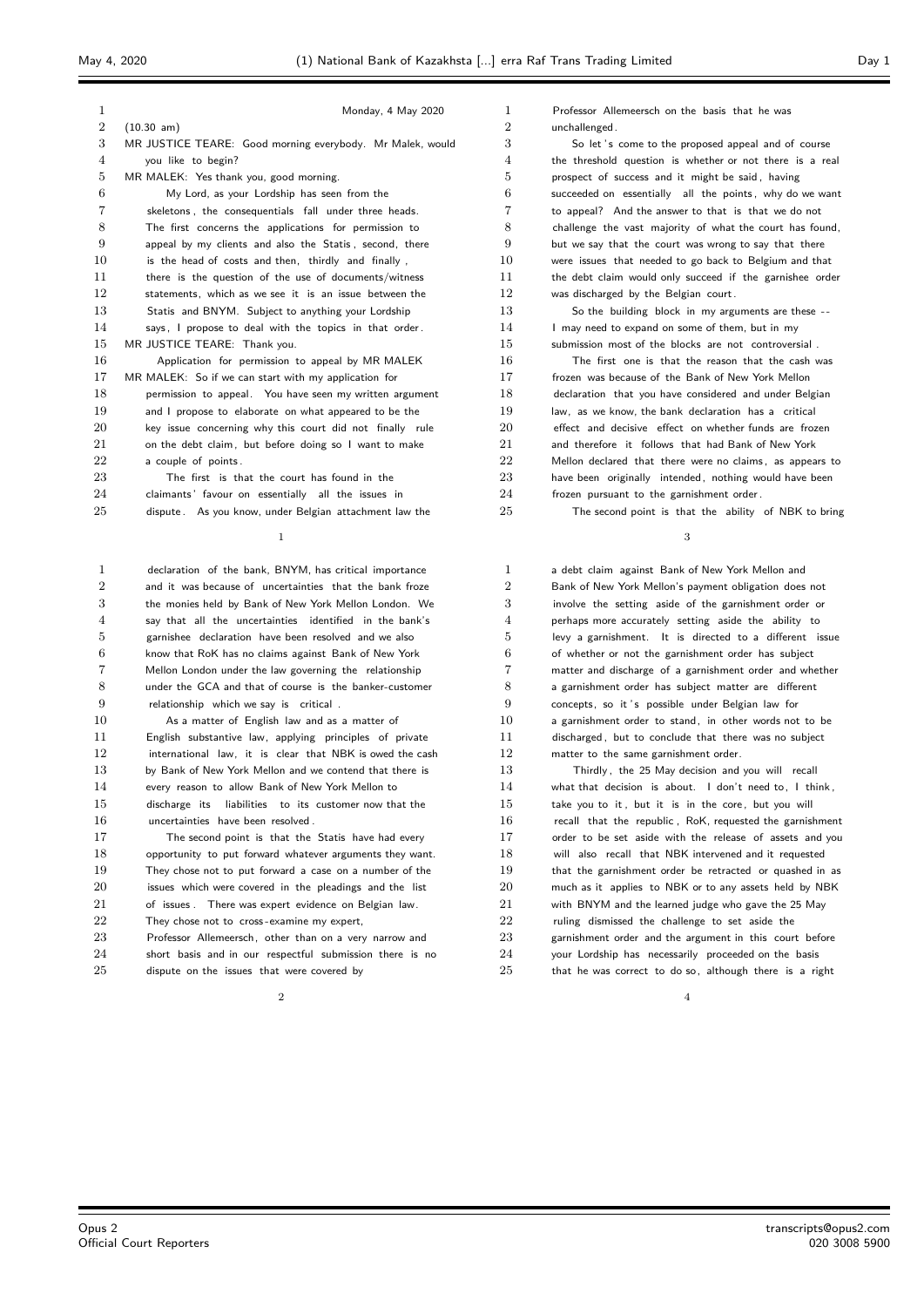Monday, 4 May 2020

(10.30 am)

MR JUSTICE TEARE: Good morning everybody. Mr Malek, would you like to begin?

MR MALEK: Yes thank you, good morning.

My Lord, as your Lordship has seen from the skeletons, the consequentials fall under three heads. The first concerns the applications for permission to appeal by my clients and also the Statis, second, there is the head of costs and then, thirdly and finally, there is the question of the use of documents/witness statements, which as we see it is an issue between the Statis and BNYM. Subject to anything your Lordship says, I propose to deal with the topics in that order.

MR JUSTICE TEARE: Thank you.

Application for permission to appeal by MR MALEK

MR MALEK: So if we can start with my application for permission to appeal. You have seen my written argument and I propose to elaborate on what appeared to be the key issue concerning why this court did not finally rule on the debt claim, but before doing so I want to make a couple of points.

The first is that the court has found in the claimants' favour on essentially all the issues in dispute. As you know, under Belgian attachment law the declaration of the bank, BNYM, has critical importance and it was because of uncertainties that the bank froze the monies held by Bank of New York Mellon London. We say that all the uncertainties identified in the bank's garnishee declaration have been resolved and we also know that RoK has no claims against Bank of New York Mellon London under the law governing the relationship under the GCA and that of course is the banker-customer relationship which we say is critical.

As a matter of English law and as a matter of English substantive law, applying principles of private international law, it is clear that NBK is owed the cash by Bank of New York Mellon and we contend that there is every reason to allow Bank of New York Mellon to discharge its liabilities to its customer now that the uncertainties have been resolved.

The second point is that the Statis have had every opportunity to put forward whatever arguments they want. They chose not to put forward a case on a number of the issues which were covered in the pleadings and the list of issues. There was expert evidence on Belgian law. They chose not to cross-examine my expert, Professor Allemeersch, other than on a very narrow and short basis and in our respectful submission there is no dispute on the issues that were covered by Professor Allemeersch on the basis that he was unchallenged.

So let's come to the proposed appeal and of course the threshold question is whether or not there is a real prospect of success and it might be said, having succeeded on essentially all the points, why do we want to appeal? And the answer to that is that we do not challenge the vast majority of what the court has found, but we say that the court was wrong to say that there were issues that needed to go back to Belgium and that the debt claim would only succeed if the garnishee order was discharged by the Belgian court.

So the building block in my arguments are these -- I may need to expand on some of them, but in my submission most of the blocks are not controversial.

The first one is that the reason that the cash was frozen was because of the Bank of New York Mellon declaration that you have considered and under Belgian law, as we know, the bank declaration has a critical effect and decisive effect on whether funds are frozen and therefore it follows that had Bank of New York Mellon declared that there were no claims, as appears to have been originally intended, nothing would have been frozen pursuant to the garnishment order.

The second point is that the ability of NBK to bring a debt claim against Bank of New York Mellon and Bank of New York Mellon's payment obligation does not involve the setting aside of the garnishment order or perhaps more accurately setting aside the ability to levy a garnishment. It is directed to a different issue of whether or not the garnishment order has subject matter and discharge of a garnishment order and whether a garnishment order has subject matter are different concepts, so it's possible under Belgian law for a garnishment order to stand, in other words not to be discharged, but to conclude that there was no subject matter to the same garnishment order.

Thirdly, the 25 May decision and you will recall what that decision is about. I don't need to, I think, take you to it, but it is in the core, but you will recall that the republic, RoK, requested the garnishment order to be set aside with the release of assets and you will also recall that NBK intervened and it requested that the garnishment order be retracted or quashed in as much as it applies to NBK or to any assets held by NBK with BNYM and the learned judge who gave the 25 May ruling dismissed the challenge to set aside the garnishment order and the argument in this court before your Lordship has necessarily proceeded on the basis that he was correct to do so, although there is a right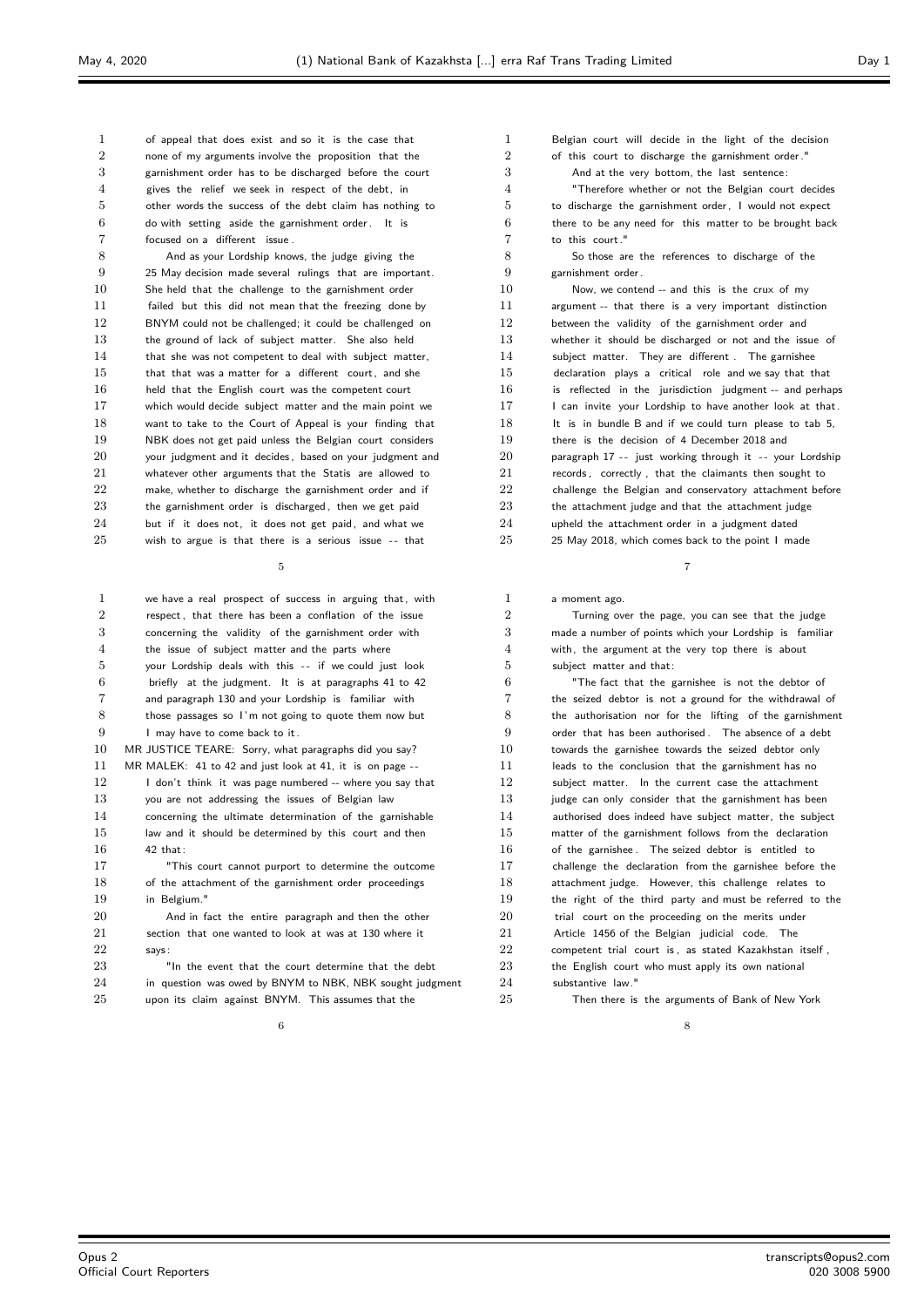of appeal that does exist and so it is the case that none of my arguments involve the proposition that the garnishment order has to be discharged before the court gives the relief we seek in respect of the debt, in other words the success of the debt claim has nothing to do with setting aside the garnishment order. It is focused on a different issue.

And as your Lordship knows, the judge giving the 25 May decision made several rulings that are important. She held that the challenge to the garnishment order failed but this did not mean that the freezing done by BNYM could not be challenged; it could be challenged on the ground of lack of subject matter. She also held that she was not competent to deal with subject matter, that that was a matter for a different court, and she held that the English court was the competent court which would decide subject matter and the main point we want to take to the Court of Appeal is your finding that NBK does not get paid unless the Belgian court considers your judgment and it decides, based on your judgment and whatever other arguments that the Statis are allowed to make, whether to discharge the garnishment order and if the garnishment order is discharged, then we get paid but if it does not, it does not get paid, and what we wish to argue is that there is a serious issue -- that

we have a real prospect of success in arguing that, with respect, that there has been a conflation of the issue concerning the validity of the garnishment order with the issue of subject matter and the parts where your Lordship deals with this -- if we could just look briefly at the judgment. It is at paragraphs 41 to 42 and paragraph 130 and your Lordship is familiar with those passages so I'm not going to quote them now but I may have to come back to it.

MR JUSTICE TEARE: Sorry, what paragraphs did you say?

MR MALEK: 41 to 42 and just look at 41, it is on page -- I don't think it was page numbered -- where you say that you are not addressing the issues of Belgian law concerning the ultimate determination of the garnishable law and it should be determined by this court and then 42 that:

"This court cannot purport to determine the outcome of the attachment of the garnishment order proceedings in Belgium."

And in fact the entire paragraph and then the other section that one wanted to look at was at 130 where it says:

"In the event that the court determine that the debt in question was owed by BNYM to NBK, NBK sought judgment upon its claim against BNYM. This assumes that the Belgian court will decide in the light of the decision of this court to discharge the garnishment order."

And at the very bottom, the last sentence:

"Therefore whether or not the Belgian court decides to discharge the garnishment order, I would not expect there to be any need for this matter to be brought back to this court."

So those are the references to discharge of the garnishment order.

Now, we contend -- and this is the crux of my argument -- that there is a very important distinction between the validity of the garnishment order and whether it should be discharged or not and the issue of subject matter. They are different. The garnishee declaration plays a critical role and we say that that is reflected in the jurisdiction judgment -- and perhaps I can invite your Lordship to have another look at that. It is in bundle B and if we could turn please to tab 5, there is the decision of 4 December 2018 and paragraph 17 -- just working through it -- your Lordship records, correctly, that the claimants then sought to challenge the Belgian and conservatory attachment before the attachment judge and that the attachment judge upheld the attachment order in a judgment dated 25 May 2018, which comes back to the point I made a moment ago.

Turning over the page, you can see that the judge made a number of points which your Lordship is familiar with, the argument at the very top there is about subject matter and that:

"The fact that the garnishee is not the debtor of the seized debtor is not a ground for the withdrawal of the authorisation nor for the lifting of the garnishment order that has been authorised. The absence of a debt towards the garnishee towards the seized debtor only leads to the conclusion that the garnishment has no subject matter. In the current case the attachment judge can only consider that the garnishment has been authorised does indeed have subject matter, the subject matter of the garnishment follows from the declaration of the garnishee. The seized debtor is entitled to challenge the declaration from the garnishee before the attachment judge. However, this challenge relates to the right of the third party and must be referred to the trial court on the proceeding on the merits under Article 1456 of the Belgian judicial code. The competent trial court is, as stated Kazakhstan itself, the English court who must apply its own national substantive law."

Then there is the arguments of Bank of New York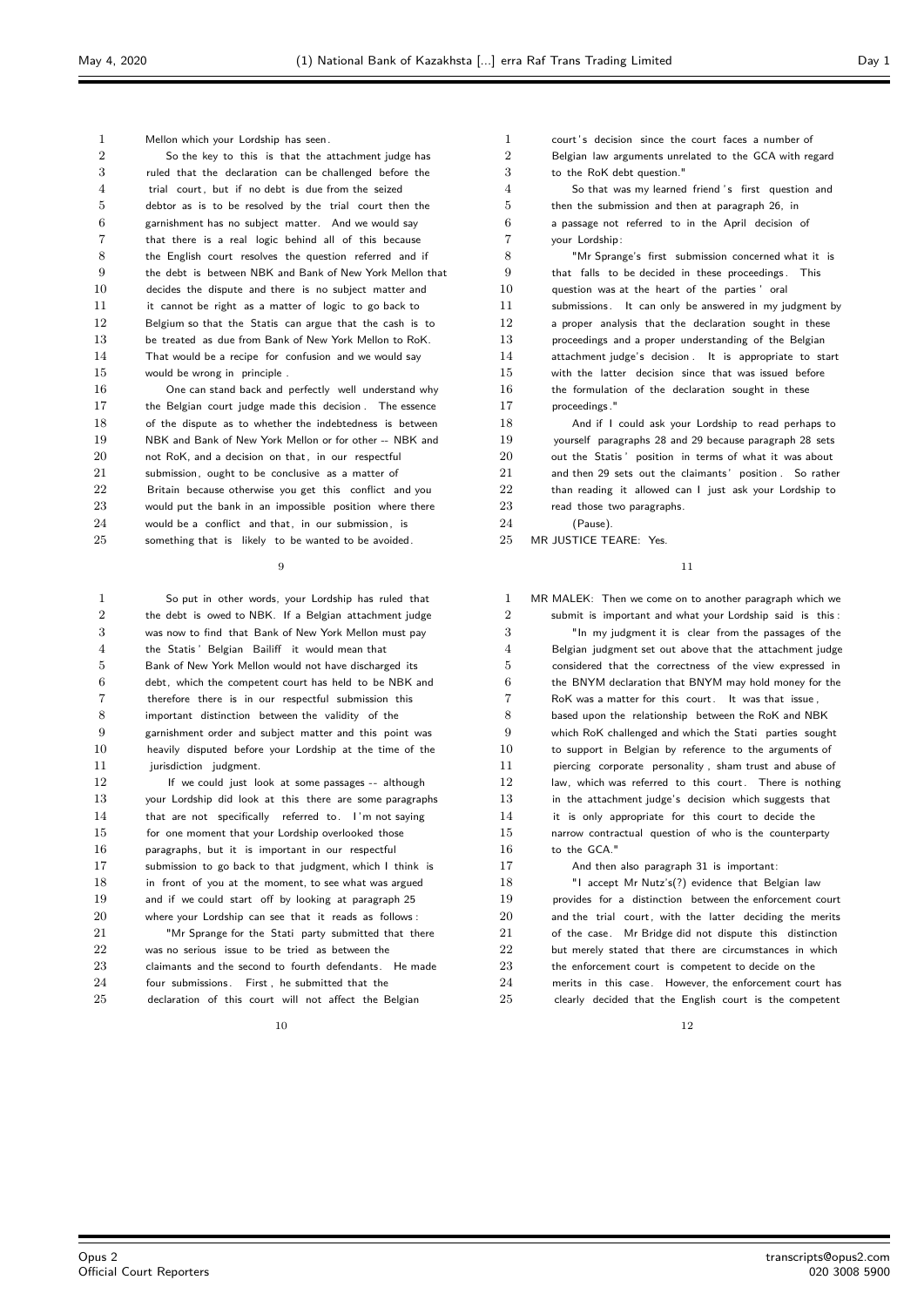Mellon which your Lordship has seen.

So the key to this is that the attachment judge has ruled that the declaration can be challenged before the trial court, but if no debt is due from the seized debtor as is to be resolved by the trial court then the garnishment has no subject matter. And we would say that there is a real logic behind all of this because the English court resolves the question referred and if the debt is between NBK and Bank of New York Mellon that decides the dispute and there is no subject matter and it cannot be right as a matter of logic to go back to Belgium so that the Statis can argue that the cash is to be treated as due from Bank of New York Mellon to RoK. That would be a recipe for confusion and we would say would be wrong in principle.

One can stand back and perfectly well understand why the Belgian court judge made this decision. The essence of the dispute as to whether the indebtedness is between NBK and Bank of New York Mellon or for other -- NBK and not RoK, and a decision on that, in our respectful submission, ought to be conclusive as a matter of Britain because otherwise you get this conflict and you would put the bank in an impossible position where there would be a conflict and that, in our submission, is something that is likely to be wanted to be avoided.

So put in other words, your Lordship has ruled that the debt is owed to NBK. If a Belgian attachment judge was now to find that Bank of New York Mellon must pay the Statis' Belgian Bailiff it would mean that Bank of New York Mellon would not have discharged its debt, which the competent court has held to be NBK and therefore there is in our respectful submission this important distinction between the validity of the garnishment order and subject matter and this point was heavily disputed before your Lordship at the time of the jurisdiction judgment.

If we could just look at some passages -- although your Lordship did look at this there are some paragraphs that are not specifically referred to. I'm not saying for one moment that your Lordship overlooked those paragraphs, but it is important in our respectful submission to go back to that judgment, which I think is in front of you at the moment, to see what was argued and if we could start off by looking at paragraph 25 where your Lordship can see that it reads as follows:

"Mr Sprange for the Stati party submitted that there was no serious issue to be tried as between the claimants and the second to fourth defendants. He made four submissions. First, he submitted that the declaration of this court will not affect the Belgian court's decision since the court faces a number of Belgian law arguments unrelated to the GCA with regard to the RoK debt question."

So that was my learned friend's first question and then the submission and then at paragraph 26, in a passage not referred to in the April decision of your Lordship:

"Mr Sprange's first submission concerned what it is that falls to be decided in these proceedings. This question was at the heart of the parties' oral submissions. It can only be answered in my judgment by a proper analysis that the declaration sought in these proceedings and a proper understanding of the Belgian attachment judge's decision. It is appropriate to start with the latter decision since that was issued before the formulation of the declaration sought in these proceedings."

And if I could ask your Lordship to read perhaps to yourself paragraphs 28 and 29 because paragraph 28 sets out the Statis' position in terms of what it was about and then 29 sets out the claimants' position. So rather than reading it allowed can I just ask your Lordship to read those two paragraphs.

(Pause).

MR JUSTICE TEARE: Yes.

MR MALEK: Then we come on to another paragraph which we submit is important and what your Lordship said is this:

"In my judgment it is clear from the passages of the Belgian judgment set out above that the attachment judge considered that the correctness of the view expressed in the BNYM declaration that BNYM may hold money for the RoK was a matter for this court. It was that issue, based upon the relationship between the RoK and NBK which RoK challenged and which the Stati parties sought to support in Belgian by reference to the arguments of piercing corporate personality, sham trust and abuse of law, which was referred to this court. There is nothing in the attachment judge's decision which suggests that it is only appropriate for this court to decide the narrow contractual question of who is the counterparty to the GCA."

And then also paragraph 31 is important:

"I accept Mr Nutz's(?) evidence that Belgian law provides for a distinction between the enforcement court and the trial court, with the latter deciding the merits of the case. Mr Bridge did not dispute this distinction but merely stated that there are circumstances in which the enforcement court is competent to decide on the merits in this case. However, the enforcement court has clearly decided that the English court is the competent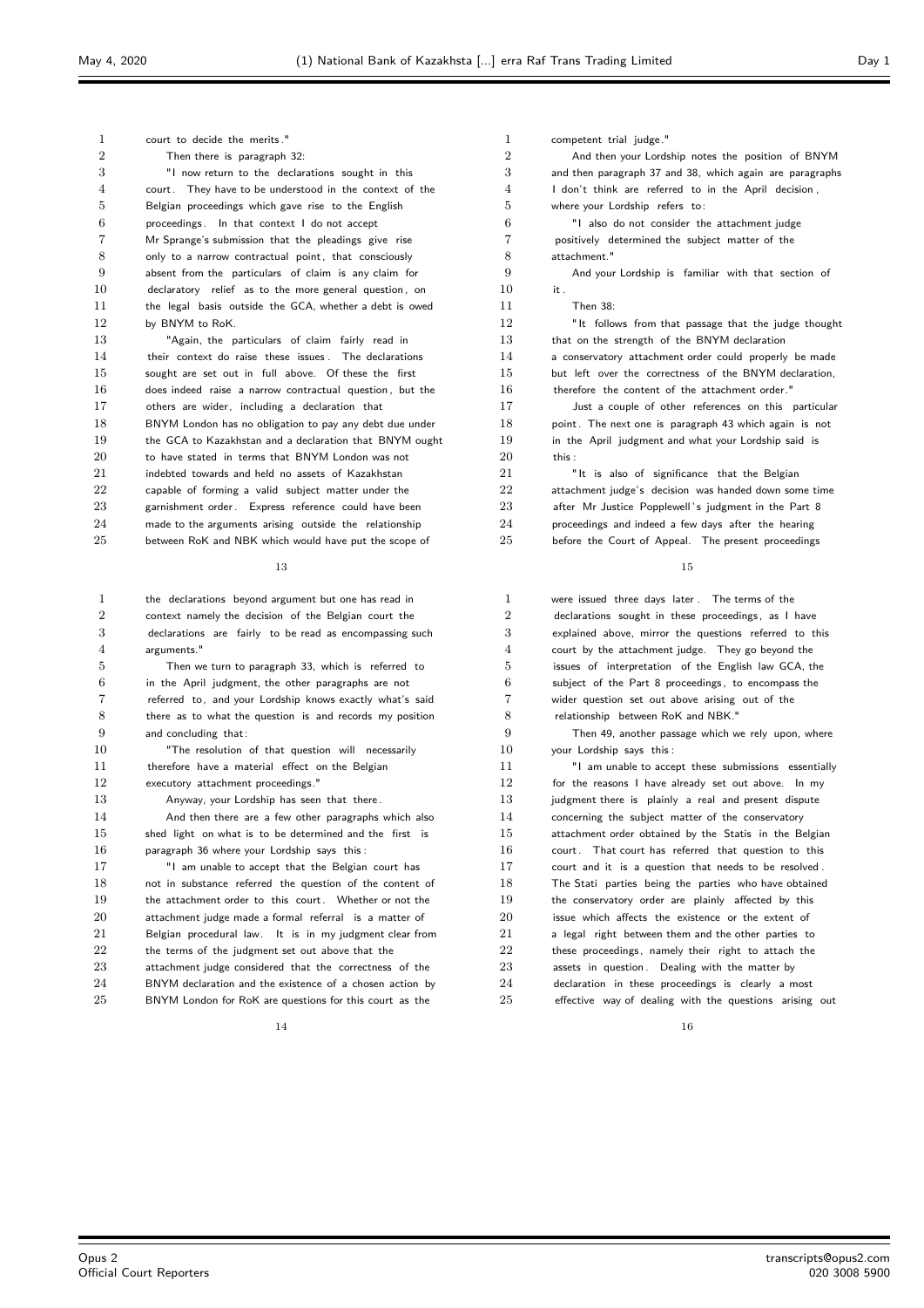court to decide the merits."

Then there is paragraph 32:

"I now return to the declarations sought in this court. They have to be understood in the context of the Belgian proceedings which gave rise to the English proceedings. In that context I do not accept Mr Sprange's submission that the pleadings give rise only to a narrow contractual point, that consciously absent from the particulars of claim is any claim for declaratory relief as to the more general question, on the legal basis outside the GCA, whether a debt is owed by BNYM to RoK.

"Again, the particulars of claim fairly read in their context do raise these issues. The declarations sought are set out in full above. Of these the first does indeed raise a narrow contractual question, but the others are wider, including a declaration that BNYM London has no obligation to pay any debt due under the GCA to Kazakhstan and a declaration that BNYM ought to have stated in terms that BNYM London was not indebted towards and held no assets of Kazakhstan capable of forming a valid subject matter under the garnishment order. Express reference could have been made to the arguments arising outside the relationship between RoK and NBK which would have put the scope of the declarations beyond argument but one has read in context namely the decision of the Belgian court the declarations are fairly to be read as encompassing such arguments."

Then we turn to paragraph 33, which is referred to in the April judgment, the other paragraphs are not referred to, and your Lordship knows exactly what's said there as to what the question is and records my position and concluding that:

"The resolution of that question will necessarily therefore have a material effect on the Belgian executory attachment proceedings."

Anyway, your Lordship has seen that there.

And then there are a few other paragraphs which also shed light on what is to be determined and the first is paragraph 36 where your Lordship says this:

"I am unable to accept that the Belgian court has not in substance referred the question of the content of the attachment order to this court. Whether or not the attachment judge made a formal referral is a matter of Belgian procedural law. It is in my judgment clear from the terms of the judgment set out above that the attachment judge considered that the correctness of the BNYM declaration and the existence of a chosen action by BNYM London for RoK are questions for this court as the competent trial judge."

And then your Lordship notes the position of BNYM and then paragraph 37 and 38, which again are paragraphs I don't think are referred to in the April decision, where your Lordship refers to:

"I also do not consider the attachment judge positively determined the subject matter of the attachment."

And your Lordship is familiar with that section of it.

Then 38:

"It follows from that passage that the judge thought that on the strength of the BNYM declaration a conservatory attachment order could properly be made but left over the correctness of the BNYM declaration, therefore the content of the attachment order."

Just a couple of other references on this particular point. The next one is paragraph 43 which again is not in the April judgment and what your Lordship said is this:

"It is also of significance that the Belgian attachment judge's decision was handed down some time after Mr Justice Popplewell's judgment in the Part 8 proceedings and indeed a few days after the hearing before the Court of Appeal. The present proceedings were issued three days later. The terms of the declarations sought in these proceedings, as I have explained above, mirror the questions referred to this court by the attachment judge. They go beyond the issues of interpretation of the English law GCA, the subject of the Part 8 proceedings, to encompass the wider question set out above arising out of the relationship between RoK and NBK."

Then 49, another passage which we rely upon, where your Lordship says this:

"I am unable to accept these submissions essentially for the reasons I have already set out above. In my judgment there is plainly a real and present dispute concerning the subject matter of the conservatory attachment order obtained by the Statis in the Belgian court. That court has referred that question to this court and it is a question that needs to be resolved. The Stati parties being the parties who have obtained the conservatory order are plainly affected by this issue which affects the existence or the extent of a legal right between them and the other parties to these proceedings, namely their right to attach the assets in question. Dealing with the matter by declaration in these proceedings is clearly a most effective way of dealing with the questions arising out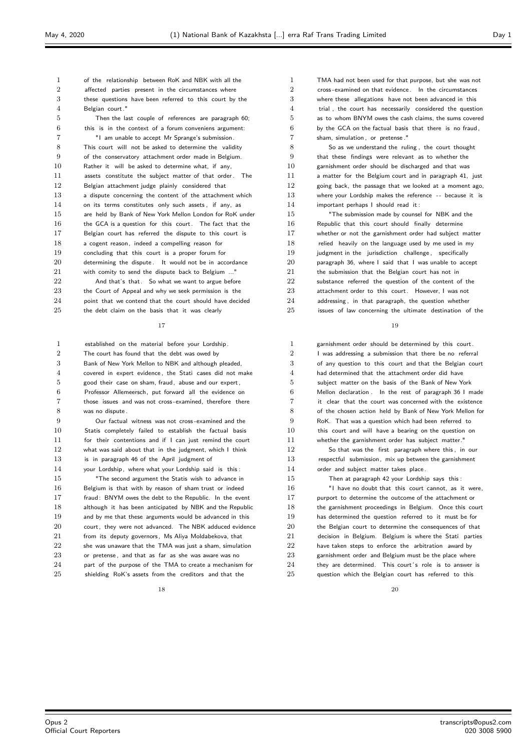of the relationship between RoK and NBK with all the affected parties present in the circumstances where these questions have been referred to this court by the Belgian court."

Then the last couple of references are paragraph 60; this is in the context of a forum conveniens argument:

"I am unable to accept Mr Sprange's submission. This court will not be asked to determine the validity of the conservatory attachment order made in Belgium. Rather it will be asked to determine what, if any, assets constitute the subject matter of that order. The Belgian attachment judge plainly considered that a dispute concerning the content of the attachment which on its terms constitutes only such assets, if any, as are held by Bank of New York Mellon London for RoK under the GCA is a question for this court. The fact that the Belgian court has referred the dispute to this court is a cogent reason, indeed a compelling reason for concluding that this court is a proper forum for determining the dispute. It would not be in accordance with comity to send the dispute back to Belgium ..."

And that's that. So what we want to argue before the Court of Appeal and why we seek permission is the point that we contend that the court should have decided the debt claim on the basis that it was clearly established on the material before your Lordship. The court has found that the debt was owed by Bank of New York Mellon to NBK and although pleaded, covered in expert evidence, the Stati cases did not make good their case on sham, fraud, abuse and our expert, Professor Allemeersch, put forward all the evidence on those issues and was not cross-examined, therefore there was no dispute.

Our factual witness was not cross-examined and the Statis completely failed to establish the factual basis for their contentions and if I can just remind the court what was said about that in the judgment, which I think is in paragraph 46 of the April judgment of your Lordship, where what your Lordship said is this:

"The second argument the Statis wish to advance in Belgium is that with by reason of sham trust or indeed fraud: BNYM owes the debt to the Republic. In the event although it has been anticipated by NBK and the Republic and by me that these arguments would be advanced in this court, they were not advanced. The NBK adduced evidence from its deputy governors, Ms Aliya Moldabekova, that she was unaware that the TMA was just a sham, simulation or pretense, and that as far as she was aware was no part of the purpose of the TMA to create a mechanism for shielding RoK's assets from the creditors and that the TMA had not been used for that purpose, but she was not cross-examined on that evidence. In the circumstances where these allegations have not been advanced in this trial, the court has necessarily considered the question as to whom BNYM owes the cash claims, the sums covered by the GCA on the factual basis that there is no fraud, sham, simulation, or pretense."

So as we understand the ruling, the court thought that these findings were relevant as to whether the garnishment order should be discharged and that was a matter for the Belgium court and in paragraph 41, just going back, the passage that we looked at a moment ago, where your Lordship makes the reference -- because it is important perhaps I should read it:

"The submission made by counsel for NBK and the Republic that this court should finally determine whether or not the garnishment order had subject matter relied heavily on the language used by me used in my judgment in the jurisdiction challenge, specifically paragraph 36, where I said that I was unable to accept the submission that the Belgian court has not in substance referred the question of the content of the attachment order to this court. However, I was not addressing, in that paragraph, the question whether issues of law concerning the ultimate destination of the garnishment order should be determined by this court. I was addressing a submission that there be no referral of any question to this court and that the Belgian court had determined that the attachment order did have subject matter on the basis of the Bank of New York Mellon declaration. In the rest of paragraph 36 I made it clear that the court was concerned with the existence of the chosen action held by Bank of New York Mellon for RoK. That was a question which had been referred to this court and will have a bearing on the question on whether the garnishment order has subject matter."

So that was the first paragraph where this, in our respectful submission, mix up between the garnishment order and subject matter takes place.

Then at paragraph 42 your Lordship says this:

"I have no doubt that this court cannot, as it were, purport to determine the outcome of the attachment or the garnishment proceedings in Belgium. Once this court has determined the question referred to it must be for the Belgian court to determine the consequences of that decision in Belgium. Belgium is where the Stati parties have taken steps to enforce the arbitration award by garnishment order and Belgium must be the place where they are determined. This court's role is to answer is question which the Belgian court has referred to this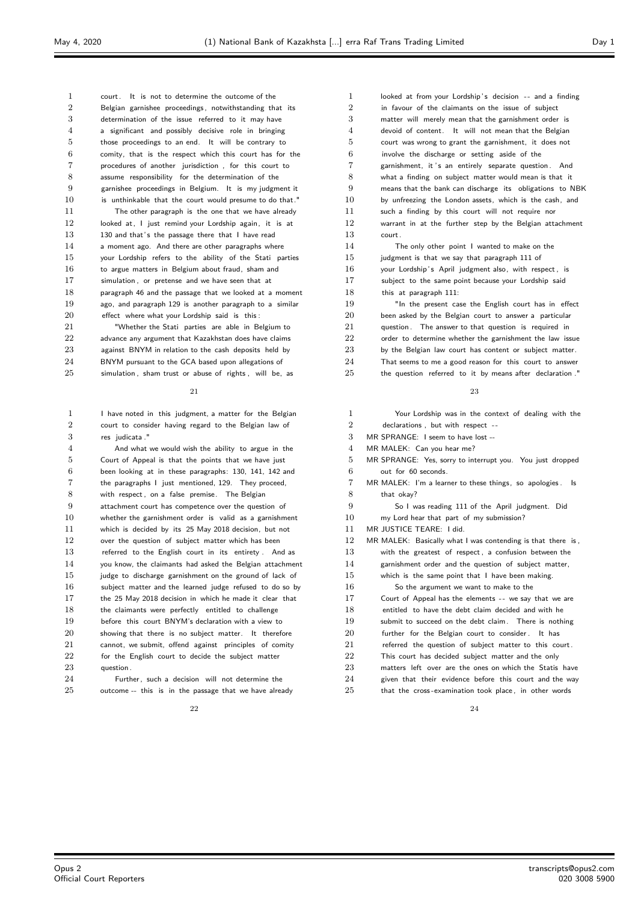court. It is not to determine the outcome of the Belgian garnishee proceedings, notwithstanding that its determination of the issue referred to it may have a significant and possibly decisive role in bringing those proceedings to an end. It will be contrary to comity, that is the respect which this court has for the procedures of another jurisdiction, for this court to assume responsibility for the determination of the garnishee proceedings in Belgium. It is my judgment it is unthinkable that the court would presume to do that."

The other paragraph is the one that we have already looked at, I just remind your Lordship again, it is at 130 and that's the passage there that I have read a moment ago. And there are other paragraphs where your Lordship refers to the ability of the Stati parties to argue matters in Belgium about fraud, sham and simulation, or pretense and we have seen that at paragraph 46 and the passage that we looked at a moment ago, and paragraph 129 is another paragraph to a similar effect where what your Lordship said is this:

"Whether the Stati parties are able in Belgium to advance any argument that Kazakhstan does have claims against BNYM in relation to the cash deposits held by BNYM pursuant to the GCA based upon allegations of simulation, sham trust or abuse of rights, will be, as I have noted in this judgment, a matter for the Belgian court to consider having regard to the Belgian law of res judicata."

And what we would wish the ability to argue in the Court of Appeal is that the points that we have just been looking at in these paragraphs: 130, 141, 142 and the paragraphs I just mentioned, 129. They proceed, with respect, on a false premise. The Belgian attachment court has competence over the question of whether the garnishment order is valid as a garnishment which is decided by its 25 May 2018 decision, but not over the question of subject matter which has been referred to the English court in its entirety. And as you know, the claimants had asked the Belgian attachment judge to discharge garnishment on the ground of lack of subject matter and the learned judge refused to do so by the 25 May 2018 decision in which he made it clear that the claimants were perfectly entitled to challenge before this court BNYM's declaration with a view to showing that there is no subject matter. It therefore cannot, we submit, offend against principles of comity for the English court to decide the subject matter question.

Further, such a decision will not determine the outcome -- this is in the passage that we have already looked at from your Lordship's decision -- and a finding in favour of the claimants on the issue of subject matter will merely mean that the garnishment order is devoid of content. It will not mean that the Belgian court was wrong to grant the garnishment, it does not involve the discharge or setting aside of the garnishment, it's an entirely separate question. And what a finding on subject matter would mean is that it means that the bank can discharge its obligations to NBK by unfreezing the London assets, which is the cash, and such a finding by this court will not require nor warrant in at the further step by the Belgian attachment court.

The only other point I wanted to make on the judgment is that we say that paragraph 111 of your Lordship's April judgment also, with respect, is subject to the same point because your Lordship said this at paragraph 111:

"In the present case the English court has in effect been asked by the Belgian court to answer a particular question. The answer to that question is required in order to determine whether the garnishment the law issue by the Belgian law court has content or subject matter. That seems to me a good reason for this court to answer the question referred to it by means after declaration."

Your Lordship was in the context of dealing with the declarations, but with respect --

MR SPRANGE: I seem to have lost --

MR MALEK: Can you hear me?

MR SPRANGE: Yes, sorry to interrupt you. You just dropped out for 60 seconds.

MR MALEK: I'm a learner to these things, so apologies. Is that okay?

So I was reading 111 of the April judgment. Did my Lord hear that part of my submission?

MR JUSTICE TEARE: I did.

MR MALEK: Basically what I was contending is that there is, with the greatest of respect, a confusion between the garnishment order and the question of subject matter, which is the same point that I have been making.

So the argument we want to make to the Court of Appeal has the elements -- we say that we are entitled to have the debt claim decided and with he submit to succeed on the debt claim. There is nothing further for the Belgian court to consider. It has referred the question of subject matter to this court. This court has decided subject matter and the only matters left over are the ones on which the Statis have given that their evidence before this court and the way that the cross-examination took place, in other words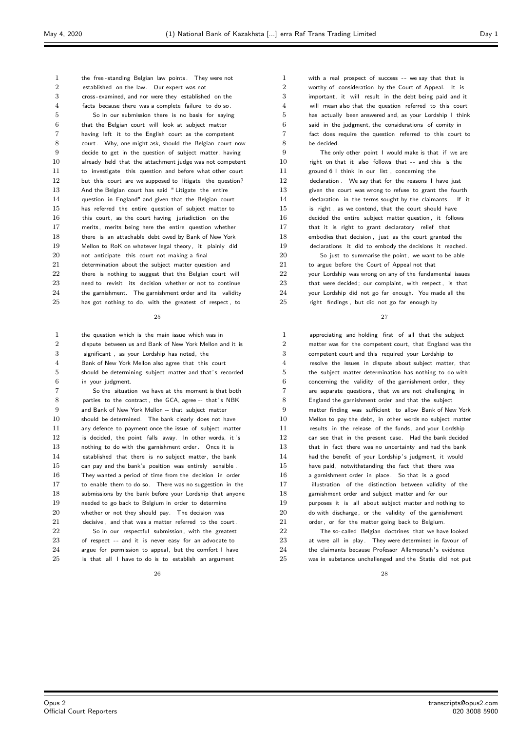the free-standing Belgian law points. They were not established on the law. Our expert was not cross-examined, and nor were they established on the facts because there was a complete failure to do so.

So in our submission there is no basis for saying that the Belgian court will look at subject matter having left it to the English court as the competent court. Why, one might ask, should the Belgian court now decide to get in the question of subject matter, having already held that the attachment judge was not competent to investigate this question and before what other court but this court are we supposed to litigate the question? And the Belgian court has said "Litigate the entire question in England" and given that the Belgian court has referred the entire question of subject matter to this court, as the court having jurisdiction on the merits, merits being here the entire question whether there is an attachable debt owed by Bank of New York Mellon to RoK on whatever legal theory, it plainly did not anticipate this court not making a final determination about the subject matter question and there is nothing to suggest that the Belgian court will need to revisit its decision whether or not to continue the garnishment. The garnishment order and its validity has got nothing to do, with the greatest of respect, to the question which is the main issue which was in dispute between us and Bank of New York Mellon and it is significant, as your Lordship has noted, the Bank of New York Mellon also agree that this court should be determining subject matter and that's recorded in your judgment.

So the situation we have at the moment is that both parties to the contract, the GCA, agree -- that's NBK and Bank of New York Mellon -- that subject matter should be determined. The bank clearly does not have any defence to payment once the issue of subject matter is decided, the point falls away. In other words, it's nothing to do with the garnishment order. Once it is established that there is no subject matter, the bank can pay and the bank's position was entirely sensible. They wanted a period of time from the decision in order to enable them to do so. There was no suggestion in the submissions by the bank before your Lordship that anyone needed to go back to Belgium in order to determine whether or not they should pay. The decision was decisive, and that was a matter referred to the court.

So in our respectful submission, with the greatest of respect -- and it is never easy for an advocate to argue for permission to appeal, but the comfort I have is that all I have to do is to establish an argument with a real prospect of success -- we say that that is worthy of consideration by the Court of Appeal. It is important, it will result in the debt being paid and it will mean also that the question referred to this court has actually been answered and, as your Lordship I think said in the judgment, the considerations of comity in fact does require the question referred to this court to be decided.

The only other point I would make is that if we are right on that it also follows that -- and this is the ground 6 I think in our list, concerning the declaration. We say that for the reasons I have just given the court was wrong to refuse to grant the fourth declaration in the terms sought by the claimants. If it is right, as we contend, that the court should have decided the entire subject matter question, it follows that it is right to grant declaratory relief that embodies that decision, just as the court granted the declarations it did to embody the decisions it reached.

So just to summarise the point, we want to be able to argue before the Court of Appeal not that your Lordship was wrong on any of the fundamental issues that were decided; our complaint, with respect, is that your Lordship did not go far enough. You made all the right findings, but did not go far enough by appreciating and holding first of all that the subject matter was for the competent court, that England was the competent court and this required your Lordship to resolve the issues in dispute about subject matter, that the subject matter determination has nothing to do with concerning the validity of the garnishment order, they are separate questions, that we are not challenging in England the garnishment order and that the subject matter finding was sufficient to allow Bank of New York Mellon to pay the debt, in other words no subject matter results in the release of the funds, and your Lordship can see that in the present case. Had the bank decided that in fact there was no uncertainty and had the bank had the benefit of your Lordship's judgment, it would have paid, notwithstanding the fact that there was a garnishment order in place. So that is a good illustration of the distinction between validity of the garnishment order and subject matter and for our purposes it is all about subject matter and nothing to do with discharge, or the validity of the garnishment order, or for the matter going back to Belgium.

The so-called Belgian doctrines that we have looked at were all in play. They were determined in favour of the claimants because Professor Allemeersch's evidence was in substance unchallenged and the Statis did not put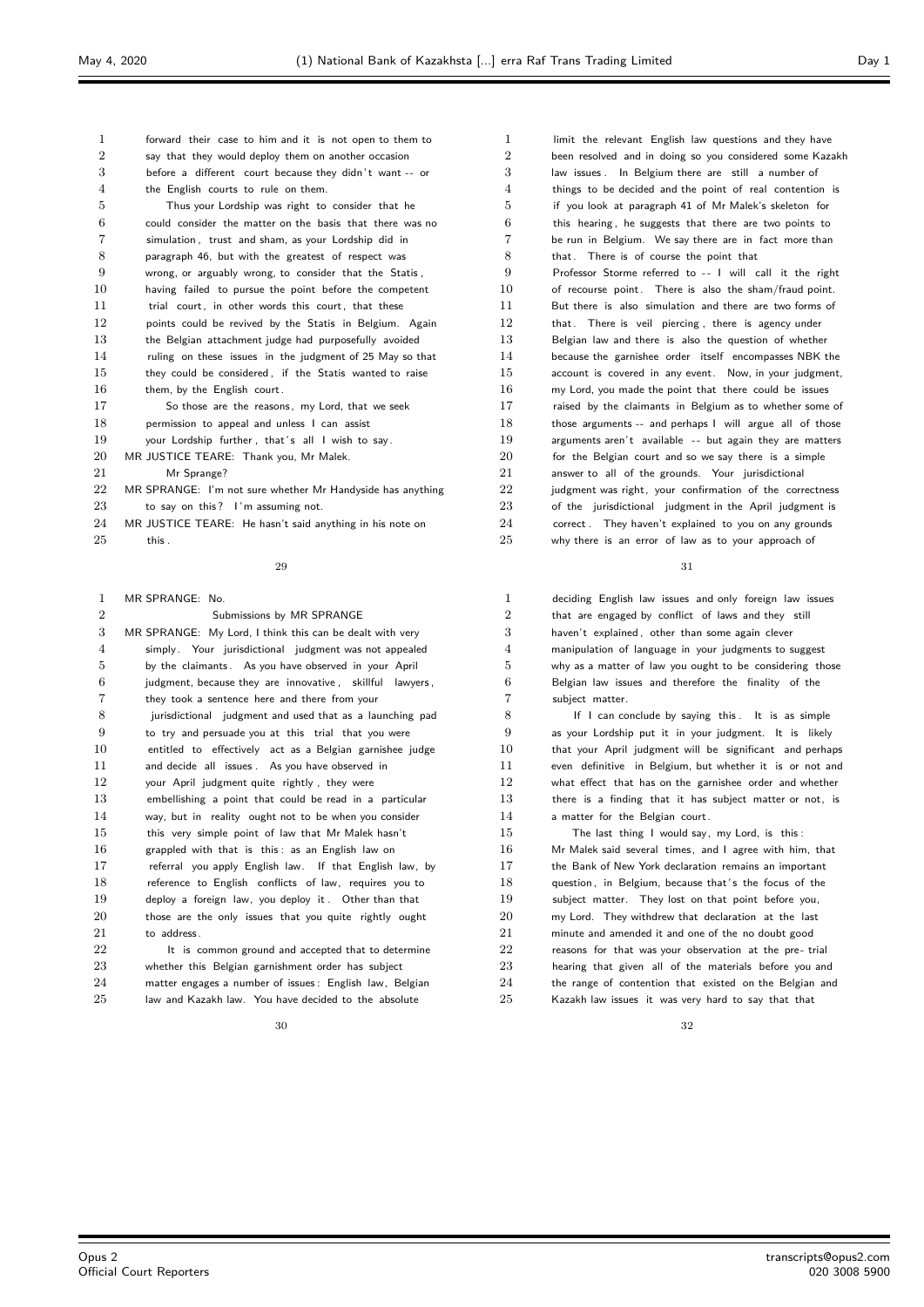forward their case to him and it is not open to them to say that they would deploy them on another occasion before a different court because they didn't want -- or the English courts to rule on them.

Thus your Lordship was right to consider that he could consider the matter on the basis that there was no simulation, trust and sham, as your Lordship did in paragraph 46, but with the greatest of respect was wrong, or arguably wrong, to consider that the Statis, having failed to pursue the point before the competent trial court, in other words this court, that these points could be revived by the Statis in Belgium. Again the Belgian attachment judge had purposefully avoided ruling on these issues in the judgment of 25 May so that they could be considered, if the Statis wanted to raise them, by the English court.

So those are the reasons, my Lord, that we seek permission to appeal and unless I can assist your Lordship further, that's all I wish to say.

MR JUSTICE TEARE: Thank you, Mr Malek.

Mr Sprange?

MR SPRANGE: I'm not sure whether Mr Handyside has anything to say on this? I'm assuming not.

MR JUSTICE TEARE: He hasn't said anything in his note on this.

MR SPRANGE: No.

## Submissions by MR SPRANGE

MR SPRANGE: My Lord, I think this can be dealt with very simply. Your jurisdictional judgment was not appealed by the claimants. As you have observed in your April judgment, because they are innovative, skillful lawyers, they took a sentence here and there from your jurisdictional judgment and used that as a launching pad to try and persuade you at this trial that you were entitled to effectively act as a Belgian garnishee judge and decide all issues. As you have observed in your April judgment quite rightly, they were embellishing a point that could be read in a particular way, but in reality ought not to be when you consider this very simple point of law that Mr Malek hasn't grappled with that is this: as an English law on referral you apply English law. If that English law, by reference to English conflicts of law, requires you to deploy a foreign law, you deploy it. Other than that those are the only issues that you quite rightly ought to address.

It is common ground and accepted that to determine whether this Belgian garnishment order has subject matter engages a number of issues: English law, Belgian law and Kazakh law. You have decided to the absolute limit the relevant English law questions and they have been resolved and in doing so you considered some Kazakh law issues. In Belgium there are still a number of things to be decided and the point of real contention is if you look at paragraph 41 of Mr Malek's skeleton for this hearing, he suggests that there are two points to be run in Belgium. We say there are in fact more than that. There is of course the point that Professor Storme referred to -- I will call it the right of recourse point. There is also the sham/fraud point. But there is also simulation and there are two forms of that. There is veil piercing, there is agency under Belgian law and there is also the question of whether because the garnishee order itself encompasses NBK the account is covered in any event. Now, in your judgment, my Lord, you made the point that there could be issues raised by the claimants in Belgium as to whether some of those arguments -- and perhaps I will argue all of those arguments aren't available -- but again they are matters for the Belgian court and so we say there is a simple answer to all of the grounds. Your jurisdictional judgment was right, your confirmation of the correctness of the jurisdictional judgment in the April judgment is correct. They haven't explained to you on any grounds why there is an error of law as to your approach of deciding English law issues and only foreign law issues that are engaged by conflict of laws and they still haven't explained, other than some again clever manipulation of language in your judgments to suggest why as a matter of law you ought to be considering those Belgian law issues and therefore the finality of the subject matter.

If I can conclude by saying this. It is as simple as your Lordship put it in your judgment. It is likely that your April judgment will be significant and perhaps even definitive in Belgium, but whether it is or not and what effect that has on the garnishee order and whether there is a finding that it has subject matter or not, is a matter for the Belgian court.

The last thing I would say, my Lord, is this: Mr Malek said several times, and I agree with him, that the Bank of New York declaration remains an important question, in Belgium, because that's the focus of the subject matter. They lost on that point before you, my Lord. They withdrew that declaration at the last minute and amended it and one of the no doubt good reasons for that was your observation at the pre-trial hearing that given all of the materials before you and the range of contention that existed on the Belgian and Kazakh law issues it was very hard to say that that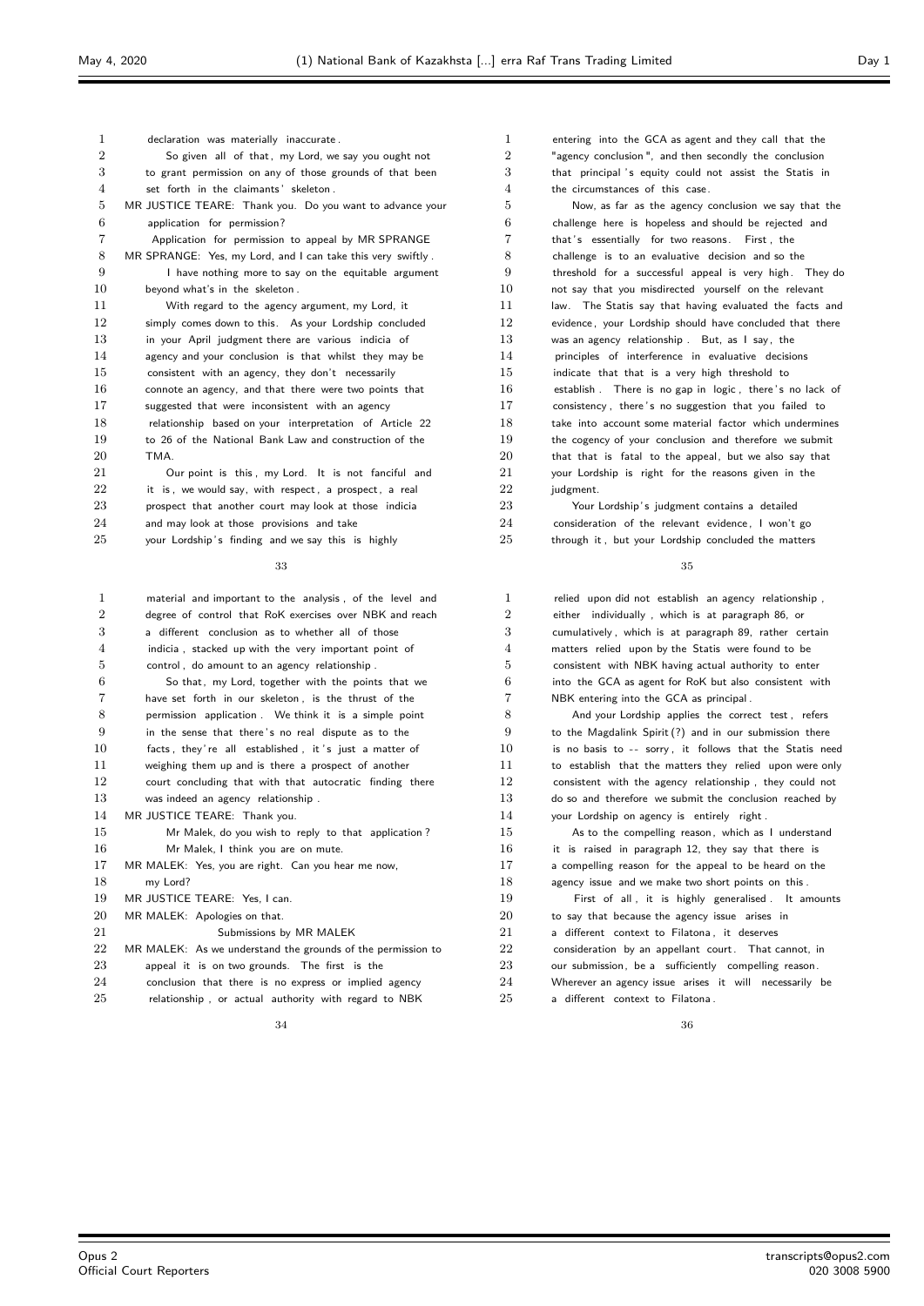declaration was materially inaccurate.

So given all of that, my Lord, we say you ought not to grant permission on any of those grounds of that been set forth in the claimants' skeleton.

MR JUSTICE TEARE: Thank you. Do you want to advance your application for permission?

Application for permission to appeal by MR SPRANGE

MR SPRANGE: Yes, my Lord, and I can take this very swiftly.

I have nothing more to say on the equitable argument beyond what's in the skeleton.

With regard to the agency argument, my Lord, it simply comes down to this. As your Lordship concluded in your April judgment there are various indicia of agency and your conclusion is that whilst they may be consistent with an agency, they don't necessarily connote an agency, and that there were two points that suggested that were inconsistent with an agency relationship based on your interpretation of Article 22 to 26 of the National Bank Law and construction of the TMA.

Our point is this, my Lord. It is not fanciful and it is, we would say, with respect, a prospect, a real prospect that another court may look at those indicia and may look at those provisions and take your Lordship's finding and we say this is highly material and important to the analysis, of the level and degree of control that RoK exercises over NBK and reach a different conclusion as to whether all of those indicia, stacked up with the very important point of control, do amount to an agency relationship.

So that, my Lord, together with the points that we have set forth in our skeleton, is the thrust of the permission application. We think it is a simple point in the sense that there's no real dispute as to the facts, they're all established, it's just a matter of weighing them up and is there a prospect of another court concluding that with that autocratic finding there was indeed an agency relationship.

MR JUSTICE TEARE: Thank you.

Mr Malek, do you wish to reply to that application?

Mr Malek, I think you are on mute.

MR MALEK: Yes, you are right. Can you hear me now, my Lord?

MR JUSTICE TEARE: Yes, I can.

MR MALEK: Apologies on that.

Submissions by MR MALEK

MR MALEK: As we understand the grounds of the permission to appeal it is on two grounds. The first is the conclusion that there is no express or implied agency relationship, or actual authority with regard to NBK entering into the GCA as agent and they call that the "agency conclusion", and then secondly the conclusion that principal's equity could not assist the Statis in the circumstances of this case.

Now, as far as the agency conclusion we say that the challenge here is hopeless and should be rejected and that's essentially for two reasons. First, the challenge is to an evaluative decision and so the threshold for a successful appeal is very high. They do not say that you misdirected yourself on the relevant law. The Statis say that having evaluated the facts and evidence, your Lordship should have concluded that there was an agency relationship. But, as I say, the principles of interference in evaluative decisions indicate that that is a very high threshold to establish. There is no gap in logic, there's no lack of consistency, there's no suggestion that you failed to take into account some material factor which undermines the cogency of your conclusion and therefore we submit that that is fatal to the appeal, but we also say that your Lordship is right for the reasons given in the judgment.

Your Lordship's judgment contains a detailed consideration of the relevant evidence, I won't go through it, but your Lordship concluded the matters relied upon did not establish an agency relationship, either individually, which is at paragraph 86, or cumulatively, which is at paragraph 89, rather certain matters relied upon by the Statis were found to be consistent with NBK having actual authority to enter into the GCA as agent for RoK but also consistent with NBK entering into the GCA as principal.

And your Lordship applies the correct test, refers to the Magdalink Spirit (?) and in our submission there is no basis to -- sorry, it follows that the Statis need to establish that the matters they relied upon were only consistent with the agency relationship, they could not do so and therefore we submit the conclusion reached by your Lordship on agency is entirely right.

As to the compelling reason, which as I understand it is raised in paragraph 12, they say that there is a compelling reason for the appeal to be heard on the agency issue and we make two short points on this.

First of all, it is highly generalised. It amounts to say that because the agency issue arises in a different context to Filatona, it deserves consideration by an appellant court. That cannot, in our submission, be a sufficiently compelling reason. Wherever an agency issue arises it will necessarily be a different context to Filatona.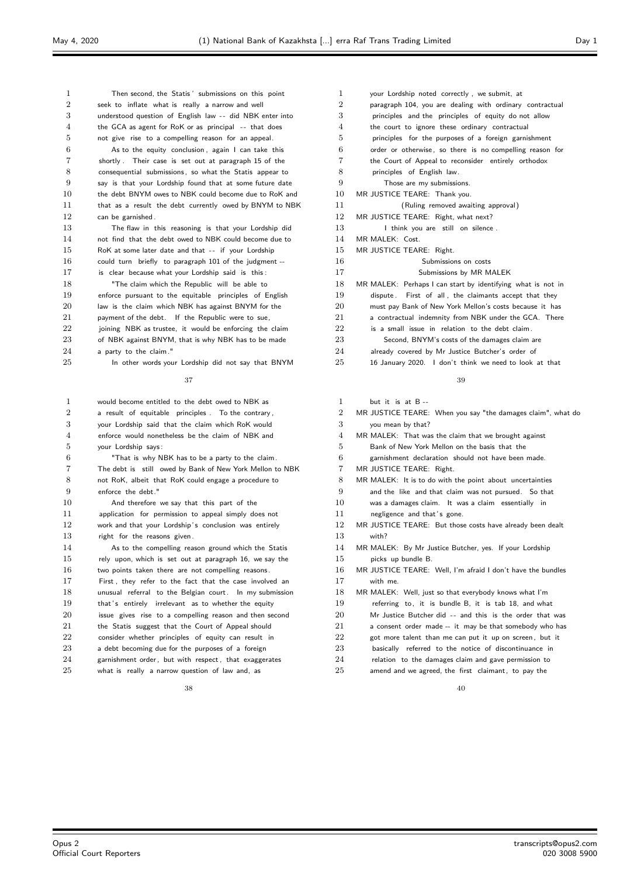Then second, the Statis' submissions on this point seek to inflate what is really a narrow and well understood question of English law -- did NBK enter into the GCA as agent for RoK or as principal -- that does not give rise to a compelling reason for an appeal.

As to the equity conclusion, again I can take this shortly. Their case is set out at paragraph 15 of the consequential submissions, so what the Statis appear to say is that your Lordship found that at some future date the debt BNYM owes to NBK could become due to RoK and that as a result the debt currently owed by BNYM to NBK can be garnished.

The flaw in this reasoning is that your Lordship did not find that the debt owed to NBK could become due to RoK at some later date and that -- if your Lordship could turn briefly to paragraph 101 of the judgment -- is clear because what your Lordship said is this:

"The claim which the Republic will be able to enforce pursuant to the equitable principles of English law is the claim which NBK has against BNYM for the payment of the debt. If the Republic were to sue, joining NBK as trustee, it would be enforcing the claim of NBK against BNYM, that is why NBK has to be made a party to the claim."

In other words your Lordship did not say that BNYM would become entitled to the debt owed to NBK as a result of equitable principles. To the contrary, your Lordship said that the claim which RoK would enforce would nonetheless be the claim of NBK and your Lordship says:

"That is why NBK has to be a party to the claim. The debt is still owed by Bank of New York Mellon to NBK not RoK, albeit that RoK could engage a procedure to enforce the debt."

And therefore we say that this part of the application for permission to appeal simply does not work and that your Lordship's conclusion was entirely right for the reasons given.

As to the compelling reason ground which the Statis rely upon, which is set out at paragraph 16, we say the two points taken there are not compelling reasons. First, they refer to the fact that the case involved an unusual referral to the Belgian court. In my submission that's entirely irrelevant as to whether the equity issue gives rise to a compelling reason and then second the Statis suggest that the Court of Appeal should consider whether principles of equity can result in a debt becoming due for the purposes of a foreign garnishment order, but with respect, that exaggerates what is really a narrow question of law and, as your Lordship noted correctly, we submit, at paragraph 104, you are dealing with ordinary contractual principles and the principles of equity do not allow the court to ignore these ordinary contractual principles for the purposes of a foreign garnishment order or otherwise, so there is no compelling reason for the Court of Appeal to reconsider entirely orthodox principles of English law.

Those are my submissions.

MR JUSTICE TEARE: Thank you.

(Ruling removed awaiting approval)

MR JUSTICE TEARE: Right, what next?

I think you are still on silence.

MR MALEK: Cost.

MR JUSTICE TEARE: Right.

## Submissions on costs

### Submissions by MR MALEK

MR MALEK: Perhaps I can start by identifying what is not in dispute. First of all, the claimants accept that they must pay Bank of New York Mellon's costs because it has a contractual indemnity from NBK under the GCA. There is a small issue in relation to the debt claim.

Second, BNYM's costs of the damages claim are already covered by Mr Justice Butcher's order of 16 January 2020. I don't think we need to look at that but it is at B --

MR JUSTICE TEARE: When you say "the damages claim", what do you mean by that?

MR MALEK: That was the claim that we brought against Bank of New York Mellon on the basis that the garnishment declaration should not have been made.

MR JUSTICE TEARE: Right.

MR MALEK: It is to do with the point about uncertainties and the like and that claim was not pursued. So that was a damages claim. It was a claim essentially in negligence and that's gone.

MR JUSTICE TEARE: But those costs have already been dealt with?

MR MALEK: By Mr Justice Butcher, yes. If your Lordship picks up bundle B.

MR JUSTICE TEARE: Well, I'm afraid I don't have the bundles with me.

MR MALEK: Well, just so that everybody knows what I'm referring to, it is bundle B, it is tab 18, and what Mr Justice Butcher did -- and this is the order that was a consent order made -- it may be that somebody who has got more talent than me can put it up on screen, but it basically referred to the notice of discontinuance in relation to the damages claim and gave permission to amend and we agreed, the first claimant, to pay the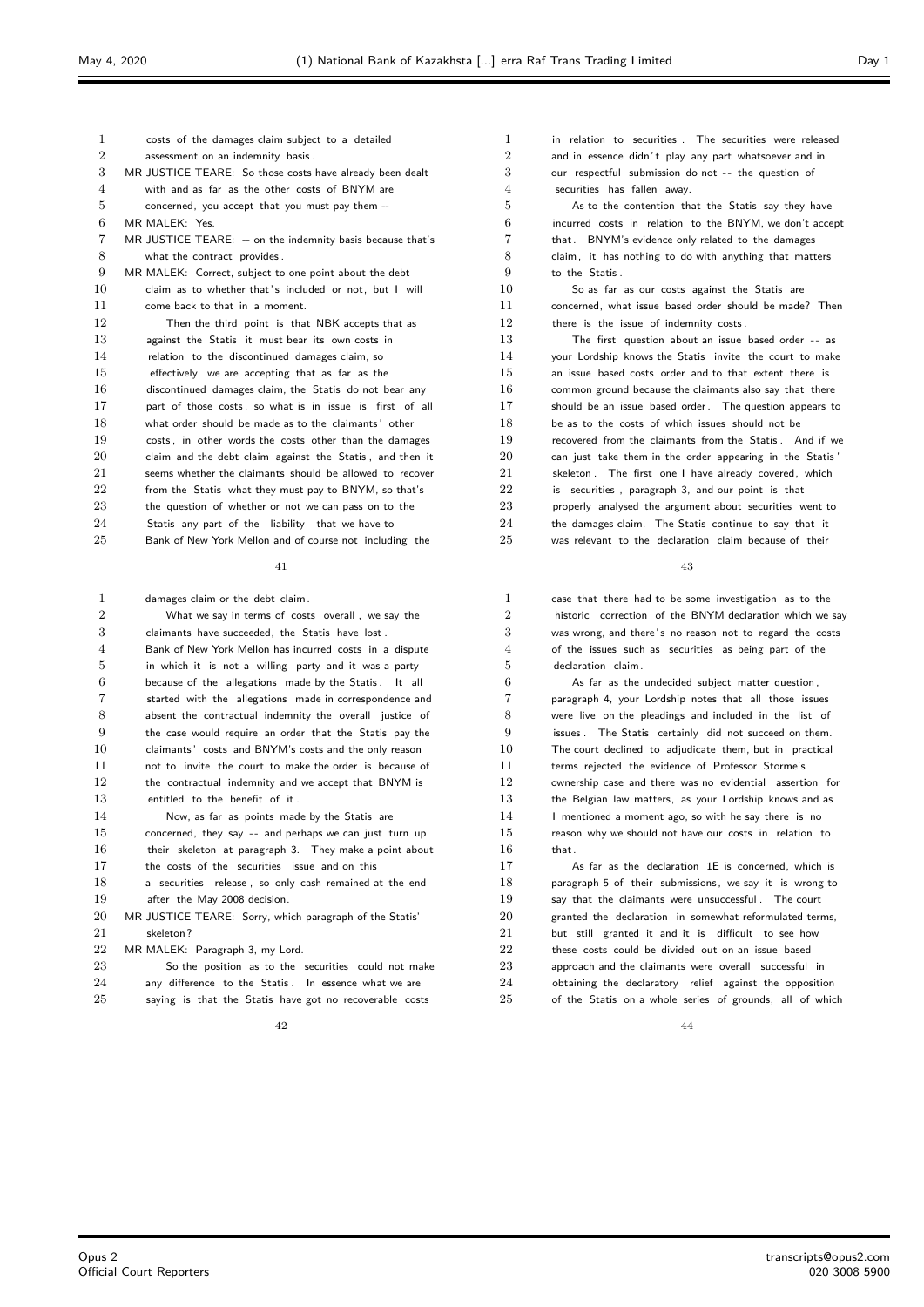costs of the damages claim subject to a detailed assessment on an indemnity basis.

MR JUSTICE TEARE: So those costs have already been dealt with and as far as the other costs of BNYM are concerned, you accept that you must pay them --

MR MALEK: Yes.

MR JUSTICE TEARE: -- on the indemnity basis because that's what the contract provides.

MR MALEK: Correct, subject to one point about the debt claim as to whether that's included or not, but I will come back to that in a moment.

Then the third point is that NBK accepts that as against the Statis it must bear its own costs in relation to the discontinued damages claim, so effectively we are accepting that as far as the discontinued damages claim, the Statis do not bear any part of those costs, so what is in issue is first of all what order should be made as to the claimants' other costs, in other words the costs other than the damages claim and the debt claim against the Statis, and then it seems whether the claimants should be allowed to recover from the Statis what they must pay to BNYM, so that's the question of whether or not we can pass on to the Statis any part of the liability that we have to Bank of New York Mellon and of course not including the damages claim or the debt claim.

What we say in terms of costs overall, we say the claimants have succeeded, the Statis have lost. Bank of New York Mellon has incurred costs in a dispute in which it is not a willing party and it was a party because of the allegations made by the Statis. It all started with the allegations made in correspondence and absent the contractual indemnity the overall justice of the case would require an order that the Statis pay the claimants' costs and BNYM's costs and the only reason not to invite the court to make the order is because of the contractual indemnity and we accept that BNYM is entitled to the benefit of it.

Now, as far as points made by the Statis are concerned, they say -- and perhaps we can just turn up their skeleton at paragraph 3. They make a point about the costs of the securities issue and on this a securities release, so only cash remained at the end after the May 2008 decision.

MR JUSTICE TEARE: Sorry, which paragraph of the Statis' skeleton?

MR MALEK: Paragraph 3, my Lord.

So the position as to the securities could not make any difference to the Statis. In essence what we are saying is that the Statis have got no recoverable costs in relation to securities. The securities were released and in essence didn't play any part whatsoever and in our respectful submission do not -- the question of securities has fallen away.

As to the contention that the Statis say they have incurred costs in relation to the BNYM, we don't accept that. BNYM's evidence only related to the damages claim, it has nothing to do with anything that matters to the Statis.

So as far as our costs against the Statis are concerned, what issue based order should be made? Then there is the issue of indemnity costs.

The first question about an issue based order -- as your Lordship knows the Statis invite the court to make an issue based costs order and to that extent there is common ground because the claimants also say that there should be an issue based order. The question appears to be as to the costs of which issues should not be recovered from the claimants from the Statis. And if we can just take them in the order appearing in the Statis' skeleton. The first one I have already covered, which is securities, paragraph 3, and our point is that properly analysed the argument about securities went to the damages claim. The Statis continue to say that it was relevant to the declaration claim because of their case that there had to be some investigation as to the historic correction of the BNYM declaration which we say was wrong, and there's no reason not to regard the costs of the issues such as securities as being part of the declaration claim.

As far as the undecided subject matter question, paragraph 4, your Lordship notes that all those issues were live on the pleadings and included in the list of issues. The Statis certainly did not succeed on them. The court declined to adjudicate them, but in practical terms rejected the evidence of Professor Storme's ownership case and there was no evidential assertion for the Belgian law matters, as your Lordship knows and as I mentioned a moment ago, so with he say there is no reason why we should not have our costs in relation to that.

As far as the declaration 1E is concerned, which is paragraph 5 of their submissions, we say it is wrong to say that the claimants were unsuccessful. The court granted the declaration in somewhat reformulated terms, but still granted it and it is difficult to see how these costs could be divided out on an issue based approach and the claimants were overall successful in obtaining the declaratory relief against the opposition of the Statis on a whole series of grounds, all of which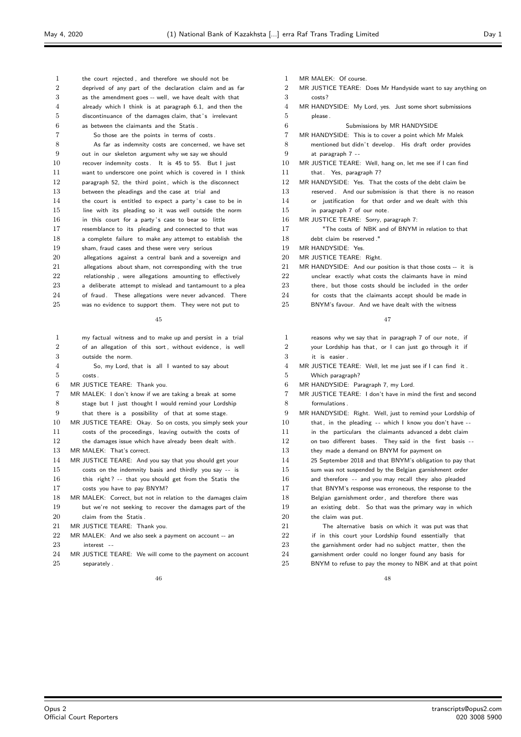the court rejected, and therefore we should not be deprived of any part of the declaration claim and as far as the amendment goes -- well, we have dealt with that already which I think is at paragraph 6.1, and then the discontinuance of the damages claim, that's irrelevant as between the claimants and the Statis.

So those are the points in terms of costs.

As far as indemnity costs are concerned, we have set out in our skeleton argument why we say we should recover indemnity costs. It is 45 to 55. But I just want to underscore one point which is covered in I think paragraph 52, the third point, which is the disconnect between the pleadings and the case at trial and the court is entitled to expect a party's case to be in line with its pleading so it was well outside the norm in this court for a party's case to bear so little resemblance to its pleading and connected to that was a complete failure to make any attempt to establish the sham, fraud cases and these were very serious allegations against a central bank and a sovereign and allegations about sham, not corresponding with the true relationship, were allegations amounting to effectively a deliberate attempt to mislead and tantamount to a plea of fraud. These allegations were never advanced. There was no evidence to support them. They were not put to my factual witness and to make up and persist in a trial of an allegation of this sort, without evidence, is well outside the norm.

So, my Lord, that is all I wanted to say about costs.

MR JUSTICE TEARE: Thank you.

MR MALEK: I don't know if we are taking a break at some stage but I just thought I would remind your Lordship that there is a possibility of that at some stage.

MR JUSTICE TEARE: Okay. So on costs, you simply seek your costs of the proceedings, leaving outwith the costs of the damages issue which have already been dealt with.

MR MALEK: That's correct.

MR JUSTICE TEARE: And you say that you should get your costs on the indemnity basis and thirdly you say -- is this right? -- that you should get from the Statis the costs you have to pay BNYM?

MR MALEK: Correct, but not in relation to the damages claim but we're not seeking to recover the damages part of the claim from the Statis.

MR JUSTICE TEARE: Thank you.

MR MALEK: And we also seek a payment on account -- an interest --

MR JUSTICE TEARE: We will come to the payment on account separately.

MR MALEK: Of course.

MR JUSTICE TEARE: Does Mr Handyside want to say anything on costs?

MR HANDYSIDE: My Lord, yes. Just some short submissions please.

Submissions by MR HANDYSIDE

MR HANDYSIDE: This is to cover a point which Mr Malek mentioned but didn't develop. His draft order provides at paragraph 7 --

MR JUSTICE TEARE: Well, hang on, let me see if I can find that. Yes, paragraph 7?

MR HANDYSIDE: Yes. That the costs of the debt claim be reserved. And our submission is that there is no reason or justification for that order and we dealt with this in paragraph 7 of our note.

MR JUSTICE TEARE: Sorry, paragraph 7:

"The costs of NBK and of BNYM in relation to that debt claim be reserved."

MR HANDYSIDE: Yes.

MR JUSTICE TEARE: Right.

MR HANDYSIDE: And our position is that those costs -- it is unclear exactly what costs the claimants have in mind there, but those costs should be included in the order for costs that the claimants accept should be made in BNYM's favour. And we have dealt with the witness reasons why we say that in paragraph 7 of our note, if your Lordship has that, or I can just go through it if it is easier.

MR JUSTICE TEARE: Well, let me just see if I can find it. Which paragraph?

MR HANDYSIDE: Paragraph 7, my Lord.

MR JUSTICE TEARE: I don't have in mind the first and second formulations.

MR HANDYSIDE: Right. Well, just to remind your Lordship of that, in the pleading -- which I know you don't have -- in the particulars the claimants advanced a debt claim on two different bases. They said in the first basis -- they made a demand on BNYM for payment on 25 September 2018 and that BNYM's obligation to pay that sum was not suspended by the Belgian garnishment order and therefore -- and you may recall they also pleaded that BNYM's response was erroneous, the response to the Belgian garnishment order, and therefore there was an existing debt. So that was the primary way in which the claim was put.

The alternative basis on which it was put was that if in this court your Lordship found essentially that the garnishment order had no subject matter, then the garnishment order could no longer found any basis for BNYM to refuse to pay the money to NBK and at that point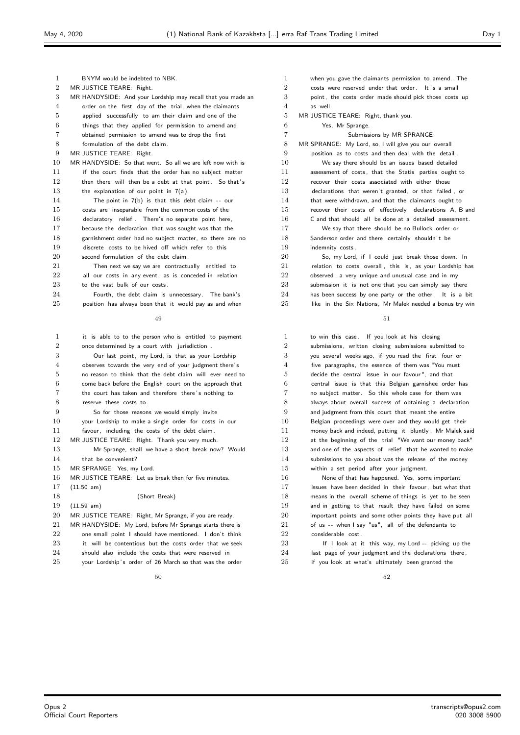BNYM would be indebted to NBK.

MR JUSTICE TEARE: Right.

MR HANDYSIDE: And your Lordship may recall that you made an order on the first day of the trial when the claimants applied successfully to am their claim and one of the things that they applied for permission to amend and obtained permission to amend was to drop the first formulation of the debt claim.

MR JUSTICE TEARE: Right.

MR HANDYSIDE: So that went. So all we are left now with is if the court finds that the order has no subject matter then there will then be a debt at that point. So that's the explanation of our point in 7(a).

The point in 7(b) is that this debt claim -- our costs are inseparable from the common costs of the declaratory relief. There's no separate point here, because the declaration that was sought was that the garnishment order had no subject matter, so there are no discrete costs to be hived off which refer to this second formulation of the debt claim.

Then next we say we are contractually entitled to all our costs in any event, as is conceded in relation to the vast bulk of our costs.

Fourth, the debt claim is unnecessary. The bank's position has always been that it would pay as and when it is able to to the person who is entitled to payment once determined by a court with jurisdiction.

Our last point, my Lord, is that as your Lordship observes towards the very end of your judgment there's no reason to think that the debt claim will ever need to come back before the English court on the approach that the court has taken and therefore there's nothing to reserve these costs to.

So for those reasons we would simply invite your Lordship to make a single order for costs in our favour, including the costs of the debt claim.

MR JUSTICE TEARE: Right. Thank you very much.

Mr Sprange, shall we have a short break now? Would that be convenient?

MR SPRANGE: Yes, my Lord.

MR JUSTICE TEARE: Let us break then for five minutes.

(11.50 am)

(Short Break)

(11.59 am)

MR JUSTICE TEARE: Right, Mr Sprange, if you are ready.

MR HANDYSIDE: My Lord, before Mr Sprange starts there is one small point I should have mentioned. I don't think it will be contentious but the costs order that we seek should also include the costs that were reserved in your Lordship's order of 26 March so that was the order when you gave the claimants permission to amend. The costs were reserved under that order. It's a small point, the costs order made should pick those costs up as well.

MR JUSTICE TEARE: Right, thank you.

Yes, Mr Sprange.

## Submissions by MR SPRANGE

MR SPRANGE: My Lord, so, I will give you our overall position as to costs and then deal with the detail.

We say there should be an issues based detailed assessment of costs, that the Statis parties ought to recover their costs associated with either those declarations that weren't granted, or that failed, or that were withdrawn, and that the claimants ought to recover their costs of effectively declarations A, B and C and that should all be done at a detailed assessment.

We say that there should be no Bullock order or Sanderson order and there certainly shouldn't be indemnity costs.

So, my Lord, if I could just break those down. In relation to costs overall, this is, as your Lordship has observed, a very unique and unusual case and in my submission it is not one that you can simply say there has been success by one party or the other. It is a bit like in the Six Nations, Mr Malek needed a bonus try win to win this case. If you look at his closing submissions, written closing submissions submitted to you several weeks ago, if you read the first four or five paragraphs, the essence of them was "You must decide the central issue in our favour", and that central issue is that this Belgian garnishee order has no subject matter. So this whole case for them was always about overall success of obtaining a declaration and judgment from this court that meant the entire Belgian proceedings were over and they would get their money back and indeed, putting it bluntly, Mr Malek said at the beginning of the trial "We want our money back" and one of the aspects of relief that he wanted to make submissions to you about was the release of the money within a set period after your judgment.

None of that has happened. Yes, some important issues have been decided in their favour, but what that means in the overall scheme of things is yet to be seen and in getting to that result they have failed on some important points and some other points they have put all of us -- when I say "us", all of the defendants to considerable cost.

If I look at it this way, my Lord -- picking up the last page of your judgment and the declarations there, if you look at what's ultimately been granted the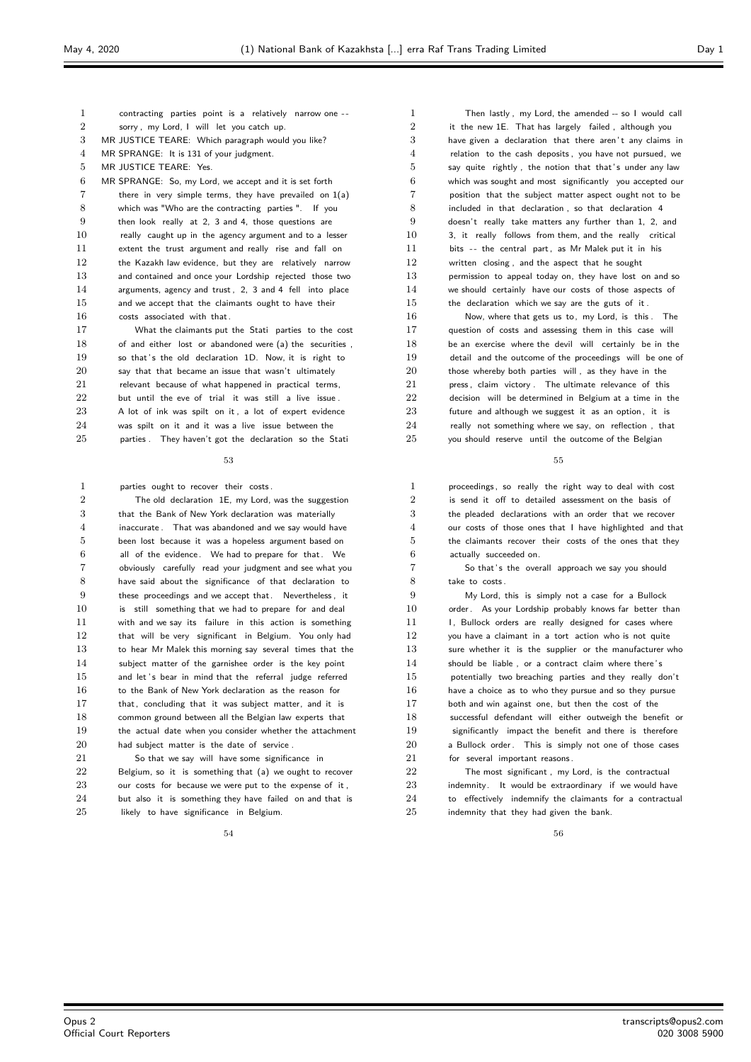contracting parties point is a relatively narrow one -- sorry, my Lord, I will let you catch up.

MR JUSTICE TEARE: Which paragraph would you like?

MR SPRANGE: It is 131 of your judgment.

MR JUSTICE TEARE: Yes.

MR SPRANGE: So, my Lord, we accept and it is set forth there in very simple terms, they have prevailed on 1(a) which was "Who are the contracting parties". If you then look really at 2, 3 and 4, those questions are really caught up in the agency argument and to a lesser extent the trust argument and really rise and fall on the Kazakh law evidence, but they are relatively narrow and contained and once your Lordship rejected those two arguments, agency and trust, 2, 3 and 4 fell into place and we accept that the claimants ought to have their costs associated with that.

What the claimants put the Stati parties to the cost of and either lost or abandoned were (a) the securities, so that's the old declaration 1D. Now, it is right to say that that became an issue that wasn't ultimately relevant because of what happened in practical terms, but until the eve of trial it was still a live issue. A lot of ink was spilt on it, a lot of expert evidence was spilt on it and it was a live issue between the parties. They haven't got the declaration so the Stati parties ought to recover their costs.

The old declaration 1E, my Lord, was the suggestion that the Bank of New York declaration was materially inaccurate. That was abandoned and we say would have been lost because it was a hopeless argument based on all of the evidence. We had to prepare for that. We obviously carefully read your judgment and see what you have said about the significance of that declaration to these proceedings and we accept that. Nevertheless, it is still something that we had to prepare for and deal with and we say its failure in this action is something that will be very significant in Belgium. You only had to hear Mr Malek this morning say several times that the subject matter of the garnishee order is the key point and let's bear in mind that the referral judge referred to the Bank of New York declaration as the reason for that, concluding that it was subject matter, and it is common ground between all the Belgian law experts that the actual date when you consider whether the attachment had subject matter is the date of service.

So that we say will have some significance in Belgium, so it is something that (a) we ought to recover our costs for because we were put to the expense of it, but also it is something they have failed on and that is likely to have significance in Belgium.

Then lastly, my Lord, the amended -- so I would call it the new 1E. That has largely failed, although you have given a declaration that there aren't any claims in relation to the cash deposits, you have not pursued, we say quite rightly, the notion that that's under any law which was sought and most significantly you accepted our position that the subject matter aspect ought not to be included in that declaration, so that declaration 4 doesn't really take matters any further than 1, 2, and 3, it really follows from them, and the really critical bits -- the central part, as Mr Malek put it in his written closing, and the aspect that he sought permission to appeal today on, they have lost on and so we should certainly have our costs of those aspects of the declaration which we say are the guts of it.

Now, where that gets us to, my Lord, is this. The question of costs and assessing them in this case will be an exercise where the devil will certainly be in the detail and the outcome of the proceedings will be one of those whereby both parties will, as they have in the press, claim victory. The ultimate relevance of this decision will be determined in Belgium at a time in the future and although we suggest it as an option, it is really not something where we say, on reflection, that you should reserve until the outcome of the Belgian proceedings, so really the right way to deal with cost is send it off to detailed assessment on the basis of the pleaded declarations with an order that we recover our costs of those ones that I have highlighted and that the claimants recover their costs of the ones that they actually succeeded on.

So that's the overall approach we say you should take to costs.

My Lord, this is simply not a case for a Bullock order. As your Lordship probably knows far better than I, Bullock orders are really designed for cases where you have a claimant in a tort action who is not quite sure whether it is the supplier or the manufacturer who should be liable, or a contract claim where there's potentially two breaching parties and they really don't have a choice as to who they pursue and so they pursue both and win against one, but then the cost of the successful defendant will either outweigh the benefit or significantly impact the benefit and there is therefore a Bullock order. This is simply not one of those cases for several important reasons.

The most significant, my Lord, is the contractual indemnity. It would be extraordinary if we would have to effectively indemnify the claimants for a contractual indemnity that they had given the bank.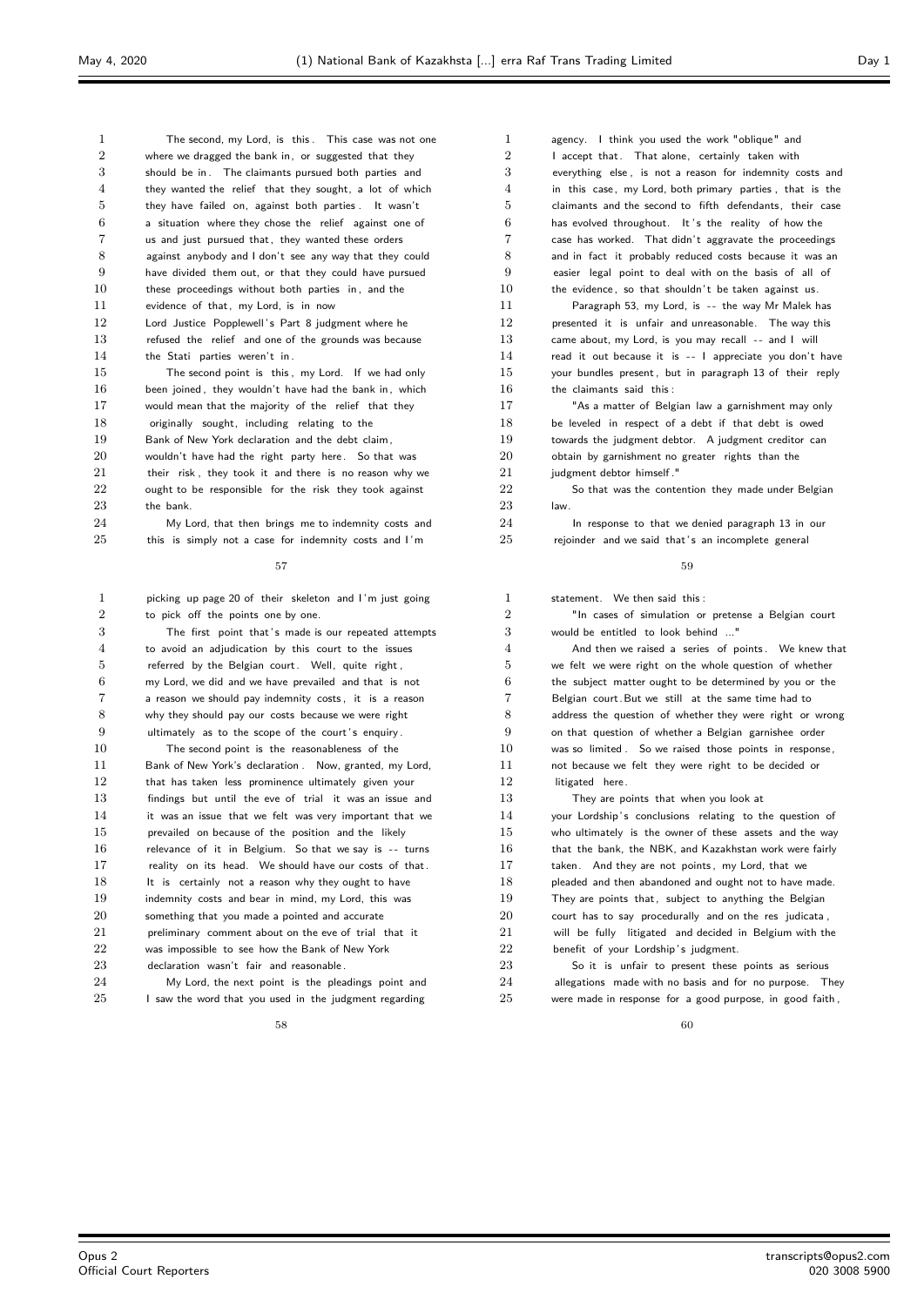The second, my Lord, is this. This case was not one where we dragged the bank in, or suggested that they should be in. The claimants pursued both parties and they wanted the relief that they sought, a lot of which they have failed on, against both parties. It wasn't a situation where they chose the relief against one of us and just pursued that, they wanted these orders against anybody and I don't see any way that they could have divided them out, or that they could have pursued these proceedings without both parties in, and the evidence of that, my Lord, is in now Lord Justice Popplewell's Part 8 judgment where he refused the relief and one of the grounds was because the Stati parties weren't in.

The second point is this, my Lord. If we had only been joined, they wouldn't have had the bank in, which would mean that the majority of the relief that they originally sought, including relating to the Bank of New York declaration and the debt claim, wouldn't have had the right party here. So that was their risk, they took it and there is no reason why we ought to be responsible for the risk they took against the bank.

My Lord, that then brings me to indemnity costs and this is simply not a case for indemnity costs and I'm picking up page 20 of their skeleton and I'm just going to pick off the points one by one.

The first point that's made is our repeated attempts to avoid an adjudication by this court to the issues referred by the Belgian court. Well, quite right, my Lord, we did and we have prevailed and that is not a reason we should pay indemnity costs, it is a reason why they should pay our costs because we were right ultimately as to the scope of the court's enquiry.

The second point is the reasonableness of the Bank of New York's declaration. Now, granted, my Lord, that has taken less prominence ultimately given your findings but until the eve of trial it was an issue and it was an issue that we felt was very important that we prevailed on because of the position and the likely relevance of it in Belgium. So that we say is -- turns reality on its head. We should have our costs of that. It is certainly not a reason why they ought to have indemnity costs and bear in mind, my Lord, this was something that you made a pointed and accurate preliminary comment about on the eve of trial that it was impossible to see how the Bank of New York declaration wasn't fair and reasonable.

My Lord, the next point is the pleadings point and I saw the word that you used in the judgment regarding agency. I think you used the work "oblique" and I accept that. That alone, certainly taken with everything else, is not a reason for indemnity costs and in this case, my Lord, both primary parties, that is the claimants and the second to fifth defendants, their case has evolved throughout. It's the reality of how the case has worked. That didn't aggravate the proceedings and in fact it probably reduced costs because it was an easier legal point to deal with on the basis of all of the evidence, so that shouldn't be taken against us.

Paragraph 53, my Lord, is -- the way Mr Malek has presented it is unfair and unreasonable. The way this came about, my Lord, is you may recall -- and I will read it out because it is -- I appreciate you don't have your bundles present, but in paragraph 13 of their reply the claimants said this:

"As a matter of Belgian law a garnishment may only be leveled in respect of a debt if that debt is owed towards the judgment debtor. A judgment creditor can obtain by garnishment no greater rights than the judgment debtor himself."

So that was the contention they made under Belgian law.

In response to that we denied paragraph 13 in our rejoinder and we said that's an incomplete general statement. We then said this:

"In cases of simulation or pretense a Belgian court would be entitled to look behind ..."

And then we raised a series of points. We knew that we felt we were right on the whole question of whether the subject matter ought to be determined by you or the Belgian court. But we still at the same time had to address the question of whether they were right or wrong on that question of whether a Belgian garnishee order was so limited. So we raised those points in response, not because we felt they were right to be decided or litigated here.

They are points that when you look at your Lordship's conclusions relating to the question of who ultimately is the owner of these assets and the way that the bank, the NBK, and Kazakhstan work were fairly taken. And they are not points, my Lord, that we pleaded and then abandoned and ought not to have made. They are points that, subject to anything the Belgian court has to say procedurally and on the res judicata, will be fully litigated and decided in Belgium with the benefit of your Lordship's judgment.

So it is unfair to present these points as serious allegations made with no basis and for no purpose. They were made in response for a good purpose, in good faith,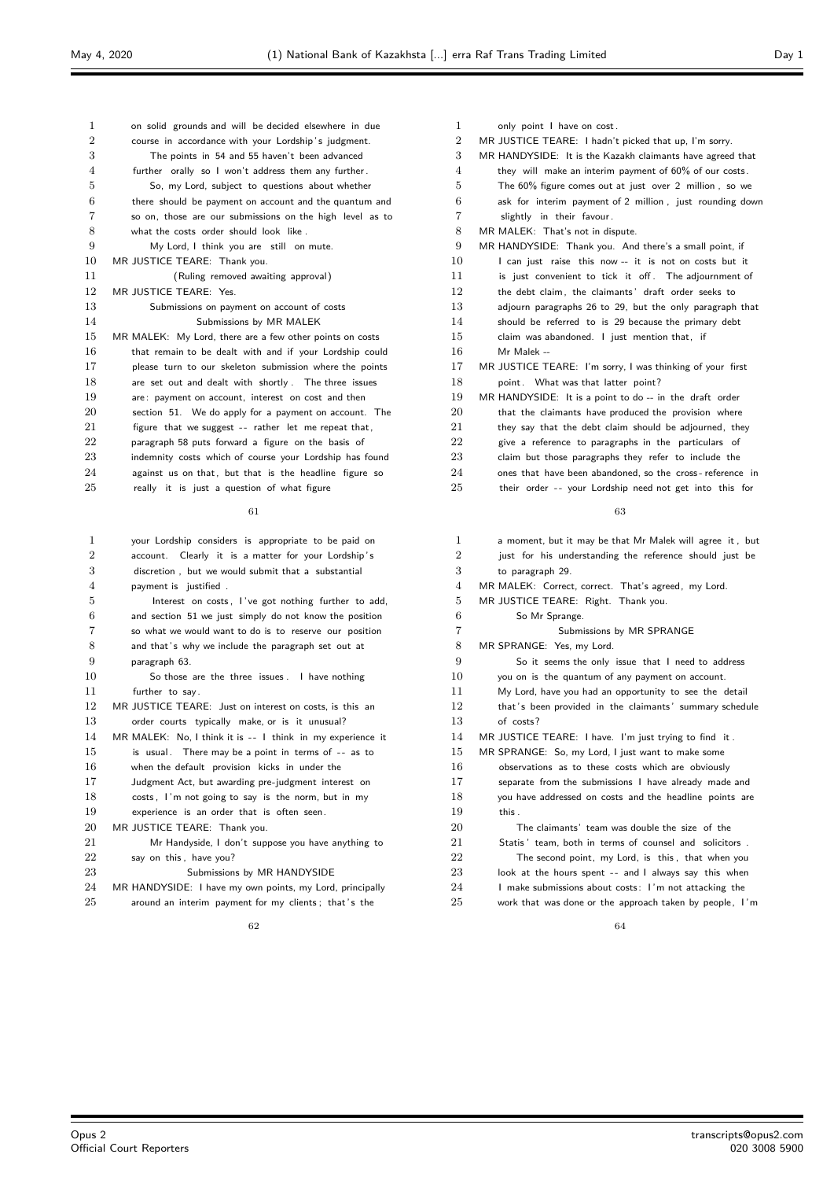on solid grounds and will be decided elsewhere in due course in accordance with your Lordship's judgment.

The points in 54 and 55 haven't been advanced further orally so I won't address them any further.

So, my Lord, subject to questions about whether there should be payment on account and the quantum and so on, those are our submissions on the high level as to what the costs order should look like.

My Lord, I think you are still on mute.

MR JUSTICE TEARE: Thank you.

(Ruling removed awaiting approval)

MR JUSTICE TEARE: Yes.

Submissions on payment on account of costs

Submissions by MR MALEK

MR MALEK: My Lord, there are a few other points on costs that remain to be dealt with and if your Lordship could please turn to our skeleton submission where the points are set out and dealt with shortly. The three issues are: payment on account, interest on cost and then section 51. We do apply for a payment on account. The figure that we suggest -- rather let me repeat that, paragraph 58 puts forward a figure on the basis of indemnity costs which of course your Lordship has found against us on that, but that is the headline figure so really it is just a question of what figure your Lordship considers is appropriate to be paid on account. Clearly it is a matter for your Lordship's discretion, but we would submit that a substantial payment is justified.

Interest on costs, I've got nothing further to add, and section 51 we just simply do not know the position so what we would want to do is to reserve our position and that's why we include the paragraph set out at paragraph 63.

So those are the three issues. I have nothing further to say.

MR JUSTICE TEARE: Just on interest on costs, is this an order courts typically make, or is it unusual?

MR MALEK: No, I think it is -- I think in my experience it is usual. There may be a point in terms of -- as to when the default provision kicks in under the Judgment Act, but awarding pre-judgment interest on costs, I'm not going to say is the norm, but in my experience is an order that is often seen.

MR JUSTICE TEARE: Thank you.

Mr Handyside, I don't suppose you have anything to say on this, have you?

Submissions by MR HANDYSIDE

MR HANDYSIDE: I have my own points, my Lord, principally around an interim payment for my clients; that's the only point I have on cost.

MR JUSTICE TEARE: I hadn't picked that up, I'm sorry.

MR HANDYSIDE: It is the Kazakh claimants have agreed that they will make an interim payment of 60% of our costs. The 60% figure comes out at just over 2 million, so we ask for interim payment of 2 million, just rounding down slightly in their favour.

MR MALEK: That's not in dispute.

MR HANDYSIDE: Thank you. And there's a small point, if I can just raise this now -- it is not on costs but it is just convenient to tick it off. The adjournment of the debt claim, the claimants' draft order seeks to adjourn paragraphs 26 to 29, but the only paragraph that should be referred to is 29 because the primary debt claim was abandoned. I just mention that, if Mr Malek --

MR JUSTICE TEARE: I'm sorry, I was thinking of your first point. What was that latter point?

MR HANDYSIDE: It is a point to do -- in the draft order that the claimants have produced the provision where they say that the debt claim should be adjourned, they give a reference to paragraphs in the particulars of claim but those paragraphs they refer to include the ones that have been abandoned, so the cross-reference in their order -- your Lordship need not get into this for a moment, but it may be that Mr Malek will agree it, but just for his understanding the reference should just be to paragraph 29.

MR MALEK: Correct, correct. That's agreed, my Lord.

MR JUSTICE TEARE: Right. Thank you.

So Mr Sprange.

Submissions by MR SPRANGE

MR SPRANGE: Yes, my Lord.

So it seems the only issue that I need to address you on is the quantum of any payment on account.

My Lord, have you had an opportunity to see the detail that's been provided in the claimants' summary schedule of costs?

MR JUSTICE TEARE: I have. I'm just trying to find it.

MR SPRANGE: So, my Lord, I just want to make some observations as to these costs which are obviously separate from the submissions I have already made and you have addressed on costs and the headline points are this.

The claimants' team was double the size of the Statis' team, both in terms of counsel and solicitors.

The second point, my Lord, is this, that when you look at the hours spent -- and I always say this when I make submissions about costs: I'm not attacking the work that was done or the approach taken by people, I'm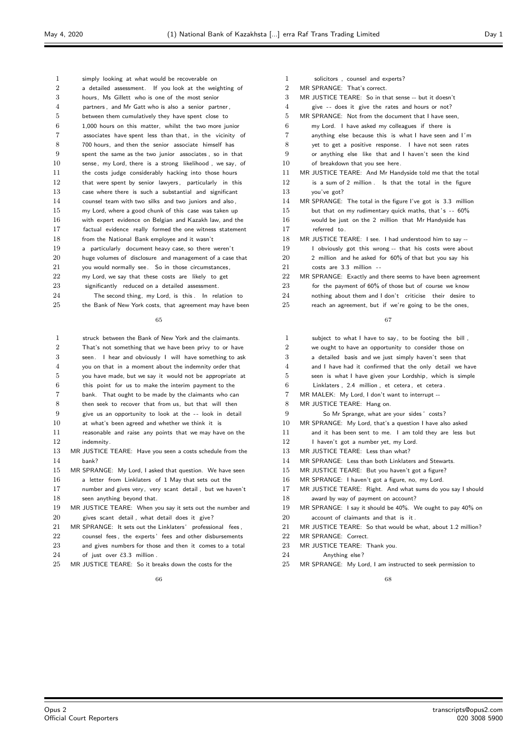simply looking at what would be recoverable on a detailed assessment. If you look at the weighting of hours, Ms Gillett who is one of the most senior partners, and Mr Gatt who is also a senior partner, between them cumulatively they have spent close to 1,000 hours on this matter, whilst the two more junior associates have spent less than that, in the vicinity of 700 hours, and then the senior associate himself has spent the same as the two junior associates, so in that sense, my Lord, there is a strong likelihood, we say, of the costs judge considerably hacking into those hours that were spent by senior lawyers, particularly in this case where there is such a substantial and significant counsel team with two silks and two juniors and also, my Lord, where a good chunk of this case was taken up with expert evidence on Belgian and Kazakh law, and the factual evidence really formed the one witness statement from the National Bank employee and it wasn't a particularly document heavy case, so there weren't huge volumes of disclosure and management of a case that you would normally see. So in those circumstances, my Lord, we say that these costs are likely to get significantly reduced on a detailed assessment.

The second thing, my Lord, is this. In relation to the Bank of New York costs, that agreement may have been

struck between the Bank of New York and the claimants. That's not something that we have been privy to or have seen. I hear and obviously I will have something to ask you on that in a moment about the indemnity order that you have made, but we say it would not be appropriate at this point for us to make the interim payment to the bank. That ought to be made by the claimants who can then seek to recover that from us, but that will then give us an opportunity to look at the -- look in detail at what's been agreed and whether we think it is reasonable and raise any points that we may have on the indemnity.

MR JUSTICE TEARE: Have you seen a costs schedule from the bank?

MR SPRANGE: My Lord, I asked that question. We have seen a letter from Linklaters of 1 May that sets out the number and gives very, very scant detail, but we haven't seen anything beyond that.

MR JUSTICE TEARE: When you say it sets out the number and gives scant detail, what detail does it give?

MR SPRANGE: It sets out the Linklaters' professional fees, counsel fees, the experts' fees and other disbursements and gives numbers for those and then it comes to a total of just over č3.3 million.

MR JUSTICE TEARE: So it breaks down the costs for the solicitors, counsel and experts?

MR SPRANGE: That's correct.

MR JUSTICE TEARE: So in that sense -- but it doesn't give -- does it give the rates and hours or not?

MR SPRANGE: Not from the document that I have seen, my Lord. I have asked my colleagues if there is anything else because this is what I have seen and I'm yet to get a positive response. I have not seen rates or anything else like that and I haven't seen the kind of breakdown that you see here.

MR JUSTICE TEARE: And Mr Handyside told me that the total is a sum of 2 million. Is that the total in the figure you've got?

MR SPRANGE: The total in the figure I've got is 3.3 million but that on my rudimentary quick maths, that's -- 60% would be just on the 2 million that Mr Handyside has referred to.

MR JUSTICE TEARE: I see. I had understood him to say -- I obviously got this wrong -- that his costs were about 2 million and he asked for 60% of that but you say his costs are 3.3 million --

MR SPRANGE: Exactly and there seems to have been agreement for the payment of 60% of those but of course we know nothing about them and I don't criticise their desire to reach an agreement, but if we're going to be the ones, subject to what I have to say, to be footing the bill, we ought to have an opportunity to consider those on a detailed basis and we just simply haven't seen that and I have had it confirmed that the only detail we have seen is what I have given your Lordship, which is simple Linklaters, 2.4 million, et cetera, et cetera.

MR MALEK: My Lord, I don't want to interrupt --

MR JUSTICE TEARE: Hang on.

So Mr Sprange, what are your sides' costs?

MR SPRANGE: My Lord, that's a question I have also asked and it has been sent to me. I am told they are less but I haven't got a number yet, my Lord.

MR JUSTICE TEARE: Less than what?

MR SPRANGE: Less than both Linklaters and Stewarts.

MR JUSTICE TEARE: But you haven't got a figure?

MR SPRANGE: I haven't got a figure, no, my Lord.

MR JUSTICE TEARE: Right. And what sums do you say I should award by way of payment on account?

MR SPRANGE: I say it should be 40%. We ought to pay 40% on account of claimants and that is it.

MR JUSTICE TEARE: So that would be what, about 1.2 million?

MR SPRANGE: Correct.

MR JUSTICE TEARE: Thank you.

Anything else?

MR SPRANGE: My Lord, I am instructed to seek permission to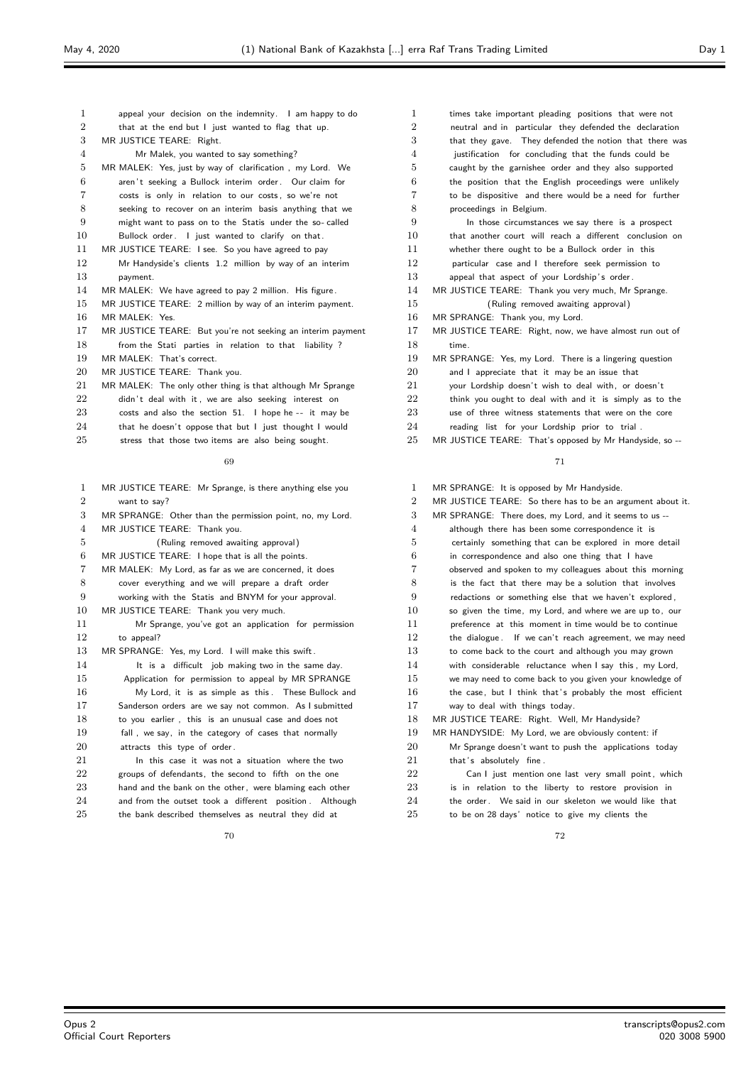appeal your decision on the indemnity. I am happy to do that at the end but I just wanted to flag that up.

MR JUSTICE TEARE: Right.

Mr Malek, you wanted to say something?

MR MALEK: Yes, just by way of clarification, my Lord. We aren't seeking a Bullock interim order. Our claim for costs is only in relation to our costs, so we're not seeking to recover on an interim basis anything that we might want to pass on to the Statis under the so-called Bullock order. I just wanted to clarify on that.

MR JUSTICE TEARE: I see. So you have agreed to pay Mr Handyside's clients 1.2 million by way of an interim payment.

MR MALEK: We have agreed to pay 2 million. His figure.

MR JUSTICE TEARE: 2 million by way of an interim payment.

MR MALEK: Yes.

MR JUSTICE TEARE: But you're not seeking an interim payment from the Stati parties in relation to that liability?

MR MALEK: That's correct.

MR JUSTICE TEARE: Thank you.

MR MALEK: The only other thing is that although Mr Sprange didn't deal with it, we are also seeking interest on costs and also the section 51. I hope he -- it may be that he doesn't oppose that but I just thought I would stress that those two items are also being sought.

MR JUSTICE TEARE: Mr Sprange, is there anything else you want to say?

MR SPRANGE: Other than the permission point, no, my Lord.

MR JUSTICE TEARE: Thank you.

(Ruling removed awaiting approval)

MR JUSTICE TEARE: I hope that is all the points.

MR MALEK: My Lord, as far as we are concerned, it does cover everything and we will prepare a draft order working with the Statis and BNYM for your approval.

MR JUSTICE TEARE: Thank you very much.

Mr Sprange, you've got an application for permission to appeal?

MR SPRANGE: Yes, my Lord. I will make this swift.

It is a difficult job making two in the same day.

Application for permission to appeal by MR SPRANGE

My Lord, it is as simple as this. These Bullock and Sanderson orders are we say not common. As I submitted to you earlier, this is an unusual case and does not fall, we say, in the category of cases that normally attracts this type of order.

In this case it was not a situation where the two groups of defendants, the second to fifth on the one hand and the bank on the other, were blaming each other and from the outset took a different position. Although the bank described themselves as neutral they did at times take important pleading positions that were not neutral and in particular they defended the declaration that they gave. They defended the notion that there was justification for concluding that the funds could be caught by the garnishee order and they also supported the position that the English proceedings were unlikely to be dispositive and there would be a need for further proceedings in Belgium.

In those circumstances we say there is a prospect that another court will reach a different conclusion on whether there ought to be a Bullock order in this particular case and I therefore seek permission to appeal that aspect of your Lordship's order.

MR JUSTICE TEARE: Thank you very much, Mr Sprange.

(Ruling removed awaiting approval)

MR SPRANGE: Thank you, my Lord.

MR JUSTICE TEARE: Right, now, we have almost run out of time.

MR SPRANGE: Yes, my Lord. There is a lingering question and I appreciate that it may be an issue that your Lordship doesn't wish to deal with, or doesn't think you ought to deal with and it is simply as to the use of three witness statements that were on the core reading list for your Lordship prior to trial.

MR JUSTICE TEARE: That's opposed by Mr Handyside, so --

MR SPRANGE: It is opposed by Mr Handyside.

MR JUSTICE TEARE: So there has to be an argument about it.

MR SPRANGE: There does, my Lord, and it seems to us -- although there has been some correspondence it is certainly something that can be explored in more detail in correspondence and also one thing that I have observed and spoken to my colleagues about this morning is the fact that there may be a solution that involves redactions or something else that we haven't explored, so given the time, my Lord, and where we are up to, our preference at this moment in time would be to continue the dialogue. If we can't reach agreement, we may need to come back to the court and although you may grown with considerable reluctance when I say this, my Lord, we may need to come back to you given your knowledge of the case, but I think that's probably the most efficient way to deal with things today.

MR JUSTICE TEARE: Right. Well, Mr Handyside?

MR HANDYSIDE: My Lord, we are obviously content: if Mr Sprange doesn't want to push the applications today that's absolutely fine.

Can I just mention one last very small point, which is in relation to the liberty to restore provision in the order. We said in our skeleton we would like that to be on 28 days' notice to give my clients the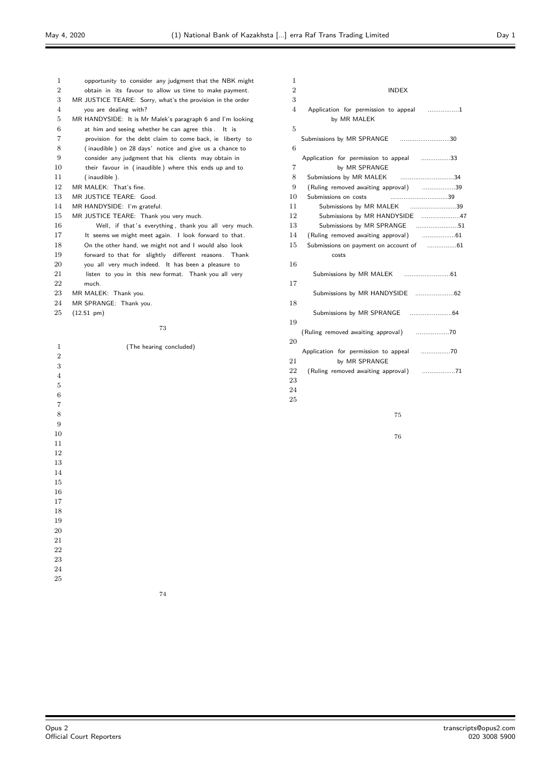opportunity to consider any judgment that the NBK might obtain in its favour to allow us time to make payment.

MR JUSTICE TEARE: Sorry, what's the provision in the order you are dealing with?

MR HANDYSIDE: It is Mr Malek's paragraph 6 and I'm looking at him and seeing whether he can agree this. It is provision for the debt claim to come back, ie liberty to (inaudible) on 28 days' notice and give us a chance to consider any judgment that his clients may obtain in their favour in (inaudible) where this ends up and to (inaudible).

MR MALEK: That's fine.

MR JUSTICE TEARE: Good.

MR HANDYSIDE: I'm grateful.

MR JUSTICE TEARE: Thank you very much.

Well, if that's everything, thank you all very much. It seems we might meet again. I look forward to that. On the other hand, we might not and I would also look forward to that for slightly different reasons. Thank you all very much indeed. It has been a pleasure to listen to you in this new format. Thank you all very much.

MR MALEK: Thank you.

MR SPRANGE: Thank you.

(12.51 pm)

(The hearing concluded)

## INDEX

| | |
|---|---|
| Application for permission to appeal by MR MALEK | 1 |
| Submissions by MR SPRANGE | 30 |
| Application for permission to appeal by MR SPRANGE | 33 |
| Submissions by MR MALEK | 34 |
| (Ruling removed awaiting approval) | 39 |
| Submissions on costs | 39 |
| Submissions by MR MALEK | 39 |
| Submissions by MR HANDYSIDE | 47 |
| Submissions by MR SPRANGE | 51 |
| (Ruling removed awaiting approval) | 61 |
| Submissions on payment on account of costs | 61 |
| Submissions by MR MALEK | 61 |
| Submissions by MR HANDYSIDE | 62 |
| Submissions by MR SPRANGE | 64 |
| (Ruling removed awaiting approval) | 70 |
| Application for permission to appeal by MR SPRANGE | 70 |
| (Ruling removed awaiting approval) | 71 |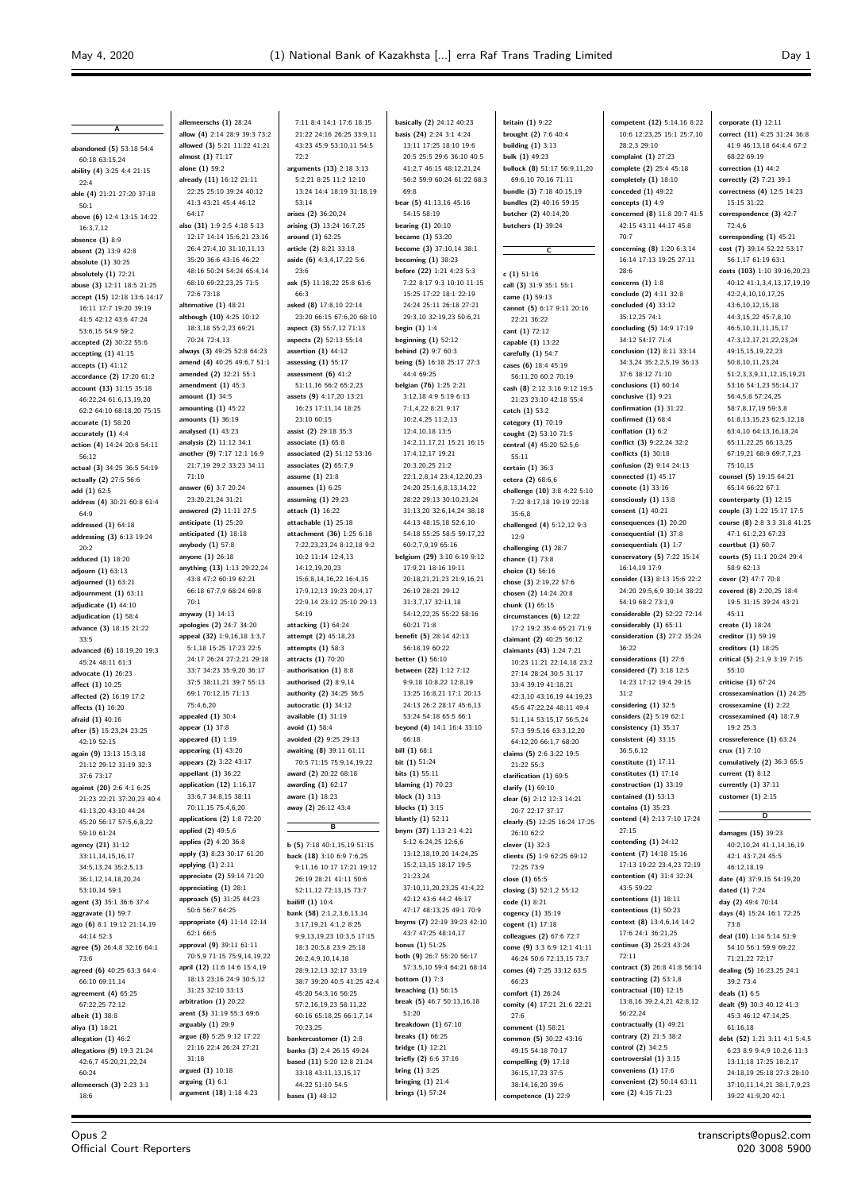## A

abandoned (5) 53:18 54:4 60:18 63:15,24
ability (4) 3:25 4:4 21:15 22:4
able (4) 21:21 27:20 37:18 50:1
above (6) 12:4 13:15 14:22 16:3,7,12
absence (1) 8:9
absent (2) 13:9 42:8
absolute (1) 30:25
absolutely (1) 72:21
abuse (3) 12:11 18:5 21:25
accept (15) 12:18 13:6 14:17 16:11 17:7 19:20 39:19 41:5 42:12 43:6 47:24 53:6,15 54:9 59:2
accepted (2) 30:22 55:6
accepting (1) 41:15
accepts (1) 41:12
accordance (2) 17:20 61:2
account (13) 31:15 35:18 46:22,24 61:6,13,19,20 62:2 64:10 68:18,20 75:15
accurate (1) 58:20
accurately (1) 4:4
action (4) 14:24 20:8 54:11 56:12
actual (3) 34:25 36:5 54:19
actually (2) 27:5 56:6
add (1) 62:5
address (4) 30:21 60:8 61:4 64:9
addressed (1) 64:18
addressing (3) 6:13 19:24 20:2
adduced (1) 18:20
adjourn (1) 63:13
adjourned (1) 63:21
adjournment (1) 63:11
adjudicate (1) 44:10
adjudication (1) 58:4
advance (3) 18:15 21:22 33:5
advanced (6) 18:19,20 19:3 45:24 48:11 61:3
advocate (1) 26:23
affect (1) 10:25
affected (2) 16:19 17:2
affects (1) 16:20
afraid (1) 40:16
after (5) 15:23,24 23:25 42:19 52:15
again (9) 13:13 15:3,18 21:12 29:12 31:19 32:3 37:6 73:17
against (20) 2:6 4:1 6:25 21:23 22:21 37:20,23 40:4 41:13,20 43:10 44:24 45:20 56:17 57:5,6,8,22 59:10 61:24
agency (21) 31:12 33:11,14,15,16,17 34:5,13,24 35:2,5,13 36:1,12,14,18,20,24 53:10,14 59:1
agent (3) 35:1 36:6 37:4
aggravate (1) 59:7
ago (6) 8:1 19:12 21:14,19 44:14 52:3
agree (5) 26:4,8 32:16 64:1 73:6
agreed (4) 40:25 63:3 64:4 66:10 69:11,14
agreement (4) 65:25 67:22,25 72:12
albeit (1) 38:8
aliya (1) 18:21
allegation (1) 46:2
allegations (9) 19:3 21:24 42:6,7 45:20,21,22,24 60:24
allemeersch (3) 2:23 3:1 18:6
allemeerschs (1) 28:24
allow (4) 2:14 28:9 39:3 73:2
allowed (3) 5:21 11:22 41:21
almost (1) 71:17
alone (1) 59:2
already (11) 16:12 21:11 22:25 25:10 39:24 40:12 41:3 43:21 45:4 46:12 64:17
also (31) 1:9 2:5 4:18 5:13 12:17 14:14 15:6,21 23:16 26:4 27:4,10 31:10,11,13 35:20 36:6 43:16 46:22 48:16 50:24 54:24 65:4,14 68:10 69:22,23,25 71:5 72:6 73:18
alternative (1) 48:21
although (10) 4:25 10:12 18:3,18 55:2,23 69:21 70:24 72:4,13
always (3) 49:25 52:8 64:23
amend (4) 40:25 49:6,7 51:1
amended (2) 32:21 55:1
amendment (1) 45:3
amount (1) 34:5
amounting (1) 45:22
amounts (1) 36:19
analysed (1) 43:23
analysis (2) 11:12 34:1
another (9) 7:17 12:1 16:9 21:7,19 29:2 33:23 34:11 71:10
answer (6) 3:7 20:24 23:20,21,24 31:21
answered (2) 11:11 27:5
anticipate (1) 25:20
anticipated (1) 18:18
anybody (1) 57:8
anyone (1) 26:18
anything (13) 1:13 29:22,24 43:8 47:2 60:19 62:21 66:18 67:7,9 68:24 69:8 70:1
anyway (1) 14:13
apologies (2) 24:7 34:20
appeal (32) 1:9,16,18 3:3,7 5:1,18 15:25 17:23 22:5 24:17 26:24 27:2,21 29:18 33:7 34:23 35:9,20 36:17 37:5 38:11,21 39:7 55:13 69:1 70:12,15 71:13 75:4,6,20
appealed (1) 30:4
appear (1) 37:8
appeared (1) 1:19
appearing (1) 43:20
appears (2) 3:22 43:17
appellant (1) 36:22
application (12) 1:16,17 33:6,7 34:8,15 38:11 70:11,15 75:4,6,20
applications (2) 1:8 72:20
applied (2) 49:5,6
applies (2) 4:20 36:8
apply (3) 8:23 30:17 61:20
applying (1) 2:11
appreciate (2) 59:14 71:20
appreciating (1) 28:1
approach (5) 31:25 44:23 50:6 56:7 64:25
appropriate (4) 11:14 12:14 62:1 66:5
approval (9) 39:11 61:11 70:5,9 71:15 75:9,14,19,22
april (12) 11:6 14:6 15:4,19 18:13 23:16 24:9 30:5,12 31:23 32:10 33:13
arbitration (1) 20:22
arent (3) 31:19 55:3 69:6
arguably (1) 29:9
argue (8) 5:25 9:12 17:22 21:16 22:4 26:24 27:21 31:18
argued (1) 10:18
arguing (1) 6:1
argument (18) 1:18 4:23 7:11 8:4 14:1 17:6 18:15 21:22 24:16 26:25 33:9,11 43:23 45:9 53:10,11 54:5 72:2
arguments (13) 2:18 3:13 5:2,21 8:25 11:2 12:10 13:24 14:4 18:19 31:18,19 53:14
arises (2) 36:20,24
arising (3) 13:24 16:7,25
around (1) 62:25
article (2) 8:21 33:18
aside (6) 4:3,4,17,22 5:6 23:6
ask (5) 11:18,22 25:8 63:6 66:3
asked (8) 17:8,10 22:14 23:20 66:15 67:6,20 68:10
aspect (3) 55:7,12 71:13
aspects (2) 52:13 55:14
assertion (1) 44:12
assessing (1) 55:17
assessment (6) 41:2 51:11,16 56:2 65:2,23
assets (9) 4:17,20 13:21 16:23 17:11,14 18:25 23:10 60:15
assist (2) 29:18 35:3
associate (1) 65:8
associated (2) 51:12 53:16
associates (2) 65:7,9
assume (1) 21:8
assumes (1) 6:25
assuming (1) 29:23
attach (1) 16:22
attachable (1) 25:18
attachment (36) 1:25 6:18 7:22,23,23,24 8:12,18 9:2 10:2 11:14 12:4,13 14:12,19,20,23 15:6,8,14,16,22 16:4,15 17:9,12,13 19:23 20:4,17 22:9,14 23:12 25:10 29:13 54:19
attacking (1) 64:24
attempt (2) 45:18,23
attempts (1) 58:3
attracts (1) 70:20
authorisation (1) 8:8
authorised (2) 8:9,14
authority (2) 34:25 36:5
autocratic (1) 34:12
available (1) 31:19
avoid (1) 58:4
avoided (2) 9:25 29:13
awaiting (8) 39:11 61:11 70:5 71:15 75:9,14,19,22
award (2) 20:22 68:18
awarding (1) 62:17
aware (1) 18:23
away (2) 26:12 43:4

## B

b (5) 7:18 40:1,15,19 51:15
back (18) 3:10 6:9 7:6,25 9:11,16 10:17 17:21 19:12 26:19 28:21 41:11 50:6 52:11,12 72:13,15 73:7
bailiff (1) 10:4
bank (58) 2:1,2,3,6,13,14 3:17,19,21 4:1,2 8:25 9:9,13,19,23 10:3,5 17:15 18:3 20:5,8 23:9 25:18 26:2,4,9,10,14,18 28:9,12,13 32:17 33:19 38:7 39:20 40:5 41:25 42:4 45:20 54:3,16 56:25 57:2,16,19,23 58:11,22 60:16 65:18,25 66:1,7,14 70:23,25
bankercustomer (1) 2:8
banks (3) 2:4 26:15 49:24
based (11) 5:20 12:8 21:24 33:18 43:11,13,15,17 44:22 51:10 54:5
bases (1) 48:12
basically (2) 24:12 40:23
basis (24) 2:24 3:1 4:24 13:11 17:25 18:10 19:6 20:5 25:5 29:6 36:10 40:5 41:2,7 46:15 48:12,21,24 56:2 59:9 60:24 61:22 68:3 69:8
bear (5) 41:13,16 45:16 54:15 58:19
bearing (1) 20:10
became (1) 53:20
become (3) 37:10,14 38:1
becoming (1) 38:23
before (22) 1:25 4:23 5:3 7:22 8:17 9:3 10:10 11:15 15:25 17:22 18:1 22:19 24:24 25:11 26:18 27:21 29:3,10 32:19,23 50:6,21
begin (1) 1:4
beginning (1) 52:12
behind (2) 9:7 60:3
being (5) 16:18 25:17 27:3 44:4 69:25
belgian (76) 1:25 2:21 3:12,18 4:9 5:19 6:13 7:1,4,22 8:21 9:17 10:2,4,25 11:2,13 12:4,10,18 13:5 14:2,11,17,21 15:21 16:15 17:4,12,17 19:21 20:3,20,25 21:2 22:1,2,8,14 23:4,12,20,23 24:20 25:1,6,8,13,14,22 28:22 29:13 30:10,23,24 38:18 44:13 48:15,18 52:6,10 54:18 55:25 58:5 59:17,22 60:2,7,9,19 65:16
belgium (29) 3:10 6:19 9:12 17:9,21 18:16 19:11 20:18,21,21,23 21:9,16,21 26:19 28:21 29:12 31:3,7,17 32:11,18 54:12,22,25 55:22 58:16 60:21 71:8
benefit (5) 28:14 42:13 56:18,19 60:22
better (1) 56:10
between (22) 1:12 7:12 9:9,18 10:8,22 12:8,19 13:25 16:8,21 17:1 20:13 24:13 26:2 28:17 45:6,13 53:24 54:18 65:5 66:1
beyond (4) 14:1 16:4 33:10 66:18
bill (1) 68:1
bit (1) 51:24
bits (1) 55:11
blaming (1) 70:23
block (1) 3:13
blocks (1) 3:15
bluntly (1) 52:11
bnym (37) 1:13 2:1 4:21 5:12 6:24,25 12:6,6 13:12,18,19,20 14:24,25 15:2,13,15 18:17 19:5 21:23,24 37:10,11,20,23,25 41:4,22 42:12 43:6 44:2 46:17 47:17 48:13,25 49:1 70:9
bnyms (7) 22:19 39:23 42:10 43:7 47:25 48:14,17
bonus (1) 51:25
both (9) 26:7 55:20 56:17 57:3,5,10 59:4 64:21 68:14
bottom (1) 7:3
breaching (1) 56:15
break (5) 46:7 50:13,16,18 51:20
breakdown (1) 67:10
breaks (1) 66:25
bridge (1) 12:21
briefly (2) 6:6 37:16
bring (1) 3:25
bringing (1) 21:4
brings (1) 57:24
britain (1) 9:22
brought (2) 7:6 40:4
building (1) 3:13
bulk (1) 49:23
bullock (8) 51:17 56:9,11,20 69:6,10 70:16 71:11
bundle (3) 7:18 40:15,19
bundles (2) 40:16 59:15
butcher (2) 40:14,20
butchers (1) 39:24

## C

c (1) 51:16
call (3) 31:9 35:1 55:1
came (1) 59:13
cannot (5) 6:17 9:11 20:16 22:21 36:22
cant (1) 72:12
capable (1) 13:22
carefully (1) 54:7
cases (6) 18:4 45:19 56:11,20 60:2 70:19
cash (8) 2:12 3:16 9:12 19:5 21:23 23:10 42:18 55:4
catch (1) 53:2
category (1) 70:19
caught (2) 53:10 71:5
central (4) 45:20 52:5,6 55:11
certain (1) 36:3
cetera (2) 68:6,6
challenge (10) 3:8 4:22 5:10 7:22 8:17,18 19:19 22:18 35:6,8
challenged (4) 5:12,12 9:3 12:9
challenging (1) 28:7
chance (1) 73:8
choice (1) 56:16
chose (3) 2:19,22 57:6
chosen (2) 14:24 20:8
chunk (1) 65:15
circumstances (6) 12:22 17:2 19:2 35:4 65:21 71:9
claimant (2) 40:25 56:12
claimants (43) 1:24 7:21 10:23 11:21 22:14,18 23:2 27:14 28:24 30:5 31:17 33:4 39:19 41:18,21 42:3,10 43:16,19 44:19,23 45:6 47:22,24 48:11 49:4 51:1,14 53:15,17 56:5,24 57:3 59:5,16 63:3,12,20 64:12,20 66:1,7 68:20
claims (5) 2:6 3:22 19:5 21:22 55:3
clarification (1) 69:5
clarify (1) 69:10
clear (6) 2:12 12:3 14:21 20:7 22:17 37:17
clearly (5) 12:25 16:24 17:25 26:10 62:2
clever (1) 32:3
clients (5) 1:9 62:25 69:12 72:25 73:9
close (1) 65:5
closing (3) 52:1,2 55:12
code (1) 8:21
cogency (1) 35:19
cogent (1) 17:18
colleagues (2) 67:6 72:7
come (9) 3:3 6:9 12:1 41:11 46:24 50:6 72:13,15 73:7
comes (4) 7:25 33:12 63:5 66:23
comfort (1) 26:24
comity (4) 17:21 21:6 22:21 27:6
comment (1) 58:21
common (5) 30:22 43:16 49:15 54:18 70:17
compelling (9) 17:18 36:15,17,23 37:5 38:14,16,24 39:6
competence (1) 22:9
competent (12) 5:14,16 8:22 10:6 12:23,25 15:1 25:7,10 28:2,3 29:10
complaint (1) 27:23
complete (2) 25:4 45:18
completely (1) 18:10
conceded (1) 49:22
concepts (1) 4:9
concerned (8) 11:8 20:7 41:5 42:15 43:11 44:17 45:8 70:7
concerning (8) 1:20 6:3,14 16:14 17:13 19:25 27:11 28:6
concerns (1) 1:8
conclude (2) 4:11 32:8
concluded (4) 33:12 35:12,25 74:1
concluding (5) 14:9 17:19 34:12 54:17 71:4
conclusion (12) 8:11 33:14 34:3,24 35:2,2,5,19 36:13 37:6 38:12 71:10
conclusions (1) 60:14
conclusive (1) 9:21
confirmation (1) 31:22
confirmed (1) 68:4
conflation (1) 6:2
conflict (3) 9:22,24 32:2
conflicts (1) 30:18
confusion (2) 9:14 24:13
connected (1) 45:17
connote (1) 33:16
consciously (1) 13:8
consent (1) 40:21
consequences (1) 20:20
consequential (1) 37:8
consequentials (1) 1:7
conservatory (5) 7:22 15:14 16:14,19 17:9
consider (13) 8:13 15:6 22:2 24:20 29:5,6,9 30:14 38:22 54:19 68:2 73:1,9
considerable (2) 52:22 72:14
considerably (1) 65:11
consideration (3) 27:2 35:24 36:22
considerations (1) 27:6
considered (7) 3:18 12:5 14:23 17:12 19:4 29:15 31:2
considering (1) 32:5
considers (2) 5:19 62:1
consistency (1) 35:17
consistent (4) 33:15 36:5,6,12
constitute (1) 17:11
constitutes (1) 17:14
construction (1) 33:19
contained (1) 53:13
contains (1) 35:23
contend (4) 2:13 7:10 17:24 27:15
contending (1) 24:12
content (7) 14:18 15:16 17:13 19:22 23:4,23 72:19
contention (4) 31:4 32:24 43:5 59:22
contentions (1) 18:11
contentious (1) 50:23
context (8) 13:4,6,14 14:2 17:6 24:1 36:21,25
continue (3) 25:23 43:24 72:11
contract (3) 26:8 41:8 56:14
contracting (2) 53:1,8
contractual (10) 12:15 13:8,16 39:2,4,21 42:8,12 56:22,24
contractually (1) 49:21
contrary (2) 21:5 38:2
control (2) 34:2,5
controversial (1) 3:15
conveniens (1) 17:6
convenient (2) 50:14 63:11
core (2) 4:15 71:23
corporate (1) 12:11
correct (11) 4:25 31:24 36:8 41:9 46:13,18 64:4,4 67:2 68:22 69:11
correction (1) 44:2
correctly (2) 7:21 39:1
correctness (4) 12:5 14:23 15:15 31:22
correspondence (3) 42:7 72:4,6
corresponding (1) 45:21
cost (7) 39:14 52:22 53:17 56:1,17 61:19 63:1
costs (103) 1:10 39:16,20,23 40:12 41:1,3,4,13,17,19,19 42:2,4,10,10,17,25 43:6,10,12,15,18 44:3,15,22 45:7,8,10 46:5,10,11,11,15,17 47:3,12,17,21,22,23,24 49:15,15,19,22,23 50:8,10,11,23,24 51:2,3,3,9,11,12,15,19,21 53:16 54:1,23 55:14,17 56:4,5,8 57:24,25 58:7,8,17,19 59:3,8 61:8,13,15,23 62:5,12,18 63:4,10 64:13,16,18,24 65:11,22,25 66:13,25 67:19,21 68:9 69:7,7,23 75:10,15
counsel (5) 19:15 64:21 65:14 66:22 67:1
counterparty (1) 12:15
couple (3) 1:22 15:17 17:5
course (8) 2:8 3:3 31:8 41:25 47:1 61:2,23 67:23
courtbut (1) 60:7
courts (5) 11:1 20:24 29:4 58:9 62:13
cover (2) 47:7 70:8
covered (8) 2:20,25 18:4 19:5 31:15 39:24 43:21 45:11
create (1) 18:24
creditor (1) 59:19
creditors (1) 18:25
critical (5) 2:1,9 3:19 7:15 55:10
criticise (1) 67:24
crossexamination (1) 24:25
crossexamine (1) 2:22
crossexamined (4) 18:7,9 19:2 25:3
crossreference (1) 63:24
crux (1) 7:10
cumulatively (2) 36:3 65:5
current (1) 8:12
currently (1) 37:11
customer (1) 2:15

## D

damages (15) 39:23 40:2,10,24 41:1,14,16,19 42:1 43:7,24 45:5 46:12,18,19
date (4) 37:9,15 54:19,20
dated (1) 7:24
day (2) 49:4 70:14
days (4) 15:24 16:1 72:25 73:8
deal (10) 1:14 5:14 51:9 54:10 56:1 59:9 69:22 71:21,22 72:17
dealing (5) 16:23,25 24:1 39:2 73:4
deals (1) 6:5
dealt (9) 30:3 40:12 41:3 45:3 46:12 47:14,25 61:16,18
debt (52) 1:21 3:11 4:1 5:4,5 6:23 8:9 9:4,9 10:2,6 11:3 13:11,18 17:25 18:2,17 24:18,19 25:18 27:3 28:10 37:10,11,14,21 38:1,7,9,23 39:22 41:9,20 42:1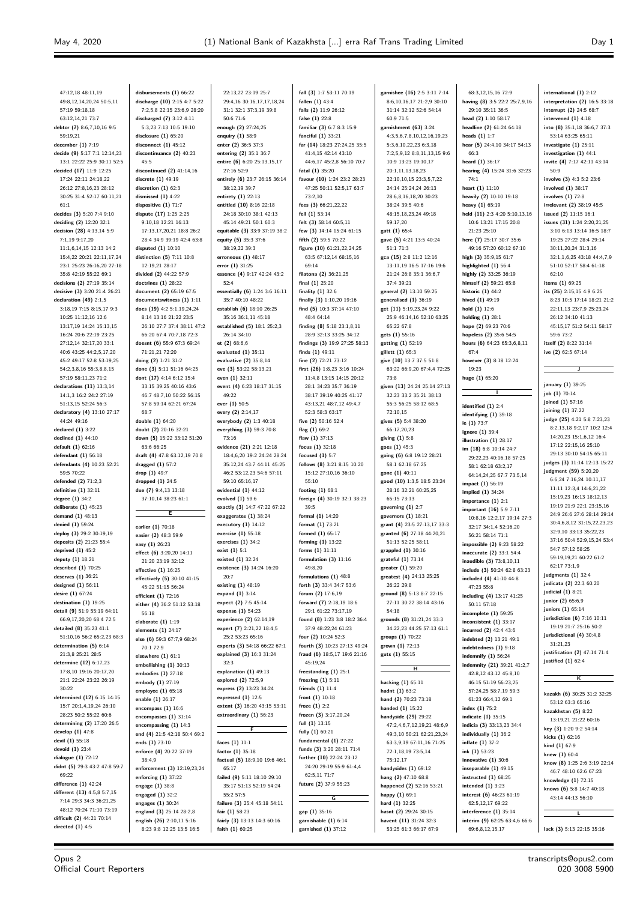47:12,18 48:11,19 49:8,12,14,20,24 50:5,11 57:19 59:18,18 63:12,14,21 73:7
**debtor (7)** 8:6,7,10,16 9:5 59:19,21
**december (1)** 7:19
**decide (9)** 5:17 7:1 12:14,23 13:1 22:22 25:9 30:11 52:5
**decided (17)** 11:9 12:25 17:24 22:11 24:18,22 26:12 27:8,16,23 28:12 30:25 31:4 52:17 60:11,21 61:1
**decides (3)** 5:20 7:4 9:10
**deciding (2)** 12:20 32:1
**decision (28)** 4:13,14 5:9 7:1,19 9:17,20 11:1,6,14,15 12:13 14:2 15:4,22 20:21 22:11,17,24 23:1 25:23 26:16,20 27:18 35:8 42:19 55:22 69:1
**decisions (2)** 27:19 35:14
**decisive (3)** 3:20 21:4 26:21
**declaration (49)** 2:1,5 3:18,19 7:15 8:15,17 9:3 10:25 11:12,16 12:6 13:17,19 14:24 15:13,15 16:24 20:6 22:19 23:25 27:12,14 32:17,20 33:1 40:6 43:25 44:2,5,17,20 45:2 49:17 52:8 53:19,25 54:2,3,8,16 55:3,8,8,15 57:19 58:11,23 71:2
**declarations (11)** 13:3,14 14:1,3 16:2 24:2 27:19 51:13,15 52:24 56:3
**declaratory (4)** 13:10 27:17 44:24 49:16
**declared (1)** 3:22
**declined (1)** 44:10
**default (1)** 62:16
**defendant (1)** 56:18
**defendants (4)** 10:23 52:21 59:5 70:22
**defended (2)** 71:2,3
**definitive (1)** 32:11
**degree (1)** 34:2
**deliberate (1)** 45:23
**demand (1)** 48:13
**denied (1)** 59:24
**deploy (3)** 29:2 30:19,19
**deposits (2)** 21:23 55:4
**deprived (1)** 45:2
**deputy (1)** 18:21
**described (1)** 70:25
**deserves (1)** 36:21
**designed (1)** 56:11
**desire (1)** 67:24
**destination (1)** 19:25
**detail (9)** 51:9 55:19 64:11 66:9,17,20,20 68:4 72:5
**detailed (8)** 35:23 41:1 51:10,16 56:2 65:2,23 68:3
**determination (5)** 6:14 21:3,8 25:21 28:5
**determine (12)** 6:17,23 17:8,10 19:16 20:17,20 21:1 22:24 23:22 26:19 30:22
**determined (12)** 6:15 14:15 15:7 20:1,4,19,24 26:10 28:23 50:2 55:22 60:6
**determining (2)** 17:20 26:5
**develop (1)** 47:8
**devil (1)** 55:18
**devoid (1)** 23:4
**dialogue (1)** 72:12
**didnt (5)** 29:3 43:2 47:8 59:7 69:22
**difference (1)** 42:24
**different (13)** 4:5,8 5:7,15 7:14 29:3 34:3 36:21,25 48:12 70:24 71:10 73:19
**difficult (2)** 44:21 70:14
**directed (1)** 4:5
**disbursements (1)** 66:22
**discharge (10)** 2:15 4:7 5:22 7:2,5,8 22:15 23:6,9 28:20
**discharged (7)** 3:12 4:11 5:3,23 7:13 10:5 19:10
**disclosure (1)** 65:20
**disconnect (1)** 45:12
**discontinuance (2)** 40:23 45:5
**discontinued (2)** 41:14,16
**discrete (1)** 49:19
**discretion (1)** 62:3
**dismissed (1)** 4:22
**dispositive (1)** 71:7
**dispute (17)** 1:25 2:25 9:10,18 12:21 16:13 17:13,17,20,21 18:8 26:2 28:4 34:9 39:19 42:4 63:8
**disputed (1)** 10:10
**distinction (5)** 7:11 10:8 12:19,21 28:17
**divided (2)** 44:22 57:9
**doctrines (1)** 28:22
**document (2)** 65:19 67:5
**documentswitness (1)** 1:11
**does (19)** 4:2 5:1,19,24,24 8:14 13:16 21:22 23:5 26:10 27:7 37:4 38:11 47:2 66:20 67:4 70:7,18 72:3
**doesnt (6)** 55:9 67:3 69:24 71:21,21 72:20
**doing (2)** 1:21 31:2
**done (3)** 5:11 51:16 64:25
**dont (17)** 4:14 6:12 15:4 33:15 39:25 40:16 43:6 46:7 48:7,10 50:22 56:15 57:8 59:14 62:21 67:24 68:7
**double (1)** 64:20
**doubt (2)** 20:16 32:21
**down (5)** 15:22 33:12 51:20 63:6 66:25
**draft (4)** 47:8 63:12,19 70:8
**dragged (1)** 57:2
**drop (1)** 49:7
**dropped (1)** 24:5
**due (7)** 9:4,13 13:18 37:10,14 38:23 61:1

## E

**earlier (1)** 70:18
**easier (2)** 48:3 59:9
**easy (1)** 26:23
**effect (6)** 3:20,20 14:11 21:20 23:19 32:12
**effective (1)** 16:25
**effectively (5)** 30:10 41:15 45:22 51:15 56:24
**efficient (1)** 72:16
**either (4)** 36:2 51:12 53:18 56:18
**elaborate (1)** 1:19
**elements (1)** 24:17
**else (6)** 59:3 67:7,9 68:24 70:1 72:9
**elsewhere (1)** 61:1
**embellishing (1)** 30:13
**embodies (1)** 27:18
**embody (1)** 27:19
**employee (1)** 65:18
**enable (1)** 26:17
**encompass (1)** 16:6
**encompasses (1)** 31:14
**encompassing (1)** 14:3
**end (4)** 21:5 42:18 50:4 69:2
**ends (1)** 73:10
**enforce (4)** 20:22 37:19 38:4,9
**enforcement (3)** 12:19,23,24
**enforcing (1)** 37:22
**engage (1)** 38:8
**engaged (1)** 32:2
**engages (1)** 30:24
**england (3)** 25:14 28:2,8
**english (26)** 2:10,11 5:16 8:23 9:8 12:25 13:5 16:5
22:13,22 23:19 25:7 29:4,16 30:16,17,17,18,24 31:1 32:1 37:3,19 39:8 50:6 71:6
**enough (2)** 27:24,25
**enquiry (1)** 58:9
**enter (2)** 36:5 37:3
**entering (2)** 35:1 36:7
**entire (6)** 6:20 25:13,15,17 27:16 52:9
**entirely (6)** 23:7 26:15 36:14 38:12,19 39:7
**entirety (1)** 22:13
**entitled (10)** 8:16 22:18 24:18 30:10 38:1 42:13 45:14 49:21 50:1 60:3
**equitable (3)** 33:9 37:19 38:2
**equity (5)** 35:3 37:6 38:19,22 39:3
**erroneous (1)** 48:17
**error (1)** 31:25
**essence (4)** 9:17 42:24 43:2 52:4
**essentially (6)** 1:24 3:6 16:11 35:7 40:10 48:22
**establish (6)** 18:10 26:25 35:16 36:1,11 45:18
**established (5)** 18:1 25:2,3 26:14 34:10
**et (2)** 68:6,6
**evaluated (1)** 35:11
**evaluative (2)** 35:8,14
**eve (3)** 53:22 58:13,21
**even (1)** 32:11
**event (4)** 6:23 18:17 31:15 49:22
**ever (1)** 50:5
**every (2)** 2:14,17
**everybody (2)** 1:3 40:18
**everything (3)** 59:3 70:8 73:16
**evidence (21)** 2:21 12:18 18:4,6,20 19:2 24:24 28:24 35:12,24 43:7 44:11 45:25 46:2 53:12,23 54:6 57:11 59:10 65:16,17
**evidential (1)** 44:12
**evolved (1)** 59:6
**exactly (5)** 14:7 47:22 67:22
**exaggerates (1)** 38:24
**executory (1)** 14:12
**exercise (1)** 55:18
**exercises (1)** 34:2
**exist (1)** 5:1
**existed (1)** 32:24
**existence (3)** 14:24 16:20 20:7
**existing (1)** 48:19
**expand (1)** 3:14
**expect (2)** 7:5 45:14
**expense (1)** 54:23
**experience (2)** 62:14,19
**expert (7)** 2:21,22 18:4,5 25:2 53:23 65:16
**experts (3)** 54:18 66:22 67:1
**explained (3)** 16:3 31:24 32:3
**explanation (1)** 49:13
**explored (2)** 72:5,9
**express (2)** 13:23 34:24
**expressed (1)** 12:5
**extent (3)** 16:20 43:15 53:11
**extraordinary (1)** 56:23

## F

**faces (1)** 11:1
**factor (1)** 35:18
**factual (5)** 18:9,10 19:6 46:1 65:17
**failed (9)** 5:11 18:10 29:10 35:17 51:13 52:19 54:24 55:2 57:5
**failure (3)** 25:4 45:18 54:11
**fair (1)** 58:23
**fairly (3)** 13:13 14:3 60:16
**faith (1)** 60:25
**fall (3)** 1:7 53:11 70:19
**fallen (1)** 43:4
**falls (2)** 11:9 26:12
**false (1)** 22:8
**familiar (3)** 6:7 8:3 15:9
**fanciful (1)** 33:21
**far (14)** 18:23 27:24,25 35:5 41:4,15 42:14 43:10 44:6,17 45:2,8 56:10 70:7
**fatal (1)** 35:20
**favour (10)** 1:24 23:2 28:23 47:25 50:11 52:5,17 63:7 73:2,10
**fees (3)** 66:21,22,22
**fell (1)** 53:14
**felt (3)** 58:14 60:5,11
**few (3)** 14:14 15:24 61:15
**fifth (2)** 59:5 70:22
**figure (10)** 61:21,22,24,25 63:5 67:12,14 68:15,16 69:14
**filatona (2)** 36:21,25
**final (1)** 25:20
**finality (1)** 32:6
**finally (3)** 1:10,20 19:16
**find (5)** 10:3 37:14 47:10 48:4 64:14
**finding (8)** 5:18 23:1,8,11 28:9 32:13 33:25 34:12
**findings (3)** 19:9 27:25 58:13
**finds (1)** 49:11
**fine (2)** 72:21 73:12
**first (26)** 1:8,23 3:16 10:24 11:4,8 13:15 14:15 20:12 28:1 34:23 35:7 36:19 38:17 39:19 40:25 41:17 43:13,21 48:7,14 49:4,7 52:3 58:3 63:17
**five (2)** 50:16 52:4
**flag (1)** 69:2
**flaw (1)** 37:13
**focus (1)** 32:18
**focused (1)** 5:7
**follows (8)** 3:21 8:15 10:20 15:12 27:10,16 36:10 55:10
**footing (1)** 68:1
**foreign (4)** 30:19 32:1 38:23 39:5
**formal (1)** 14:20
**format (1)** 73:21
**formed (1)** 65:17
**forming (1)** 13:22
**forms (1)** 31:11
**formulation (3)** 11:16 49:8,20
**formulations (1)** 48:8
**forth (3)** 33:4 34:7 53:6
**forum (2)** 17:6,19
**forward (7)** 2:18,19 18:6 29:1 61:22 73:17,19
**found (8)** 1:23 3:8 18:2 36:4 37:9 48:22,24 61:23
**four (2)** 10:24 52:3
**fourth (3)** 10:23 27:13 49:24
**fraud (6)** 18:5,17 19:6 21:16 45:19,24
**freestanding (1)** 25:1
**freezing (1)** 5:11
**friends (1)** 11:4
**front (1)** 10:18
**froze (1)** 2:2
**frozen (3)** 3:17,20,24
**full (1)** 13:15
**fully (1)** 60:21
**fundamental (1)** 27:22
**funds (3)** 3:20 28:11 71:4
**further (10)** 22:24 23:12 24:20 29:19 55:9 61:4,4 62:5,11 71:7
**future (2)** 37:9 55:23

## G

**gap (1)** 35:16
**garnishable (1)** 6:14
**garnished (1)** 37:12
**garnishee (16)** 2:5 3:11 7:14 8:6,10,16,17 21:2,9 30:10 31:14 32:12 52:6 54:14 60:9 71:5
**garnishment (63)** 3:24 4:3,5,6,7,8,10,12,16,19,23 5:3,6,10,22,23 6:3,18 7:2,5,9,12 8:8,11,13,15 9:6 10:9 13:23 19:10,17 20:1,11,13,18,23 22:10,10,15 23:3,5,7,22 24:14 25:24,24 26:13 28:6,8,16,18,20 30:23 38:24 39:5 40:6 48:15,18,23,24 49:18 59:17,20
**gatt (1)** 65:4
**gave (5)** 4:21 13:5 40:24 51:1 71:3
**gca (15)** 2:8 11:2 12:16 13:11,19 16:5 17:16 19:6 21:24 26:8 35:1 36:6,7 37:4 39:21
**general (2)** 13:10 59:25
**generalised (1)** 36:19
**get (11)** 5:19,23,24 9:22 25:9 46:14,16 52:10 63:25 65:22 67:8
**gets (1)** 55:16
**getting (1)** 52:19
**gillett (1)** 65:3
**give (10)** 13:7 37:5 51:8 63:22 66:9,20 67:4,4 72:25 73:8
**given (13)** 24:24 25:14 27:13 32:23 33:2 35:21 38:13 55:3 56:25 58:12 68:5 72:10,15
**gives (5)** 5:4 38:20 66:17,20,23
**giving (1)** 5:8
**goes (1)** 45:3
**going (6)** 6:8 19:12 28:21 58:1 62:18 67:25
**gone (1)** 40:11
**good (10)** 1:3,5 18:5 23:24 28:16 32:21 60:25,25 65:15 73:13
**governing (1)** 2:7
**governors (1)** 18:21
**grant (4)** 23:5 27:13,17 33:3
**granted (6)** 27:18 44:20,21 51:13 52:25 58:11
**grappled (1)** 30:16
**grateful (1)** 73:14
**greater (1)** 59:20
**greatest (4)** 24:13 25:25 26:22 29:8
**ground (8)** 5:13 8:7 22:15 27:11 30:22 38:14 43:16 54:18
**grounds (8)** 31:21,24 33:3 34:22,23 44:25 57:13 61:1
**groups (1)** 70:22
**grown (1)** 72:13
**guts (1)** 55:15

## H

**hacking (1)** 65:11
**hadnt (1)** 63:2
**hand (2)** 70:23 73:18
**handed (1)** 15:22
**handyside (29)** 29:22 47:2,4,6,7,12,19,21 48:6,9 49:3,10 50:21 62:21,23,24 63:3,9,19 67:11,16 71:25 72:1,18,19 73:5,14 75:12,17
**handysides (1)** 69:12
**hang (2)** 47:10 68:8
**happened (2)** 52:16 53:21
**happy (1)** 69:1
**hard (1)** 32:25
**hasnt (2)** 29:24 30:15
**havent (11)** 31:24 32:3 53:25 61:3 66:17 67:9
68:3,12,15,16 72:9
**having (8)** 3:5 22:2 25:7,9,16 29:10 35:11 36:5
**head (2)** 1:10 58:17
**headline (2)** 61:24 64:18
**heads (1)** 1:7
**hear (5)** 24:4,10 34:17 54:13 66:3
**heard (1)** 36:17
**hearing (4)** 15:24 31:6 32:23 74:1
**heart (1)** 11:10
**heavily (2)** 10:10 19:18
**heavy (1)** 65:19
**held (11)** 2:3 4:20 5:10,13,16 10:6 13:21 17:15 20:8 21:23 25:10
**here (7)** 25:17 30:7 35:6 49:16 57:20 60:12 67:10
**high (3)** 35:9,15 61:7
**highlighted (1)** 56:4
**highly (2)** 33:25 36:19
**himself (2)** 59:21 65:8
**historic (1)** 44:2
**hived (1)** 49:19
**hold (1)** 12:6
**holding (1)** 28:1
**hope (2)** 69:23 70:6
**hopeless (2)** 35:6 54:5
**hours (6)** 64:23 65:3,6,8,11 67:4
**however (3)** 8:18 12:24 19:23
**huge (1)** 65:20

## I

**identified (1)** 2:4
**identifying (1)** 39:18
**ie (1)** 73:7
**ignore (1)** 39:4
**illustration (1)** 28:17
**im (18)** 6:8 10:14 24:7 29:22,23 40:16,18 57:25 58:1 62:18 63:2,17 64:14,24,25 67:7 73:5,14
**impact (1)** 56:19
**implied (1)** 34:24
**importance (1)** 2:1
**important (16)** 5:9 7:11 10:8,16 12:2,17 19:14 27:3 32:17 34:1,4 52:16,20 56:21 58:14 71:1
**impossible (2)** 9:23 58:22
**inaccurate (2)** 33:1 54:4
**inaudible (3)** 73:8,10,11
**include (3)** 50:24 62:8 63:23
**included (4)** 41:10 44:8 47:23 55:8
**including (4)** 13:17 41:25 50:11 57:18
**incomplete (1)** 59:25
**inconsistent (1)** 33:17
**incurred (2)** 42:4 43:6
**indebted (2)** 13:21 49:1
**indebtedness (1)** 9:18
**indemnify (1)** 56:24
**indemnity (21)** 39:21 41:2,7 42:8,12 43:12 45:8,10 46:15 51:19 56:23,25 57:24,25 58:7,19 59:3 61:23 66:4,12 69:1
**index (1)** 75:2
**indicate (1)** 35:15
**indicia (3)** 33:13,23 34:4
**individually (1)** 36:2
**inflate (1)** 37:2
**ink (1)** 53:23
**innovative (1)** 30:6
**inseparable (1)** 49:15
**instructed (1)** 68:25
**intended (1)** 3:23
**interest (6)** 46:23 61:19 62:5,12,17 69:22
**interference (1)** 35:14
**interim (9)** 62:25 63:4,6 66:6 69:6,8,12,15,17
**international (1)** 2:12
**interpretation (2)** 16:5 33:18
**interrupt (2)** 24:5 68:7
**intervened (1)** 4:18
**into (8)** 35:1,18 36:6,7 37:3 53:14 63:25 65:11
**investigate (1)** 25:11
**investigation (1)** 44:1
**invite (4)** 7:17 42:11 43:14 50:9
**involve (3)** 4:3 5:2 23:6
**involved (1)** 38:17
**involves (1)** 72:8
**irrelevant (2)** 38:19 45:5
**issued (2)** 11:15 16:1
**issues (31)** 1:24 2:20,21,25 3:10 6:13 13:14 16:5 18:7 19:25 27:22 28:4 29:14 30:11,20,24 31:3,16 32:1,1,6,25 43:18 44:4,7,9 51:10 52:17 58:4 61:18 62:10
**items (1)** 69:25
**its (25)** 2:15,15 4:9 6:25 8:23 10:5 17:14 18:21 21:2 22:11,13 27:7,9 25:23,24 26:12 34:10 41:13 45:15,17 51:2 54:11 58:17 59:6 73:2
**itself (2)** 8:22 31:14
**ive (2)** 62:5 67:14

## J

**january (1)** 39:25
**job (1)** 70:14
**joined (1)** 57:16
**joining (1)** 37:22
**judge (25)** 4:21 5:8 7:23,23 8:2,13,18 9:2,17 10:2 12:4 14:20,23 15:1,6,12 16:4 17:12 22:15,16 25:10 29:13 30:10 54:15 65:11
**judges (3)** 11:14 12:13 15:22
**judgment (59)** 5:20,20 6:6,24 7:16,24 10:11,17 11:11 12:3,4 14:6,21,22 15:19,23 16:13 18:12,13 19:19 21:9 22:1 23:15,16 24:9 26:6 27:6 28:14 29:14 30:4,6,8,12 31:15,22,23,23 32:9,10 33:13 35:22,23 37:16 50:4 52:9,15,24 53:4 54:7 57:12 58:25 59:19,19,21 60:22 61:2 62:17 73:1,9
**judgments (1)** 32:4
**judicata (2)** 22:3 60:20
**judicial (1)** 8:21
**junior (2)** 65:6,9
**juniors (1)** 65:14
**jurisdiction (6)** 7:16 10:11 19:19 21:7 25:16 50:2
**jurisdictional (4)** 30:4,8 31:21,23
**justification (2)** 47:14 71:4
**justified (1)** 62:4

## K

**kazakh (6)** 30:25 31:2 32:25 53:12 63:3 65:16
**kazakhstan (5)** 8:22 13:19,21 21:22 60:16
**key (3)** 1:20 9:2 54:14
**kicks (1)** 62:16
**kind (1)** 67:9
**knew (1)** 60:4
**know (8)** 1:25 2:6 3:19 22:14 46:7 48:10 62:6 67:23
**knowledge (1)** 72:15
**knows (6)** 5:8 14:7 40:18 43:14 44:13 56:10

## L

**lack (3)** 5:13 22:15 35:16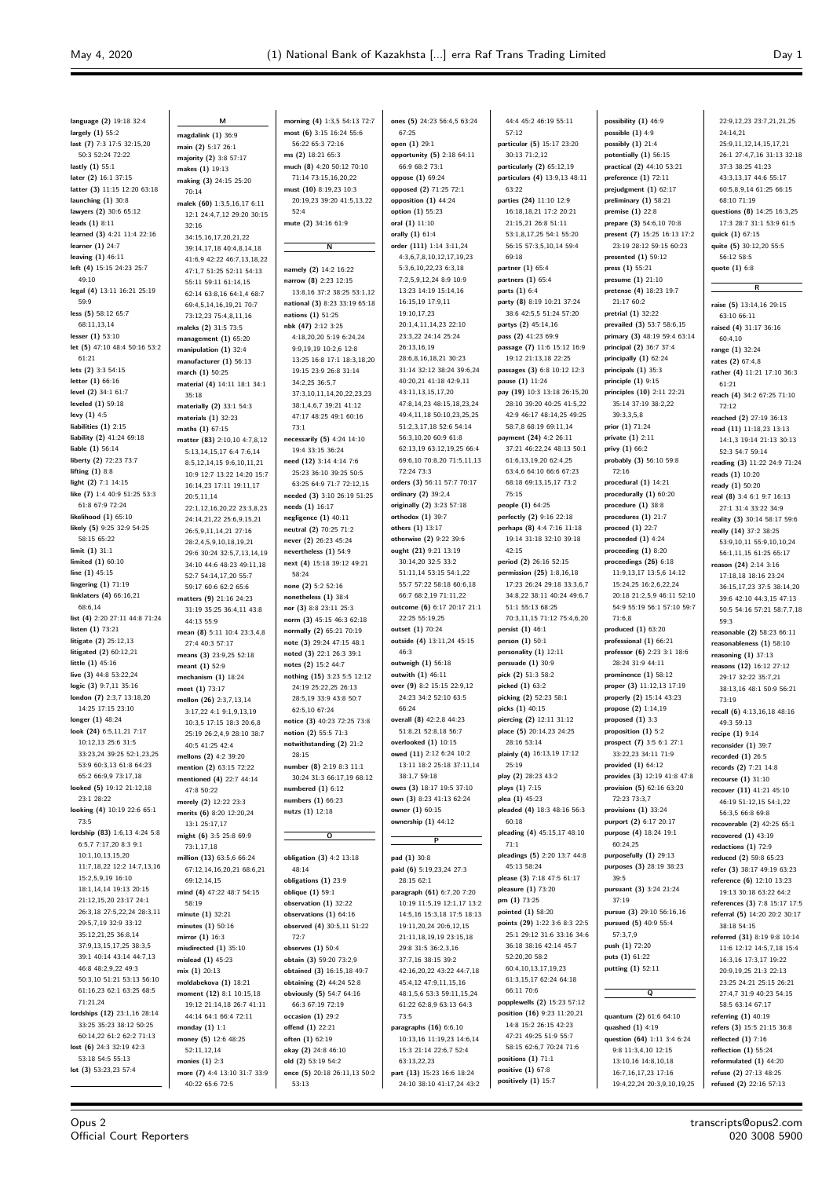**language (2)** 19:18 32:4
**largely (1)** 55:2
**last (7)** 7:3 17:5 32:15,20 50:3 52:24 72:22
**lastly (1)** 55:1
**later (2)** 16:1 37:15
**latter (3)** 11:15 12:20 63:18
**launching (1)** 30:8
**lawyers (2)** 30:6 65:12
**leads (1)** 8:11
**learned (3)** 4:21 11:4 22:16
**learner (1)** 24:7
**leaving (1)** 46:11
**left (4)** 15:15 24:23 25:7 49:10
**legal (4)** 13:11 16:21 25:19 59:9
**less (5)** 58:12 65:7 68:11,13,14
**lesser (1)** 53:10
**let (5)** 47:10 48:4 50:16 53:2 61:21
**lets (2)** 3:3 54:15
**letter (1)** 66:16
**level (2)** 34:1 61:7
**leveled (1)** 59:18
**levy (1)** 4:5
**liabilities (1)** 2:15
**liability (2)** 41:24 69:18
**liable (1)** 56:14
**liberty (2)** 72:23 73:7
**lifting (1)** 8:8
**light (2)** 7:1 14:15
**like (7)** 1:4 40:9 51:25 53:3 61:8 67:9 72:24
**likelihood (1)** 65:10
**likely (5)** 9:25 32:9 54:25 58:15 65:22
**limit (1)** 31:1
**limited (1)** 60:10
**line (1)** 45:15
**lingering (1)** 71:19
**linklaters (4)** 66:16,21 68:6,14
**list (4)** 2:20 27:11 44:8 71:24
**listen (1)** 73:21
**litigate (2)** 25:12,13
**litigated (2)** 60:12,21
**little (1)** 45:16
**live (3)** 44:8 53:22,24
**logic (3)** 9:7,11 35:16
**london (7)** 2:3,7 13:18,20 14:25 17:15 23:10
**longer (1)** 48:24
**look (24)** 6:5,11,21 7:17 10:12,13 25:6 31:5 33:23,24 39:25 52:1,23,25 53:9 60:3,13 61:8 64:23 65:2 66:9,9 73:17,18
**looked (5)** 19:12 21:12,18 23:1 28:22
**looking (4)** 10:19 22:6 65:1 73:5
**lordship (83)** 1:6,13 4:24 5:8 6:5,7 7:17,20 8:3 9:1 10:1,10,13,15,20 11:7,18,22 12:2 14:7,13,16 15:2,5,9,19 16:10 18:1,14,14 19:13 20:15 21:12,15,20 23:17 24:1 26:3,18 27:5,22,24 28:3,11 29:5,7,19 32:9 33:12 35:12,21,25 36:8,14 37:9,13,15,17,25 38:3,5 39:1 40:14 43:14 44:7,13 46:8 48:2,9,22 49:3 50:3,10 51:21 53:13 56:10 61:16,23 62:1 63:25 68:5 71:21,24
**lordships (12)** 23:1,16 28:14 33:25 35:23 38:12 50:25 60:14,22 61:2 62:2 71:13
**lost (6)** 24:3 32:19 42:3 53:18 54:5 55:13
**lot (3)** 53:23,23 57:4

**M**

**magdalink (1)** 36:9
**main (2)** 5:17 26:1
**majority (2)** 3:8 57:17
**makes (1)** 19:13
**making (3)** 24:15 25:20 70:14
**malek (60)** 1:3,5,16,17 6:11 12:1 24:4,7,12 29:20 30:15 32:16 34:15,16,17,20,21,22 39:14,17,18 40:4,8,14,18 41:6,9 42:22 46:7,13,18,22 47:1,7 51:25 52:11 54:13 55:11 59:11 61:14,15 62:14 63:8,16 64:1,4 68:7 69:4,5,14,16,19,21 70:7 73:12,23 75:4,8,11,16
**maleks (2)** 31:5 73:5
**management (1)** 65:20
**manipulation (1)** 32:4
**manufacturer (1)** 56:13
**march (1)** 50:25
**material (4)** 14:11 18:1 34:1 35:18
**materially (2)** 33:1 54:3
**materials (1)** 32:23
**maths (1)** 67:15
**matter (83)** 2:10,10 4:7,8,12 5:13,14,15,17 6:4 7:6,14 8:5,12,14,16 9:6,10,11,21 10:9 12:7 13:22 14:20 15:7 16:14,23 17:11 19:11,17 20:5,11,14 22:1,12,16,20,22 23:3,8,23 24:14,21,22 25:6,9,15,21 26:5,9,11,14,21 27:16 28:2,4,5,9,10,18,19,21 29:6 30:24 32:5,7,13,14,19 34:10 44:6 48:23 49:11,18 52:7 54:14,17,20 55:7 59:17 60:6 62:2 65:6
**matters (9)** 21:16 24:23 31:19 35:25 36:4,11 43:8 44:13 55:9
**mean (8)** 5:11 10:4 23:3,4,8 27:4 40:3 57:17
**means (3)** 23:9,25 52:18
**meant (1)** 52:9
**mechanism (1)** 18:24
**meet (1)** 73:17
**mellon (26)** 2:3,7,13,14 3:17,22 4:1 9:1,9,13,19 10:3,5 17:15 18:3 20:6,8 25:19 26:2,4,9 28:10 38:7 40:5 41:25 42:4
**mellons (2)** 4:2 39:20
**mention (2)** 63:15 72:22
**mentioned (4)** 22:7 44:14 47:8 50:22
**merely (2)** 12:22 23:3
**merits (6)** 8:20 12:20,24 13:1 25:17,17
**might (6)** 3:5 25:8 69:9 73:1,17,18
**million (13)** 63:5,6 66:24 67:12,14,16,20,21 68:6,21 69:12,14,15
**mind (4)** 47:22 48:7 54:15 58:19
**minute (1)** 32:21
**minutes (1)** 50:16
**mirror (1)** 16:3
**misdirected (1)** 35:10
**mislead (1)** 45:23
**mix (1)** 20:13
**moldabekova (1)** 18:21
**moment (12)** 8:1 10:15,18 19:12 21:14,18 26:7 41:11 44:14 64:1 66:4 72:11
**monday (1)** 1:1
**money (5)** 12:6 48:25 52:11,12,14
**monies (1)** 2:3
**more (7)** 4:4 13:10 31:7 33:9 40:22 65:6 72:5
**morning (4)** 1:3,5 54:13 72:7
**most (6)** 3:15 16:24 55:6 56:22 65:3 72:16
**ms (2)** 18:21 65:3
**much (8)** 4:20 50:12 70:10 71:14 73:15,16,20,22
**must (10)** 8:19,23 10:3 20:19,23 39:20 41:5,13,22 52:4
**mute (2)** 34:16 61:9

**N**

**namely (2)** 14:2 16:22
**narrow (8)** 2:23 12:15 13:8,16 37:2 38:25 53:1,12
**national (3)** 8:23 33:19 65:18
**nations (1)** 51:25
**nbk (47)** 2:12 3:25 4:18,20,20 5:19 6:24,24 9:9,19,19 10:2,6 12:8 13:25 16:8 17:1 18:3,18,20 19:15 23:9 26:8 31:14 34:2,25 36:5,7 37:3,10,11,14,20,22,23,23 38:1,4,6,7 39:21 41:12 47:17 48:25 49:1 60:16 73:1
**necessarily (5)** 4:24 14:10 19:4 33:15 36:24
**need (12)** 3:14 4:14 7:6 25:23 36:10 39:25 50:5 63:25 64:9 71:7 72:12,15
**needed (3)** 3:10 26:19 51:25
**needs (1)** 16:17
**negligence (1)** 40:11
**neutral (2)** 70:25 71:2
**never (2)** 26:23 45:24
**nevertheless (1)** 54:9
**next (4)** 15:18 39:12 49:21 58:24
**none (2)** 5:2 52:16
**nonetheless (1)** 38:4
**nor (3)** 8:8 23:11 25:3
**norm (3)** 45:15 46:3 62:16
**normally (2)** 65:21 70:19
**note (3)** 29:24 47:15 48:1
**noted (3)** 22:1 26:3 39:1
**notes (2)** 15:2 44:7
**nothing (15)** 3:23 5:5 12:12 24:19 25:22,25 26:13 28:5,19 33:9 43:8 50:7 62:5,10 67:24
**notice (3)** 40:23 72:25 73:8
**notion (2)** 55:5 71:3
**notwithstanding (2)** 21:2 28:15
**number (8)** 2:19 8:3 11:1 30:24 31:3 66:17,19 68:12
**numbered (1)** 6:12
**numbers (1)** 66:23
**nutzs (1)** 12:18

**O**

**obligation (3)** 4:2 13:18 48:14
**obligations (1)** 23:9
**oblique (1)** 59:1
**observation (1)** 32:22
**observations (1)** 64:16
**observed (4)** 30:5,11 51:22 72:7
**observes (1)** 50:4
**obtain (3)** 59:20 73:2,9
**obtained (3)** 16:15,18 49:7
**obtaining (2)** 44:24 52:8
**obviously (5)** 54:7 64:16 66:3 67:19 72:19
**occasion (1)** 29:2
**offend (1)** 22:21
**often (1)** 62:19
**okay (2)** 24:8 46:10
**old (2)** 53:19 54:2
**once (5)** 20:18 26:11,13 50:2 53:13
**ones (5)** 24:23 56:4,5 63:24 67:25
**open (1)** 29:1
**opportunity (5)** 2:18 64:11 66:9 68:2 73:1
**oppose (1)** 69:24
**opposed (2)** 71:25 72:1
**opposition (1)** 44:24
**option (1)** 55:23
**oral (1)** 11:10
**orally (1)** 61:4
**order (111)** 1:14 3:11,24 4:3,6,7,8,10,12,17,19,23 5:3,6,10,22,23 6:3,18 7:2,5,9,12,24 8:9 10:9 13:23 14:19 15:14,16 16:15,19 17:9,11 19:10,17,23 20:1,4,11,14,23 22:10 23:3,22 24:14 25:24 26:13,16,19 28:6,8,16,18,21 30:23 31:14 32:12 38:24 39:6,24 40:20,21 41:18 42:9,11 43:11,13,15,17,20 47:8,14,23 48:15,18,23,24 49:4,11,18 50:10,23,25,25 51:2,3,17,18 52:6 54:14 56:3,10,20 60:9 61:8 62:13,19 63:12,19,25 66:4 69:6,10 70:8,20 71:5,11,13 72:24 73:3
**orders (3)** 56:11 57:7 70:17
**ordinary (2)** 39:2,4
**originally (2)** 3:23 57:18
**orthodox (1)** 39:7
**others (1)** 13:17
**otherwise (2)** 9:22 39:6
**ought (21)** 9:21 13:19 30:14,20 32:5 33:2 51:11,14 53:15 54:1,22 55:7 57:22 58:18 60:6,18 66:7 68:2,19 71:11,22
**outcome (6)** 6:17 20:17 21:1 22:25 55:19,25
**outset (1)** 70:24
**outside (4)** 13:11,24 45:15 46:3
**outweigh (1)** 56:18
**outwith (1)** 46:11
**over (9)** 8:2 15:15 22:9,12 24:23 34:2 52:10 63:5 66:24
**overall (8)** 42:2,8 44:23 51:8,21 52:8,18 56:7
**overlooked (1)** 10:15
**owed (11)** 2:12 6:24 10:2 13:11 18:2 25:18 37:11,14 38:1,7 59:18
**owes (3)** 18:17 19:5 37:10
**own (3)** 8:23 41:13 62:24
**owner (1)** 60:15
**ownership (1)** 44:12

**P**

**pad (1)** 30:8
**paid (6)** 5:19,23,24 27:3 28:15 62:1
**paragraph (61)** 6:7,20 7:20 10:19 11:5,19 12:1,17 13:2 14:5,16 15:3,18 17:5 18:13 19:11,20,24 20:6,12,15 21:11,18,19,19 23:15,18 29:8 31:5 36:2,3,16 37:7,16 38:15 39:2 42:16,20,22 43:22 44:7,18 45:4,12 47:9,11,15,16 48:1,5,6 53:3 59:11,15,24 61:22 62:8,9 63:13 64:3 73:5
**paragraphs (16)** 6:6,10 10:13,16 11:19,23 14:6,14 15:3 21:14 22:6,7 52:4 63:13,22,25
**part (13)** 15:23 16:6 18:24 24:10 38:10 41:17,24 43:2 44:4 45:2 46:19 55:11 57:12
**particular (5)** 15:17 23:20 30:13 71:2,12
**particularly (2)** 65:12,19
**particulars (4)** 13:9,13 48:11 63:22
**parties (24)** 11:10 12:9 16:18,18,21 17:2 20:21 21:15,21 26:8 51:11 53:1,8,17,25 54:1 55:20 56:15 57:3,5,10,14 59:4 69:18
**partner (1)** 65:4
**partners (1)** 65:4
**parts (1)** 6:4
**party (8)** 8:19 10:21 37:24 38:6 42:5,5 51:24 57:20
**partys (2)** 45:14,16
**pass (2)** 41:23 69:9
**passage (7)** 11:6 15:12 16:9 19:12 21:13,18 22:25
**passages (3)** 6:8 10:12 12:3
**pause (1)** 11:24
**pay (19)** 10:3 13:18 26:15,20 28:10 39:20 40:25 41:5,12 42:9 46:17 48:14,25 49:25 58:7,8 68:19 69:11,14
**payment (24)** 4:2 26:11 37:21 46:22,24 48:13 50:1 61:6,13,19,20 62:4,25 63:4,6 64:10 66:6 67:23 68:18 69:13,15,17 73:2 75:15
**people (1)** 64:25
**perfectly (2)** 9:16 22:18
**perhaps (8)** 4:4 7:16 11:18 19:14 31:18 32:10 39:18 42:15
**period (2)** 26:16 52:15
**permission (25)** 1:8,16,18 17:23 26:24 29:18 33:3,6,7 34:8,22 38:11 40:24 49:6,7 51:1 55:13 68:25 70:3,11,15 71:12 75:4,6,20
**persist (1)** 46:1
**person (1)** 50:1
**personality (1)** 12:11
**persuade (1)** 30:9
**pick (2)** 51:3 58:2
**picked (1)** 63:2
**picking (2)** 52:23 58:1
**picks (1)** 40:15
**piercing (2)** 12:11 31:12
**place (5)** 20:14,23 24:25 28:16 53:14
**plainly (4)** 16:13,19 17:12 25:19
**play (2)** 28:23 43:2
**plays (1)** 7:15
**plea (1)** 45:23
**pleaded (4)** 18:3 48:16 56:3 60:18
**pleading (4)** 45:15,17 48:10 71:1
**pleadings (5)** 2:20 13:7 44:8 45:13 58:24
**please (3)** 7:18 47:5 61:17
**pleasure (1)** 73:20
**pm (1)** 73:25
**pointed (1)** 58:20
**points (29)** 1:22 3:6 8:3 22:5 25:1 29:12 31:6 33:16 34:6 36:18 38:16 42:14 45:7 52:20,20 58:2 60:4,10,13,17,19,23 61:3,15,17 62:24 64:18 66:11 70:6
**popplewells (2)** 15:23 57:12
**position (16)** 9:23 11:20,21 14:8 15:2 26:15 42:23 47:21 49:25 51:9 55:7 58:15 62:6,7 70:24 71:6
**positions (1)** 71:1
**positive (1)** 67:8
**positively (1)** 15:7
**possibility (1)** 46:9
**possible (1)** 4:9
**possibly (1)** 21:4
**potentially (1)** 56:15
**practical (2)** 44:10 53:21
**preference (1)** 72:11
**prejudgment (1)** 62:17
**preliminary (1)** 58:21
**premise (1)** 22:8
**prepare (3)** 54:6,10 70:8
**present (7)** 15:25 16:13 17:2 23:19 28:12 59:15 60:23
**presented (1)** 59:12
**press (1)** 55:21
**presume (1)** 21:10
**pretense (4)** 18:23 19:7 21:17 60:2
**pretrial (1)** 32:22
**prevailed (3)** 53:7 58:6,15
**primary (3)** 48:19 59:4 63:14
**principal (2)** 36:7 37:4
**principally (1)** 62:24
**principals (1)** 35:3
**principle (1)** 9:15
**principles (10)** 2:11 22:21 35:14 37:19 38:2,22 39:3,3,5,8
**prior (1)** 71:24
**private (1)** 2:11
**privy (1)** 66:2
**probably (3)** 56:10 59:8 72:16
**procedural (1)** 14:21
**procedurally (1)** 60:20
**procedure (1)** 38:8
**procedures (1)** 21:7
**proceed (1)** 22:7
**proceeded (1)** 4:24
**proceeding (1)** 8:20
**proceedings (26)** 6:18 11:9,13,17 13:5,6 14:12 15:24,25 16:2,6,22,24 20:18 21:2,5,9 46:11 52:10 54:9 55:19 56:1 57:10 59:7 71:6,8
**produced (1)** 63:20
**professional (1)** 66:21
**professor (6)** 2:23 3:1 18:6 28:24 31:9 44:11
**prominence (1)** 58:12
**proper (3)** 11:12,13 17:19
**properly (2)** 15:14 43:23
**propose (2)** 1:14,19
**proposed (1)** 3:3
**proposition (1)** 5:2
**prospect (7)** 3:5 6:1 27:1 33:22,23 34:11 71:9
**provided (1)** 64:12
**provides (3)** 12:19 41:8 47:8
**provision (5)** 62:16 63:20 72:23 73:3,7
**provisions (1)** 33:24
**purport (2)** 6:17 20:17
**purpose (4)** 18:24 19:1 60:24,25
**purposefully (1)** 29:13
**purposes (3)** 28:19 38:23 39:5
**pursuant (3)** 3:24 21:24 37:19
**pursue (3)** 29:10 56:16,16
**pursued (5)** 40:9 55:4 57:3,7,9
**push (1)** 72:20
**puts (1)** 61:22
**putting (1)** 52:11

**Q**

**quantum (2)** 61:6 64:10
**quashed (1)** 4:19
**question (64)** 1:11 3:4 6:24 9:8 11:3,4,10 12:15 13:10,16 14:8,10,18 16:7,16,17,23 17:16 19:4,22,24 20:3,9,10,19,25 22:9,12,23 23:7,21,21,25 24:14,21 25:9,11,12,14,15,17,21 26:1 27:4,7,16 31:13 32:18 37:3 38:25 41:23 43:3,13,17 44:6 55:17 60:5,8,9,14 61:25 66:15 68:10 71:19
**questions (8)** 14:25 16:3,25 17:3 28:7 31:1 53:9 61:5
**quick (1)** 67:15
**quite (5)** 30:12,20 55:5 56:12 58:5
**quote (1)** 6:8

**R**

**raise (5)** 13:14,16 29:15 63:10 66:11
**raised (4)** 31:17 36:16 60:4,10
**range (1)** 32:24
**rates (2)** 67:4,8
**rather (4)** 11:21 17:10 36:3 61:21
**reach (4)** 34:2 67:25 71:10 72:12
**reached (2)** 27:19 36:13
**read (11)** 11:18,23 13:13 14:1,3 19:14 21:13 30:13 52:3 54:7 59:14
**reading (3)** 11:22 24:9 71:24
**reads (1)** 10:20
**ready (1)** 50:20
**real (8)** 3:4 6:1 9:7 16:13 27:1 31:4 33:22 34:9
**reality (3)** 30:14 58:17 59:6
**really (14)** 37:2 38:25 53:9,10,11 55:9,10,10,24 56:1,11,15 61:25 65:17
**reason (24)** 2:14 3:16 17:18,18 18:16 23:24 36:15,17,23 37:5 38:14,20 39:6 42:10 44:3,15 47:13 50:5 54:16 57:21 58:7,7,18 59:3
**reasonable (2)** 58:23 66:11
**reasonableness (1)** 58:10
**reasoning (1)** 37:13
**reasons (12)** 16:12 27:12 29:17 32:22 35:7,21 38:13,16 48:1 50:9 56:21 73:19
**recall (6)** 4:13,16,18 48:16 49:3 59:13
**recipe (1)** 9:14
**reconsider (1)** 39:7
**recorded (1)** 26:5
**records (2)** 7:21 14:8
**recourse (1)** 31:10
**recover (11)** 41:21 45:10 46:19 51:12,15 54:1,22 56:3,5 66:8 69:8
**recoverable (2)** 42:25 65:1
**recovered (1)** 43:19
**redactions (1)** 72:9
**reduced (2)** 59:8 65:23
**refer (3)** 38:17 49:19 63:23
**reference (6)** 12:10 13:23 19:13 30:18 63:22 64:2
**references (3)** 7:8 15:17 17:5
**referral (5)** 14:20 20:2 30:17 38:18 54:15
**referred (31)** 8:19 9:8 10:14 11:6 12:12 14:5,7,8,18 15:4 16:3,16 17:3,17 19:22 20:9,19,25 21:3 22:13 23:25 24:21 25:15 26:21 27:4,7 31:9 40:23 54:15 58:5 63:14 67:17
**referring (1)** 40:19
**refers (3)** 15:5 21:15 36:8
**reflected (1)** 7:16
**reflection (1)** 55:24
**reformulated (1)** 44:20
**refuse (2)** 27:13 48:25
**refused (2)** 22:16 57:13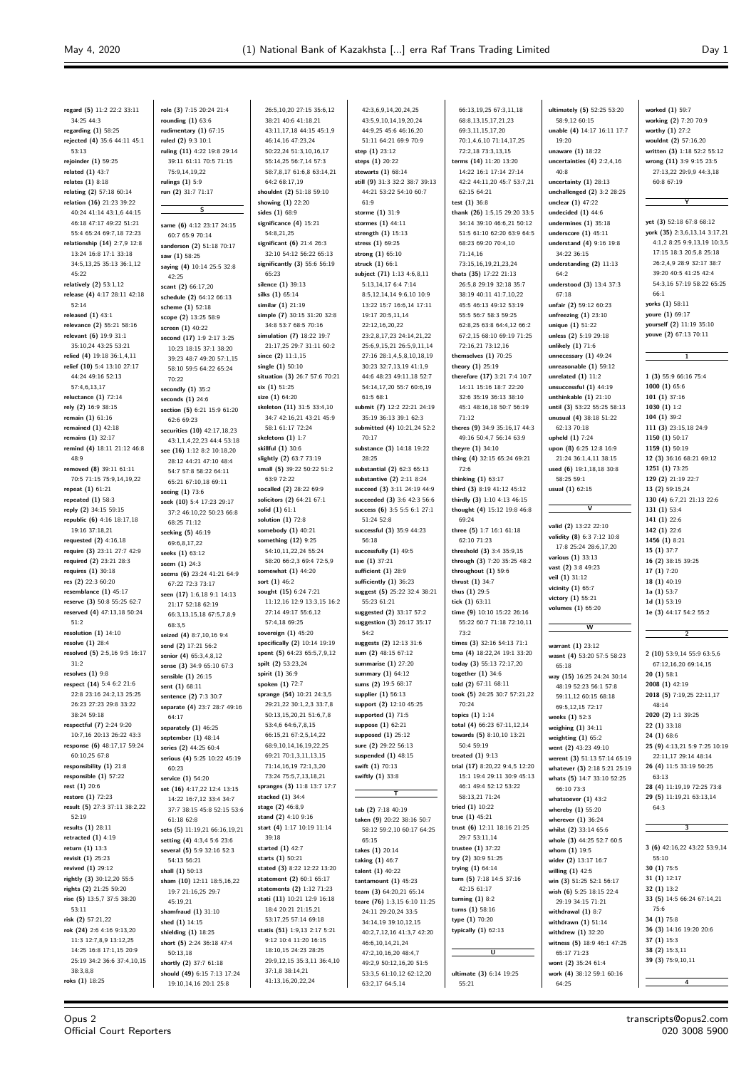regard (5) 11:2 22:2 33:11 34:25 44:3
regarding (1) 58:25
rejected (4) 35:6 44:11 45:1 53:13
rejoinder (1) 59:25
related (1) 43:7
relates (1) 8:18
relating (2) 57:18 60:14
relation (16) 21:23 39:22 40:24 41:14 43:1,6 44:15 46:18 47:17 49:22 51:21 55:4 65:24 69:7,18 72:23
relationship (14) 2:7,9 12:8 13:24 16:8 17:1 33:18 34:5,13,25 35:13 36:1,12 45:22
relatively (2) 53:1,12
release (4) 4:17 28:11 42:18 52:14
released (1) 43:1
relevance (2) 55:21 58:16
relevant (6) 19:9 31:1 35:10,24 43:25 53:21
relied (4) 19:18 36:1,4,11
relief (10) 5:4 13:10 27:17 44:24 49:16 52:13 57:4,6,13,17
reluctance (1) 72:14
rely (2) 16:9 38:15
remain (1) 61:16
remained (1) 42:18
remains (1) 32:17
remind (4) 18:11 21:12 46:8 48:9
removed (8) 39:11 61:11 70:5 71:15 75:9,14,19,22
repeat (1) 61:21
repeated (1) 58:3
reply (2) 34:15 59:15
republic (6) 4:16 18:17,18 19:16 37:18,21
requested (2) 4:16,18
require (3) 23:11 27:7 42:9
required (2) 23:21 28:3
requires (1) 30:18
res (2) 22:3 60:20
resemblance (1) 45:17
reserve (3) 50:8 55:25 62:7
reserved (4) 47:13,18 50:24 51:2
resolution (1) 14:10
resolve (1) 28:4
resolved (5) 2:5,16 9:5 16:17 31:2
resolves (1) 9:8
respect (14) 5:4 6:2 21:6 22:8 23:16 24:2,13 25:25 26:23 27:23 29:8 33:22 38:24 59:18
respectful (7) 2:24 9:20 10:7,16 20:13 26:22 43:3
response (6) 48:17,17 59:24 60:10,25 67:8
responsibility (1) 21:8
responsible (1) 57:22
rest (1) 20:6
restore (1) 72:23
result (5) 27:3 37:11 38:2,22 52:19
results (1) 28:11
retracted (1) 4:19
return (1) 13:3
revisit (1) 25:23
revived (1) 29:12
rightly (3) 30:12,20 55:5
rights (2) 21:25 59:20
rise (5) 13:5,7 37:5 38:20 53:11
risk (2) 57:21,22
rok (24) 2:6 4:16 9:13,20 11:3 12:7,8,9 13:12,25 14:25 16:8 17:1,15 20:9 25:19 34:2 36:6 37:4,10,15 38:3,8,8
roks (1) 18:25
role (3) 7:15 20:24 21:4
rounding (1) 63:6
rudimentary (1) 67:15
ruled (2) 9:3 10:1
ruling (11) 4:22 19:8 29:14 39:11 61:11 70:5 71:15 75:9,14,19,22
rulings (1) 5:9
run (2) 31:7 71:17

## S

same (6) 4:12 23:17 24:15 60:7 65:9 70:14
sanderson (2) 51:18 70:17
saw (1) 58:25
saying (4) 10:14 25:5 32:8 42:25
scant (2) 66:17,20
schedule (2) 64:12 66:13
scheme (1) 52:18
scope (2) 13:25 58:9
screen (1) 40:22
second (17) 1:9 2:17 3:25 10:23 18:15 37:1 38:20 39:23 48:7 49:20 57:1,15 58:10 59:5 64:22 65:24 70:22
secondly (1) 35:2
seconds (1) 24:6
section (5) 6:21 15:9 61:20 62:6 69:23
securities (10) 42:17,18,23 43:1,1,4,22,23 44:4 53:18
see (16) 1:12 8:2 10:18,20 28:12 44:21 47:10 48:4 54:7 57:8 58:22 64:11 65:21 67:10,18 69:11
seeing (1) 73:6
seek (10) 5:4 17:23 29:17 37:2 46:10,22 50:23 66:8 68:25 71:12
seeking (5) 46:19 69:6,8,17,22
seeks (1) 63:12
seem (1) 24:3
seems (6) 23:24 41:21 64:9 67:22 72:3 73:17
seen (17) 1:6,18 9:1 14:13 21:17 52:18 62:19 66:3,13,15,18 67:5,7,8,9 68:3,5
seized (4) 8:7,10,16 9:4
send (2) 17:21 56:2
senior (4) 65:3,4,8,12
sense (3) 34:9 65:10 67:3
sensible (1) 26:15
sent (1) 68:11
sentence (2) 7:3 30:7
separate (4) 23:7 28:7 49:16 64:17
separately (1) 46:25
september (1) 48:14
series (2) 44:25 60:4
serious (4) 5:25 10:22 45:19 60:23
service (1) 54:20
set (16) 4:17,22 12:4 13:15 14:22 16:7,12 33:4 34:7 37:7 38:15 45:8 52:15 53:6 61:18 62:8
sets (5) 11:19,21 66:16,19,21
setting (4) 4:3,4 5:6 23:6
several (5) 5:9 32:16 52:3 54:13 56:21
shall (1) 50:13
sham (10) 12:11 18:5,16,22 19:7 21:16,25 29:7 45:19,21
shamfraud (1) 31:10
shed (1) 14:15
shielding (1) 18:25
short (5) 2:24 36:18 47:4 50:13,18
shortly (2) 37:7 61:18
should (49) 6:15 7:13 17:24 19:10,14,16 20:1 25:8 26:5,10,20 27:15 35:6,12 38:21 40:6 41:18,21 43:11,17,18 44:15 45:1,9 46:14,16 47:23,24 50:22,24 51:3,10,16,17 55:14,25 56:7,14 57:3 58:7,8,17 61:6,8 63:14,21 64:2 68:17,19
shouldnt (2) 51:18 59:10
showing (1) 22:20
sides (1) 68:9
significance (4) 15:21 54:8,21,25
significant (6) 21:4 26:3 32:10 54:12 56:22 65:13
significantly (3) 55:6 56:19 65:23
silence (1) 39:13
silks (1) 65:14
similar (1) 21:19
simple (7) 30:15 31:20 32:8 34:8 53:7 68:5 70:16
simulation (7) 18:22 19:7 21:17,25 29:7 31:11 60:2
since (2) 11:1,15
single (1) 50:10
situation (3) 26:7 57:6 70:21
six (1) 51:25
size (1) 64:20
skeleton (11) 31:5 33:4,10 34:7 42:16,21 43:21 45:9 58:1 61:17 72:24
skeletons (1) 1:7
skillful (1) 30:6
slightly (2) 63:7 73:19
small (5) 39:22 50:22 51:2 63:9 72:22
socalled (2) 28:22 69:9
solicitors (2) 64:21 67:1
solid (1) 61:1
solution (1) 72:8
somebody (1) 40:21
something (12) 9:25 54:10,11,22,24 55:24 58:20 66:2,3 69:4 72:5,9
somewhat (1) 44:20
sort (1) 46:2
sought (15) 6:24 7:21 11:12,16 12:9 13:3,15 16:2 27:14 49:17 55:6,12 57:4,18 69:25
sovereign (1) 45:20
specifically (2) 10:14 19:19
spent (5) 64:23 65:5,7,9,12
spilt (2) 53:23,24
spirit (1) 36:9
spoken (1) 72:7
sprange (54) 10:21 24:3,5 29:21,22 30:1,2,3 33:7,8 50:13,15,20,21 51:6,7,8 53:4,6 64:6,7,8,15 66:15,21 67:2,5,14,22 68:9,10,14,16,19,22,25 69:21 70:1,3,11,13,15 71:14,16,19 72:1,3,20 73:24 75:5,7,13,18,21
spranges (3) 11:8 13:7 17:7
stacked (1) 34:4
stage (2) 46:8,9
stand (2) 4:10 9:16
start (4) 1:17 10:19 11:14 39:18
started (1) 42:7
starts (1) 50:21
stated (3) 8:22 12:22 13:20
statement (2) 60:1 65:17
statements (2) 1:12 71:23
stati (11) 10:21 12:9 16:18 18:4 20:21 21:15,21 53:17,25 57:14 69:18
statis (51) 1:9,13 2:17 5:21 9:12 10:4 11:20 16:15 18:10,15 24:23 28:25 29:9,12,15 35:3,11 36:4,10 37:1,8 38:14,21 41:13,16,20,22,24
42:3,6,9,14,20,24,25 43:5,9,10,14,19,20,24 44:9,25 45:6 46:16,20 51:11 64:21 69:9 70:9
step (1) 23:12
steps (1) 20:22
stewarts (1) 68:14
still (9) 31:3 32:2 38:7 39:13 44:21 53:22 54:10 60:7 61:9
storme (1) 31:9
stormes (1) 44:11
strength (1) 15:13
stress (1) 69:25
strong (1) 65:10
struck (1) 66:1
subject (71) 1:13 4:6,8,11 5:13,14,17 6:4 7:14 8:5,12,14,14 9:6,10 10:9 13:22 15:7 16:6,14 17:11 19:17 20:5,11,14 22:12,16,20,22 23:2,8,17,23 24:14,21,22 25:6,9,15,21 26:5,9,11,14 27:16 28:1,4,5,8,10,18,19 30:23 32:7,13,19 41:1,9 44:6 48:23 49:11,18 52:7 54:14,17,20 55:7 60:6,19 61:5 68:1
submit (7) 12:2 22:21 24:19 35:19 36:13 39:1 62:3
submitted (4) 10:21,24 52:2 70:17
substance (3) 14:18 19:22 28:25
substantial (2) 62:3 65:13
substantive (2) 2:11 8:24
succeed (3) 3:11 24:19 44:9
succeeded (3) 3:6 42:3 56:6
success (6) 3:5 5:5 6:1 27:1 51:24 52:8
successful (3) 35:9 44:23 56:18
successfully (1) 49:5
sue (1) 37:21
sufficient (1) 28:9
sufficiently (1) 36:23
suggest (5) 25:22 32:4 38:21 55:23 61:21
suggested (2) 33:17 57:2
suggestion (3) 26:17 35:17 54:2
suggests (2) 12:13 31:6
sum (2) 48:15 67:12
summarise (1) 27:20
summary (1) 64:12
sums (2) 19:5 68:17
supplier (1) 56:13
support (2) 12:10 45:25
supported (1) 71:5
suppose (1) 62:21
supposed (1) 25:12
sure (2) 29:22 56:13
suspended (1) 48:15
swift (1) 70:13
swiftly (1) 33:8

## T

tab (2) 7:18 40:19
taken (9) 20:22 38:16 50:7 58:12 59:2,10 60:17 64:25 65:15
takes (1) 20:14
taking (1) 46:7
talent (1) 40:22
tantamount (1) 45:23
team (3) 64:20,21 65:14
teare (76) 1:3,15 6:10 11:25 24:11 29:20,24 33:5 34:14,19 39:10,12,15 40:2,7,12,16 41:3,7 42:20 46:6,10,14,21,24 47:2,10,16,20 48:4,7 49:2,9 50:12,16,20 51:5 53:3,5 61:10,12 62:12,20 63:2,17 64:5,14
66:13,19,25 67:3,11,18 68:8,13,15,17,21,23 69:3,11,15,17,20 70:1,4,6,10 71:14,17,25 72:2,18 73:3,13,15
terms (14) 11:20 13:20 14:22 16:1 17:14 27:14 42:2 44:11,20 45:7 53:7,21 62:15 64:21
test (1) 36:8
thank (26) 1:5,15 29:20 33:5 34:14 39:10 46:6,21 50:12 51:5 61:10 62:20 63:9 64:5 68:23 69:20 70:4,10 71:14,16 73:15,16,19,21,23,24
thats (35) 17:22 21:13 26:5,8 29:19 32:18 35:7 38:19 40:11 41:7,10,22 45:5 46:13 49:12 53:19 55:5 56:7 58:3 59:25 62:8,25 63:8 64:4,12 66:2 67:2,15 68:10 69:19 71:25 72:16,21 73:12,16
themselves (1) 70:25
theory (1) 25:19
therefore (17) 3:21 7:4 10:7 14:11 15:16 18:7 22:20 32:6 35:19 36:13 38:10 45:1 48:16,18 50:7 56:19 71:12
theres (9) 34:9 35:16,17 44:3 49:16 50:4,7 56:14 63:9
theyre (1) 34:10
thing (4) 32:15 65:24 69:21 72:6
thinking (1) 63:17
third (3) 8:19 41:12 45:12
thirdly (3) 1:10 4:13 46:15
thought (4) 15:12 19:8 46:8 69:24
three (5) 1:7 16:1 61:18 62:10 71:23
threshold (3) 3:4 35:9,15
through (3) 7:20 35:25 48:2
throughout (1) 59:6
thrust (1) 34:7
thus (1) 29:5
tick (1) 63:11
time (9) 10:10 15:22 26:16 55:22 60:7 71:18 72:10,11 73:2
times (3) 32:16 54:13 71:1
tma (4) 18:22,24 19:1 33:20
today (3) 55:13 72:17,20
together (1) 34:6
told (2) 67:11 68:11
took (5) 24:25 30:7 57:21,22 70:24
topics (1) 1:14
total (4) 66:23 67:11,12,14
towards (5) 8:10,10 13:21 50:4 59:19
treated (1) 9:13
trial (17) 8:20,22 9:4,5 12:20 15:1 19:4 29:11 30:9 45:13 46:1 49:4 52:12 53:22 58:13,21 71:24
tried (1) 10:22
true (1) 45:21
trust (6) 12:11 18:16 21:25 29:7 53:11,14
trustee (1) 37:22
try (2) 30:9 51:25
trying (1) 64:14
turn (5) 7:18 14:5 37:16 42:15 61:17
turning (1) 8:2
turns (1) 58:16
type (1) 70:20
typically (1) 62:13

## U

ultimate (3) 6:14 19:25 55:21
ultimately (5) 52:25 53:20 58:9,12 60:15
unable (4) 14:17 16:11 17:7 19:20
unaware (1) 18:22
uncertainties (4) 2:2,4,16 40:8
uncertainty (1) 28:13
unchallenged (2) 3:2 28:25
unclear (1) 47:22
undecided (1) 44:6
undermines (1) 35:18
underscore (1) 45:11
understand (4) 9:16 19:8 34:22 36:15
understanding (2) 11:13 64:2
understood (3) 13:4 37:3 67:18
unfair (2) 59:12 60:23
unfreezing (1) 23:10
unique (1) 51:22
unless (2) 5:19 29:18
unlikely (1) 71:6
unnecessary (1) 49:24
unreasonable (1) 59:12
unrelated (1) 11:2
unsuccessful (1) 44:19
unthinkable (1) 21:10
until (3) 53:22 55:25 58:13
unusual (4) 38:18 51:22 62:13 70:18
upheld (1) 7:24
upon (8) 6:25 12:8 16:9 21:24 36:1,4,11 38:15
used (6) 19:1,18,18 30:8 58:25 59:1
usual (1) 62:15

## V

valid (2) 13:22 22:10
validity (8) 6:3 7:12 10:8 17:8 25:24 28:6,17,20
various (1) 33:13
vast (2) 3:8 49:23
veil (1) 31:12
vicinity (1) 65:7
victory (1) 55:21
volumes (1) 65:20

## W

warrant (1) 23:12
wasnt (4) 53:20 57:5 58:23 65:18
way (15) 16:25 24:24 30:14 48:19 52:23 56:1 57:8 59:11,12 60:15 68:18 69:5,12,15 72:17
weeks (1) 52:3
weighing (1) 34:11
weighting (1) 65:2
went (2) 43:23 49:10
werent (3) 51:13 57:14 65:19
whatever (3) 2:18 5:21 25:19
whats (5) 14:7 33:10 52:25 66:10 73:3
whatsoever (1) 43:2
whereby (1) 55:20
wherever (1) 36:24
whilst (2) 33:14 65:6
whole (3) 44:25 52:7 60:5
whom (1) 19:5
wider (2) 13:17 16:7
willing (1) 42:5
win (3) 51:25 52:1 56:17
wish (6) 5:25 18:15 22:4 29:19 34:15 71:21
withdrawal (1) 8:7
withdrawn (1) 51:14
withdrew (1) 32:20
witness (5) 18:9 46:1 47:25 65:17 71:23
wont (2) 35:24 61:4
work (4) 38:12 59:1 60:16 64:25
worked (1) 59:7
working (2) 7:20 70:9
worthy (1) 27:2
wouldnt (2) 57:16,20
written (3) 1:18 52:2 55:12
wrong (11) 3:9 9:15 23:5 27:13,22 29:9,9 44:3,18 60:8 67:19

## Y

yet (3) 52:18 67:8 68:12
york (35) 2:3,6,13,14 3:17,21 4:1,2 8:25 9:9,13,19 10:3,5 17:15 18:3 20:5,8 25:18 26:2,4,9 28:9 32:17 38:7 39:20 40:5 41:25 42:4 54:3,16 57:19 58:22 65:25 66:1
yorks (1) 58:11
youre (1) 69:17
yourself (2) 11:19 35:10
youve (2) 67:13 70:11

## 1

1 (3) 55:9 66:16 75:4
1000 (1) 65:6
101 (1) 37:16
1030 (1) 1:2
104 (1) 39:2
111 (3) 23:15,18 24:9
1150 (1) 50:17
1159 (1) 50:19
12 (3) 36:16 68:21 69:12
1251 (1) 73:25
129 (2) 21:19 22:7
13 (2) 59:15,24
130 (4) 6:7,21 21:13 22:6
131 (1) 53:4
141 (1) 22:6
142 (1) 22:6
1456 (1) 8:21
15 (1) 37:7
16 (2) 38:15 39:25
17 (1) 7:20
18 (1) 40:19
1a (1) 53:7
1d (1) 53:19
1e (3) 44:17 54:2 55:2

## 2

2 (10) 53:9,14 55:9 63:5,6 67:12,16,20 69:14,15
20 (1) 58:1
2008 (1) 42:19
2018 (5) 7:19,25 22:11,17 48:14
2020 (2) 1:1 39:25
22 (1) 33:18
24 (1) 68:6
25 (9) 4:13,21 5:9 7:25 10:19 22:11,17 29:14 48:14
26 (4) 11:5 33:19 50:25 63:13
28 (4) 11:19,19 72:25 73:8
29 (5) 11:19,21 63:13,14 64:3

## 3

3 (6) 42:16,22 43:22 53:9,14 55:10
30 (1) 75:5
31 (1) 12:17
32 (1) 13:2
33 (5) 14:5 66:24 67:14,21 75:6
34 (1) 75:8
36 (3) 14:16 19:20 20:6
37 (1) 15:3
38 (2) 15:3,11
39 (3) 75:9,10,11

## 4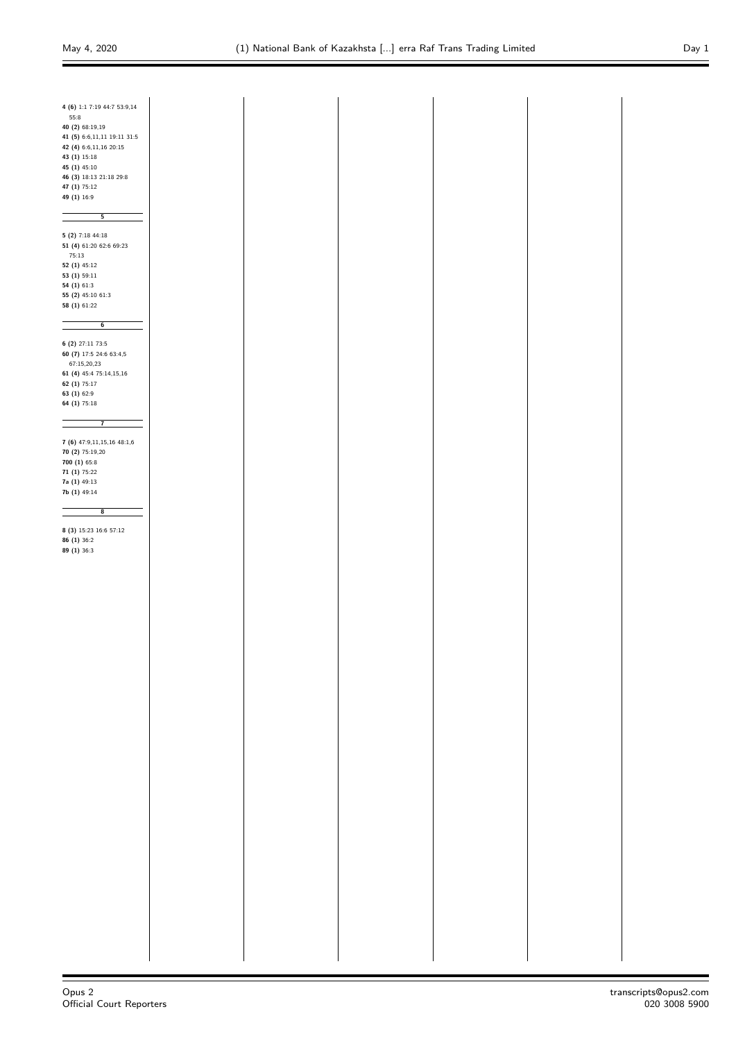**4 (6)** 1:1 7:19 44:7 53:9,14 55:8
**40 (2)** 68:19,19
**41 (5)** 6:6,11,11 19:11 31:5
**42 (4)** 6:6,11,16 20:15
**43 (1)** 15:18
**45 (1)** 45:10
**46 (3)** 18:13 21:18 29:8
**47 (1)** 75:12
**49 (1)** 16:9

**5**

**5 (2)** 7:18 44:18
**51 (4)** 61:20 62:6 69:23 75:13
**52 (1)** 45:12
**53 (1)** 59:11
**54 (1)** 61:3
**55 (2)** 45:10 61:3
**58 (1)** 61:22

**6**

**6 (2)** 27:11 73:5
**60 (7)** 17:5 24:6 63:4,5 67:15,20,23
**61 (4)** 45:4 75:14,15,16
**62 (1)** 75:17
**63 (1)** 62:9
**64 (1)** 75:18

**7**

**7 (6)** 47:9,11,15,16 48:1,6
**70 (2)** 75:19,20
**700 (1)** 65:8
**71 (1)** 75:22
**7a (1)** 49:13
**7b (1)** 49:14

**8**

**8 (3)** 15:23 16:6 57:12
**86 (1)** 36:2
**89 (1)** 36:3